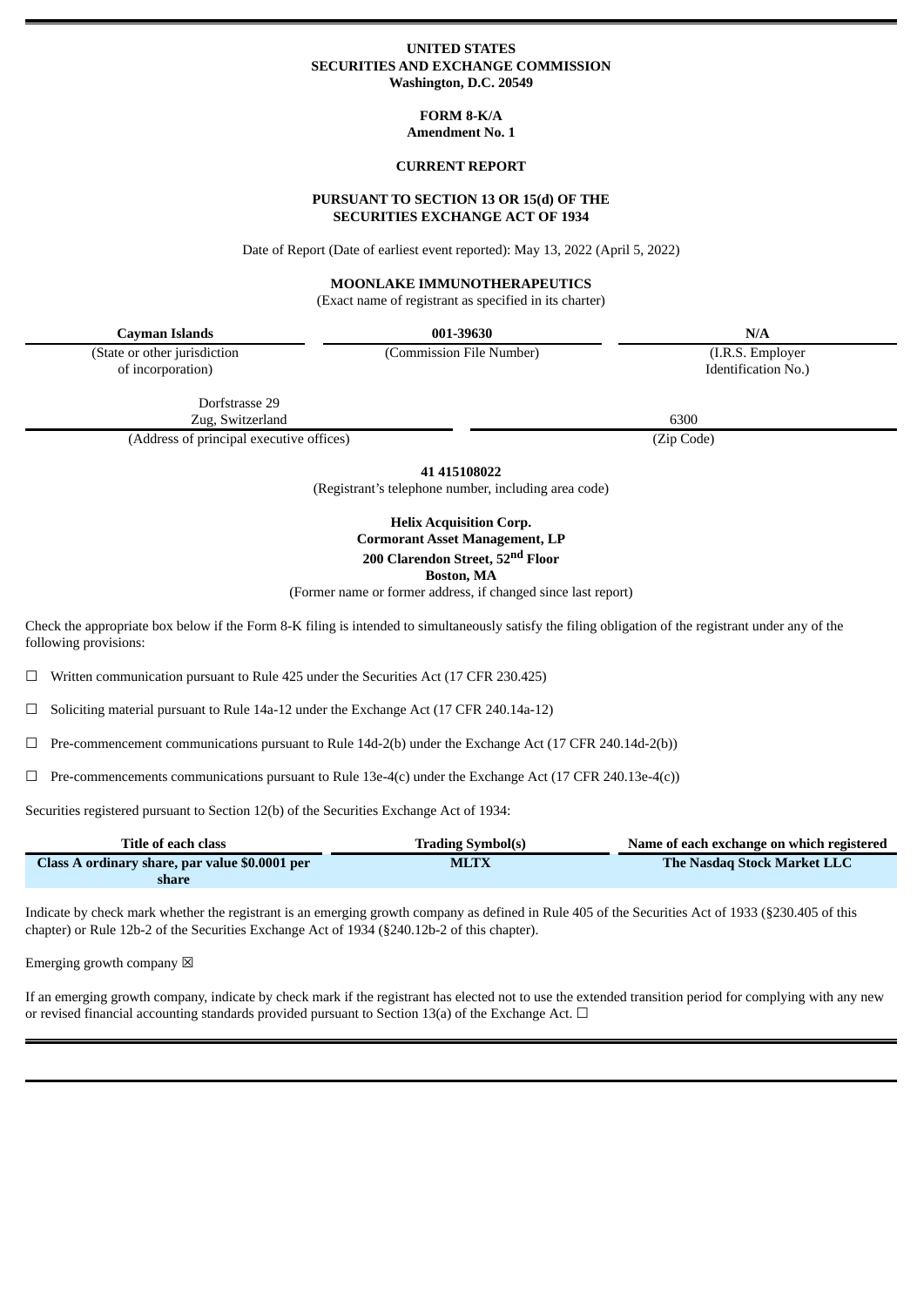**UNITED STATES**
**SECURITIES AND EXCHANGE COMMISSION**
**Washington, D.C. 20549**

**FORM 8-K/A**
**Amendment No. 1**

**CURRENT REPORT**

**PURSUANT TO SECTION 13 OR 15(d) OF THE**
**SECURITIES EXCHANGE ACT OF 1934**

Date of Report (Date of earliest event reported): May 13, 2022 (April 5, 2022)

**MOONLAKE IMMUNOTHERAPEUTICS**
(Exact name of registrant as specified in its charter)

| **Cayman Islands** | **001-39630** | **N/A** |
|---|---|---|
| (State or other jurisdiction of incorporation) | (Commission File Number) | (I.R.S. Employer Identification No.) |

| Dorfstrasse 29 Zug, Switzerland | 6300 |
|---|---|
| (Address of principal executive offices) | (Zip Code) |

**41 415108022**
(Registrant's telephone number, including area code)

**Helix Acquisition Corp.**
**Cormorant Asset Management, LP**
**200 Clarendon Street, 52nd Floor**
**Boston, MA**
(Former name or former address, if changed since last report)

Check the appropriate box below if the Form 8-K filing is intended to simultaneously satisfy the filing obligation of the registrant under any of the following provisions:

☐ Written communication pursuant to Rule 425 under the Securities Act (17 CFR 230.425)

☐ Soliciting material pursuant to Rule 14a-12 under the Exchange Act (17 CFR 240.14a-12)

☐ Pre-commencement communications pursuant to Rule 14d-2(b) under the Exchange Act (17 CFR 240.14d-2(b))

☐ Pre-commencements communications pursuant to Rule 13e-4(c) under the Exchange Act (17 CFR 240.13e-4(c))

Securities registered pursuant to Section 12(b) of the Securities Exchange Act of 1934:

| Title of each class | Trading Symbol(s) | Name of each exchange on which registered |
|---|---|---|
| **Class A ordinary share, par value $0.0001 per share** | **MLTX** | **The Nasdaq Stock Market LLC** |

Indicate by check mark whether the registrant is an emerging growth company as defined in Rule 405 of the Securities Act of 1933 (§230.405 of this chapter) or Rule 12b-2 of the Securities Exchange Act of 1934 (§240.12b-2 of this chapter).

Emerging growth company ☒

If an emerging growth company, indicate by check mark if the registrant has elected not to use the extended transition period for complying with any new or revised financial accounting standards provided pursuant to Section 13(a) of the Exchange Act. ☐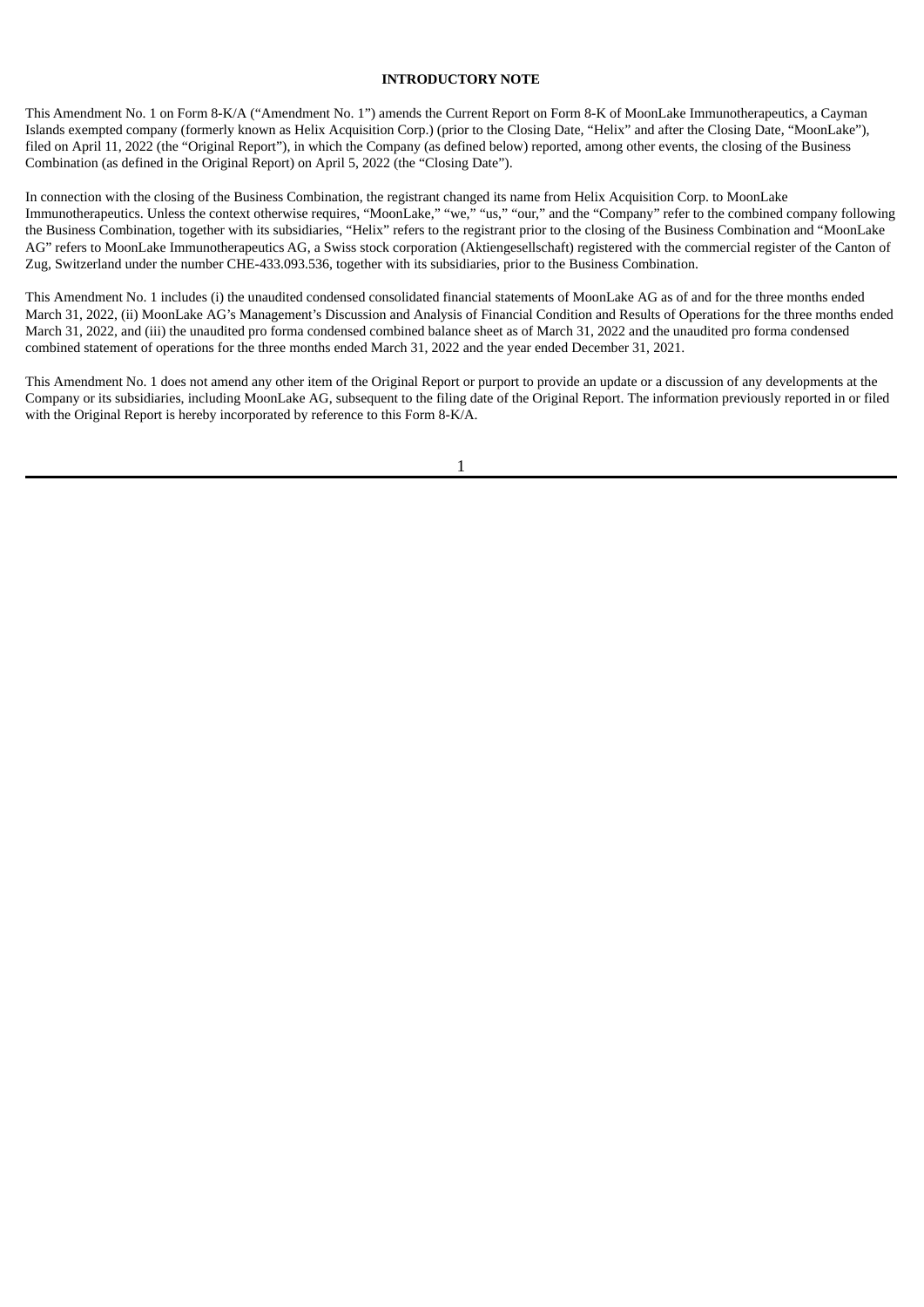## INTRODUCTORY NOTE

This Amendment No. 1 on Form 8-K/A ("Amendment No. 1") amends the Current Report on Form 8-K of MoonLake Immunotherapeutics, a Cayman Islands exempted company (formerly known as Helix Acquisition Corp.) (prior to the Closing Date, "Helix" and after the Closing Date, "MoonLake"), filed on April 11, 2022 (the "Original Report"), in which the Company (as defined below) reported, among other events, the closing of the Business Combination (as defined in the Original Report) on April 5, 2022 (the "Closing Date").

In connection with the closing of the Business Combination, the registrant changed its name from Helix Acquisition Corp. to MoonLake Immunotherapeutics. Unless the context otherwise requires, "MoonLake," "we," "us," "our," and the "Company" refer to the combined company following the Business Combination, together with its subsidiaries, "Helix" refers to the registrant prior to the closing of the Business Combination and "MoonLake AG" refers to MoonLake Immunotherapeutics AG, a Swiss stock corporation (Aktiengesellschaft) registered with the commercial register of the Canton of Zug, Switzerland under the number CHE-433.093.536, together with its subsidiaries, prior to the Business Combination.

This Amendment No. 1 includes (i) the unaudited condensed consolidated financial statements of MoonLake AG as of and for the three months ended March 31, 2022, (ii) MoonLake AG's Management's Discussion and Analysis of Financial Condition and Results of Operations for the three months ended March 31, 2022, and (iii) the unaudited pro forma condensed combined balance sheet as of March 31, 2022 and the unaudited pro forma condensed combined statement of operations for the three months ended March 31, 2022 and the year ended December 31, 2021.

This Amendment No. 1 does not amend any other item of the Original Report or purport to provide an update or a discussion of any developments at the Company or its subsidiaries, including MoonLake AG, subsequent to the filing date of the Original Report. The information previously reported in or filed with the Original Report is hereby incorporated by reference to this Form 8-K/A.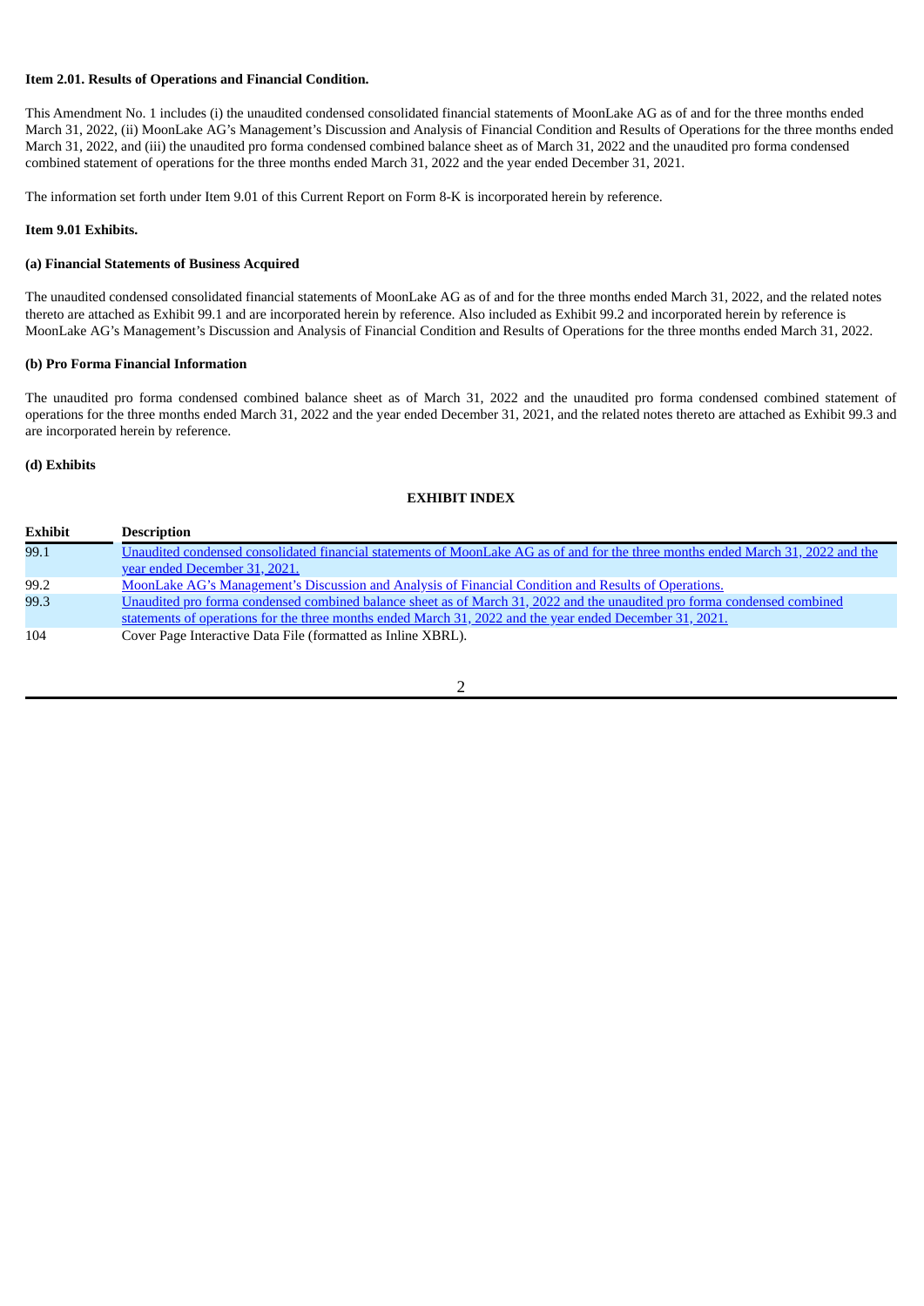**Item 2.01. Results of Operations and Financial Condition.**

This Amendment No. 1 includes (i) the unaudited condensed consolidated financial statements of MoonLake AG as of and for the three months ended March 31, 2022, (ii) MoonLake AG's Management's Discussion and Analysis of Financial Condition and Results of Operations for the three months ended March 31, 2022, and (iii) the unaudited pro forma condensed combined balance sheet as of March 31, 2022 and the unaudited pro forma condensed combined statement of operations for the three months ended March 31, 2022 and the year ended December 31, 2021.

The information set forth under Item 9.01 of this Current Report on Form 8-K is incorporated herein by reference.

**Item 9.01 Exhibits.**

**(a) Financial Statements of Business Acquired**

The unaudited condensed consolidated financial statements of MoonLake AG as of and for the three months ended March 31, 2022, and the related notes thereto are attached as Exhibit 99.1 and are incorporated herein by reference. Also included as Exhibit 99.2 and incorporated herein by reference is MoonLake AG's Management's Discussion and Analysis of Financial Condition and Results of Operations for the three months ended March 31, 2022.

**(b) Pro Forma Financial Information**

The unaudited pro forma condensed combined balance sheet as of March 31, 2022 and the unaudited pro forma condensed combined statement of operations for the three months ended March 31, 2022 and the year ended December 31, 2021, and the related notes thereto are attached as Exhibit 99.3 and are incorporated herein by reference.

**(d) Exhibits**

**EXHIBIT INDEX**

| Exhibit | Description |
|---|---|
| 99.1 | Unaudited condensed consolidated financial statements of MoonLake AG as of and for the three months ended March 31, 2022 and the year ended December 31, 2021. |
| 99.2 | MoonLake AG's Management's Discussion and Analysis of Financial Condition and Results of Operations. |
| 99.3 | Unaudited pro forma condensed combined balance sheet as of March 31, 2022 and the unaudited pro forma condensed combined statements of operations for the three months ended March 31, 2022 and the year ended December 31, 2021. |
| 104 | Cover Page Interactive Data File (formatted as Inline XBRL). |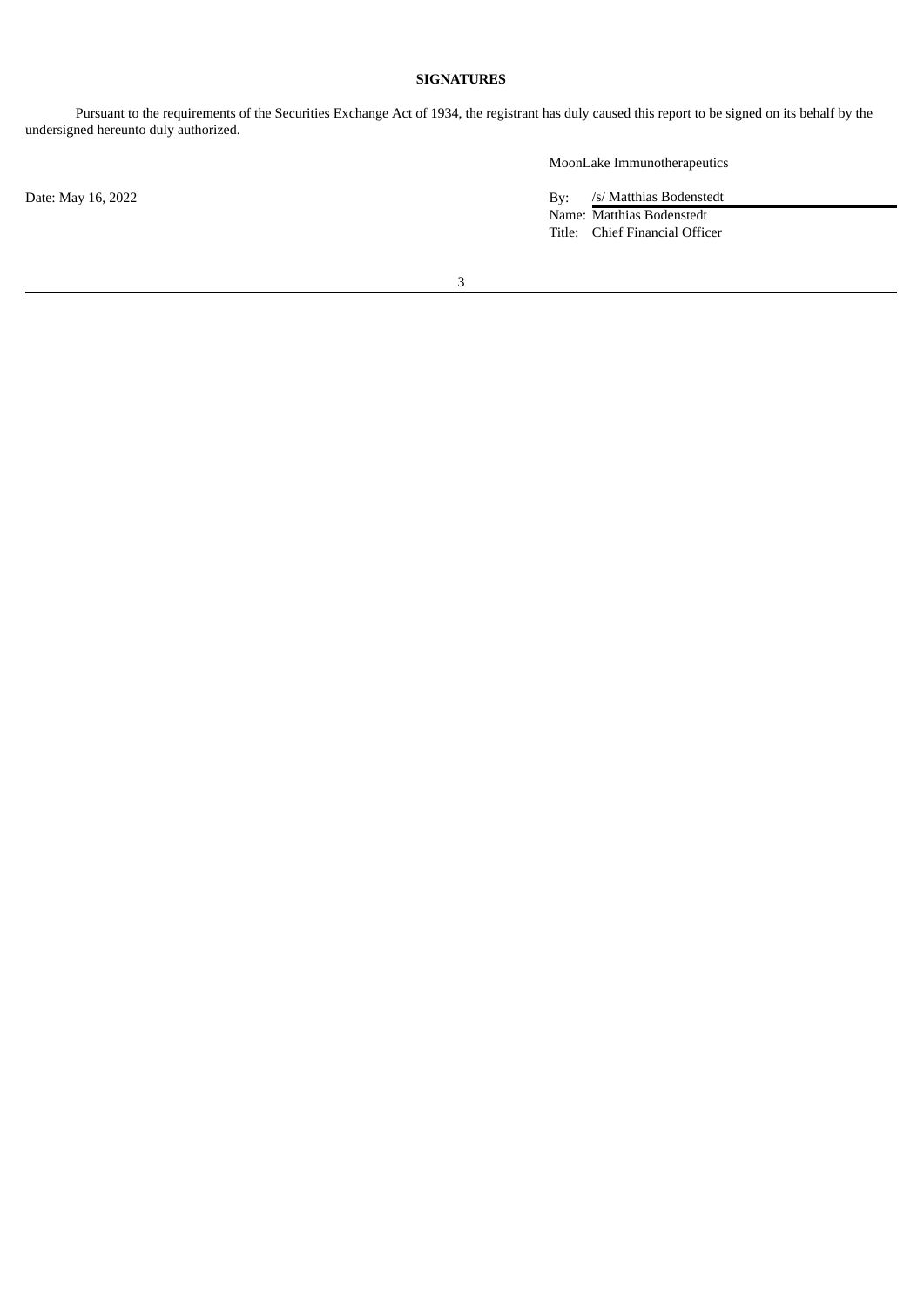**SIGNATURES**

Pursuant to the requirements of the Securities Exchange Act of 1934, the registrant has duly caused this report to be signed on its behalf by the undersigned hereunto duly authorized.

MoonLake Immunotherapeutics

Date: May 16, 2022

By: /s/ Matthias Bodenstedt
Name: Matthias Bodenstedt
Title: Chief Financial Officer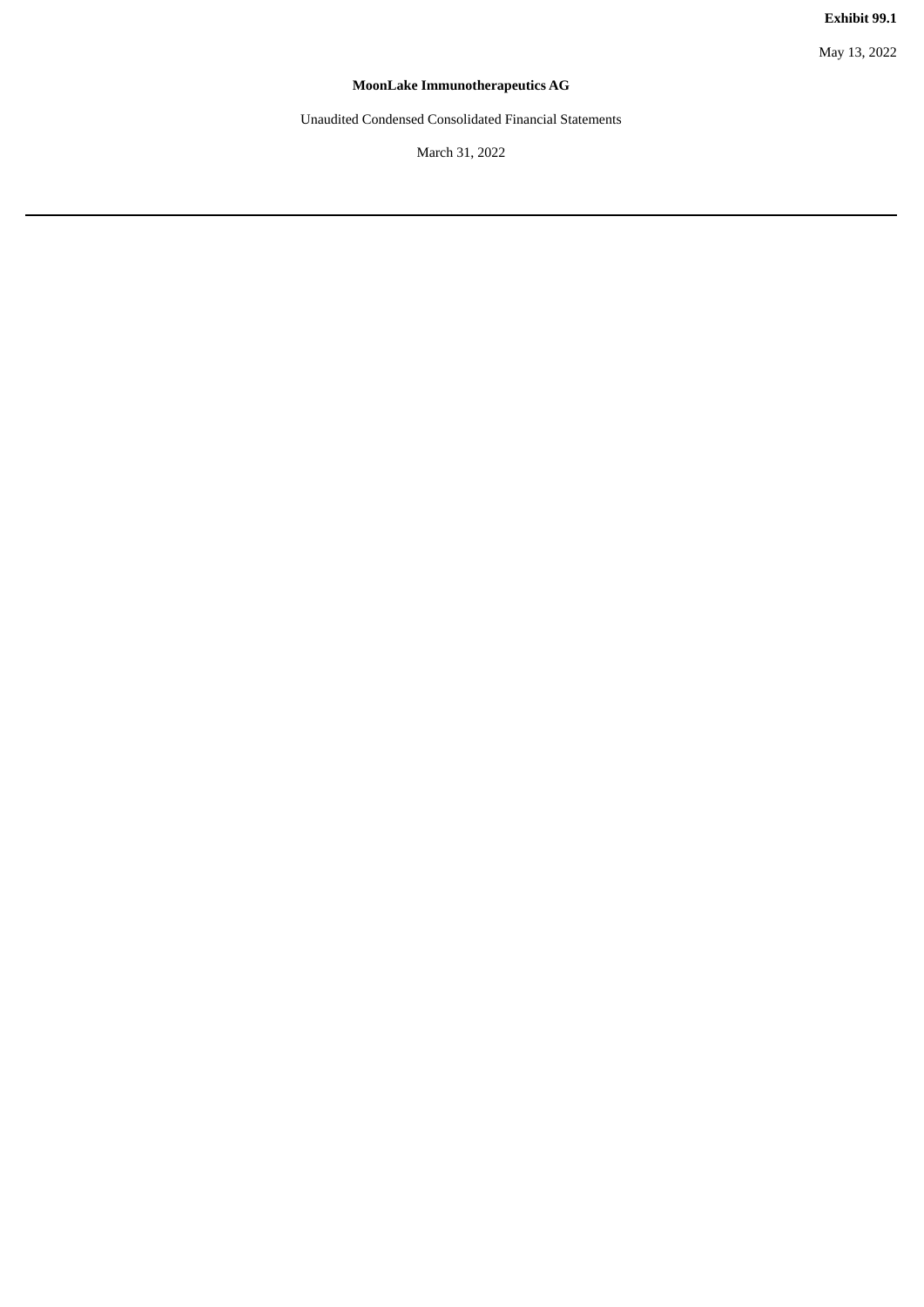**Exhibit 99.1**

May 13, 2022

# MoonLake Immunotherapeutics AG

Unaudited Condensed Consolidated Financial Statements

March 31, 2022

---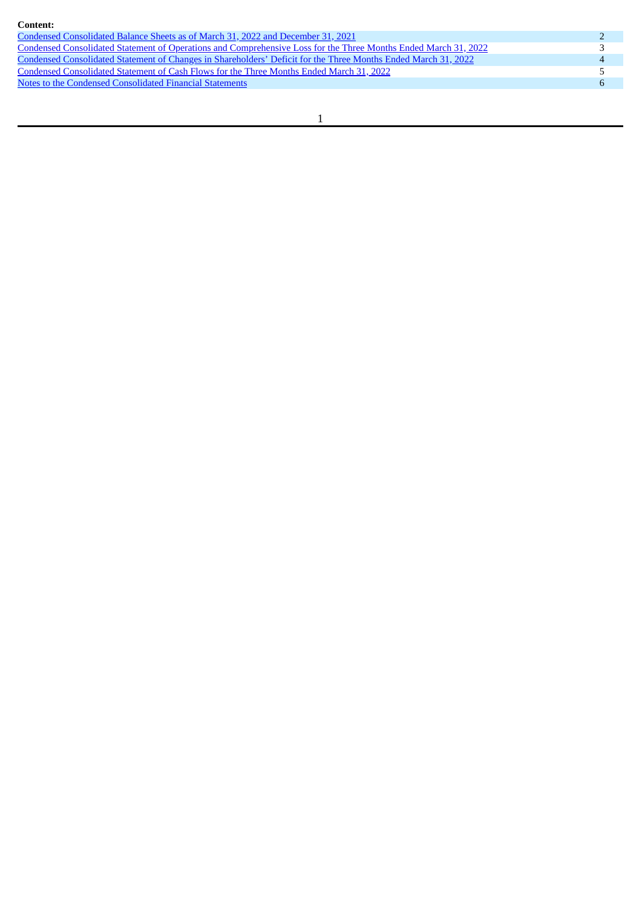**Content:**

| | |
|---|---|
| Condensed Consolidated Balance Sheets as of March 31, 2022 and December 31, 2021 | 2 |
| Condensed Consolidated Statement of Operations and Comprehensive Loss for the Three Months Ended March 31, 2022 | 3 |
| Condensed Consolidated Statement of Changes in Shareholders' Deficit for the Three Months Ended March 31, 2022 | 4 |
| Condensed Consolidated Statement of Cash Flows for the Three Months Ended March 31, 2022 | 5 |
| Notes to the Condensed Consolidated Financial Statements | 6 |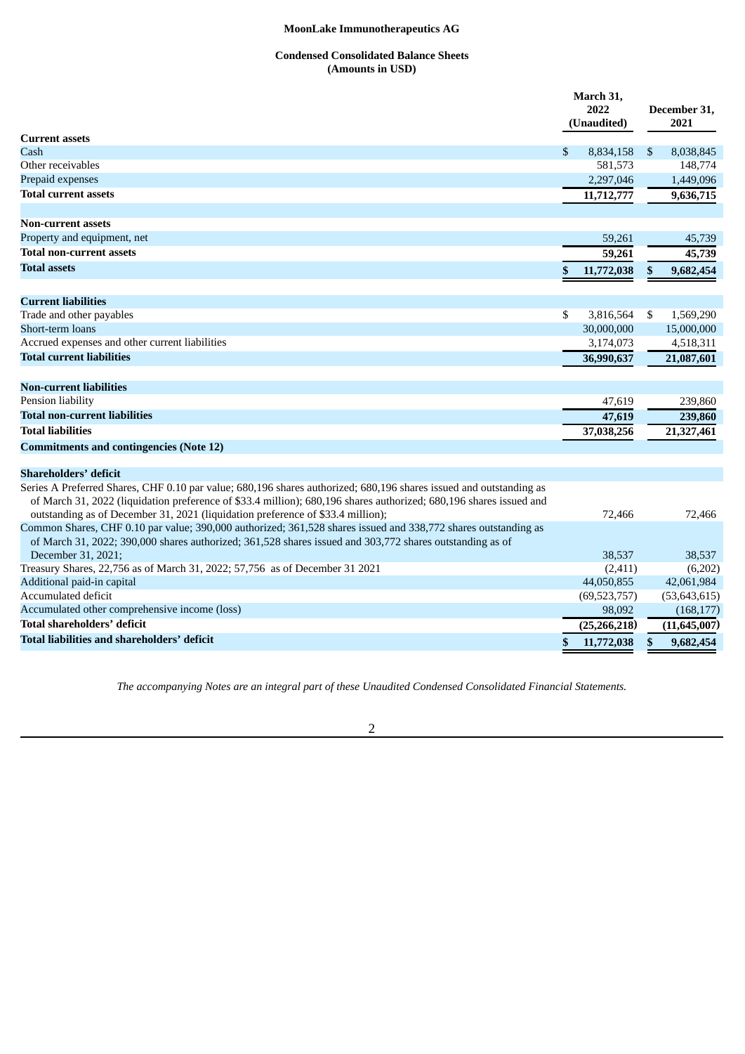# MoonLake Immunotherapeutics AG

## Condensed Consolidated Balance Sheets
### (Amounts in USD)

| | March 31, 2022 (Unaudited) | December 31, 2021 |
|---|---|---|
| **Current assets** | | |
| Cash | $ 8,834,158 | $ 8,038,845 |
| Other receivables | 581,573 | 148,774 |
| Prepaid expenses | 2,297,046 | 1,449,096 |
| **Total current assets** | **11,712,777** | **9,636,715** |
| | | |
| **Non-current assets** | | |
| Property and equipment, net | 59,261 | 45,739 |
| **Total non-current assets** | **59,261** | **45,739** |
| **Total assets** | **$ 11,772,038** | **$ 9,682,454** |
| | | |
| **Current liabilities** | | |
| Trade and other payables | $ 3,816,564 | $ 1,569,290 |
| Short-term loans | 30,000,000 | 15,000,000 |
| Accrued expenses and other current liabilities | 3,174,073 | 4,518,311 |
| **Total current liabilities** | **36,990,637** | **21,087,601** |
| | | |
| **Non-current liabilities** | | |
| Pension liability | 47,619 | 239,860 |
| **Total non-current liabilities** | **47,619** | **239,860** |
| **Total liabilities** | **37,038,256** | **21,327,461** |
| **Commitments and contingencies (Note 12)** | | |
| | | |
| **Shareholders' deficit** | | |
| Series A Preferred Shares, CHF 0.10 par value; 680,196 shares authorized; 680,196 shares issued and outstanding as of March 31, 2022 (liquidation preference of $33.4 million); 680,196 shares authorized; 680,196 shares issued and outstanding as of December 31, 2021 (liquidation preference of $33.4 million); | 72,466 | 72,466 |
| Common Shares, CHF 0.10 par value; 390,000 authorized; 361,528 shares issued and 338,772 shares outstanding as of March 31, 2022; 390,000 shares authorized; 361,528 shares issued and 303,772 shares outstanding as of December 31, 2021; | 38,537 | 38,537 |
| Treasury Shares, 22,756 as of March 31, 2022; 57,756 as of December 31 2021 | (2,411) | (6,202) |
| Additional paid-in capital | 44,050,855 | 42,061,984 |
| Accumulated deficit | (69,523,757) | (53,643,615) |
| Accumulated other comprehensive income (loss) | 98,092 | (168,177) |
| **Total shareholders' deficit** | **(25,266,218)** | **(11,645,007)** |
| **Total liabilities and shareholders' deficit** | **$ 11,772,038** | **$ 9,682,454** |

*The accompanying Notes are an integral part of these Unaudited Condensed Consolidated Financial Statements.*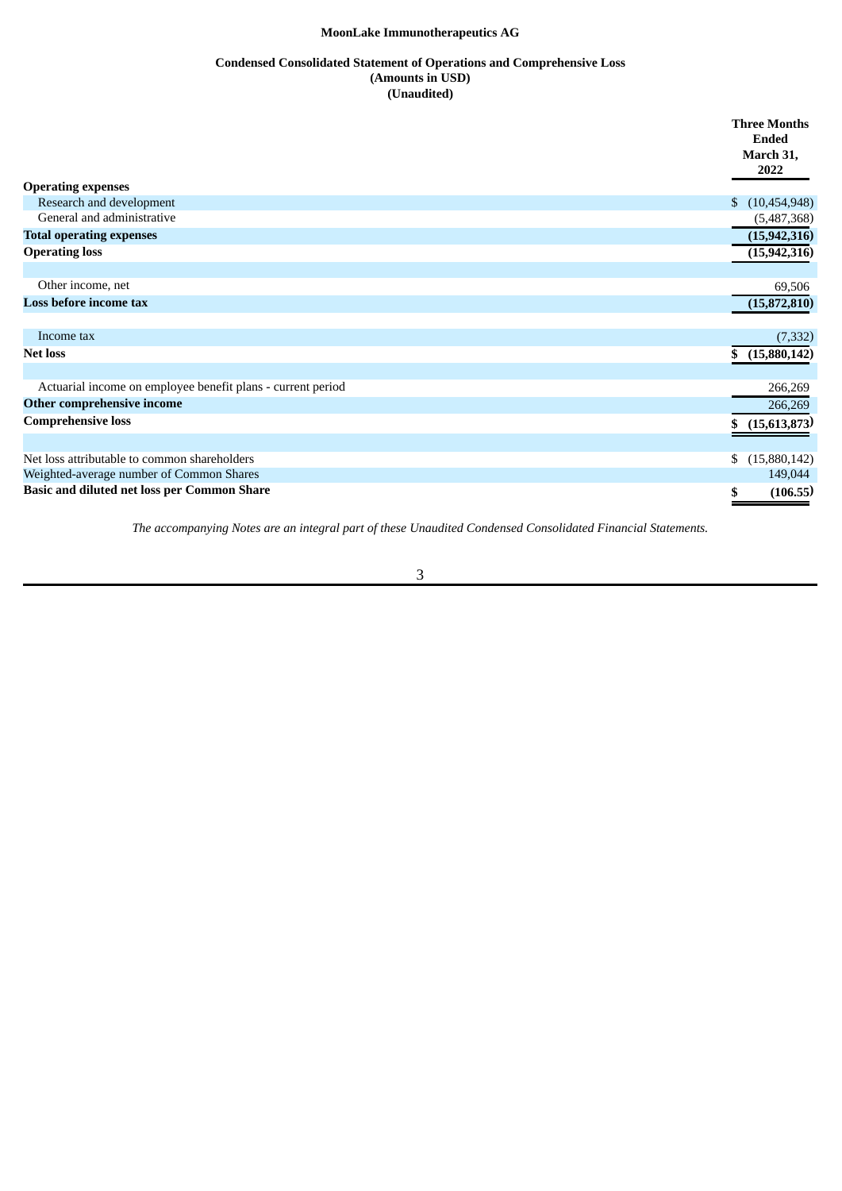**MoonLake Immunotherapeutics AG**

**Condensed Consolidated Statement of Operations and Comprehensive Loss**
**(Amounts in USD)**
**(Unaudited)**

| | Three Months Ended March 31, 2022 |
|---|---|
| **Operating expenses** | |
| Research and development | $ (10,454,948) |
| General and administrative | (5,487,368) |
| **Total operating expenses** | **(15,942,316)** |
| **Operating loss** | **(15,942,316)** |
| | |
| Other income, net | 69,506 |
| **Loss before income tax** | **(15,872,810)** |
| | |
| Income tax | (7,332) |
| **Net loss** | **$ (15,880,142)** |
| | |
| Actuarial income on employee benefit plans - current period | 266,269 |
| **Other comprehensive income** | 266,269 |
| **Comprehensive loss** | **$ (15,613,873)** |
| | |
| Net loss attributable to common shareholders | $ (15,880,142) |
| Weighted-average number of Common Shares | 149,044 |
| **Basic and diluted net loss per Common Share** | **$ (106.55)** |

*The accompanying Notes are an integral part of these Unaudited Condensed Consolidated Financial Statements.*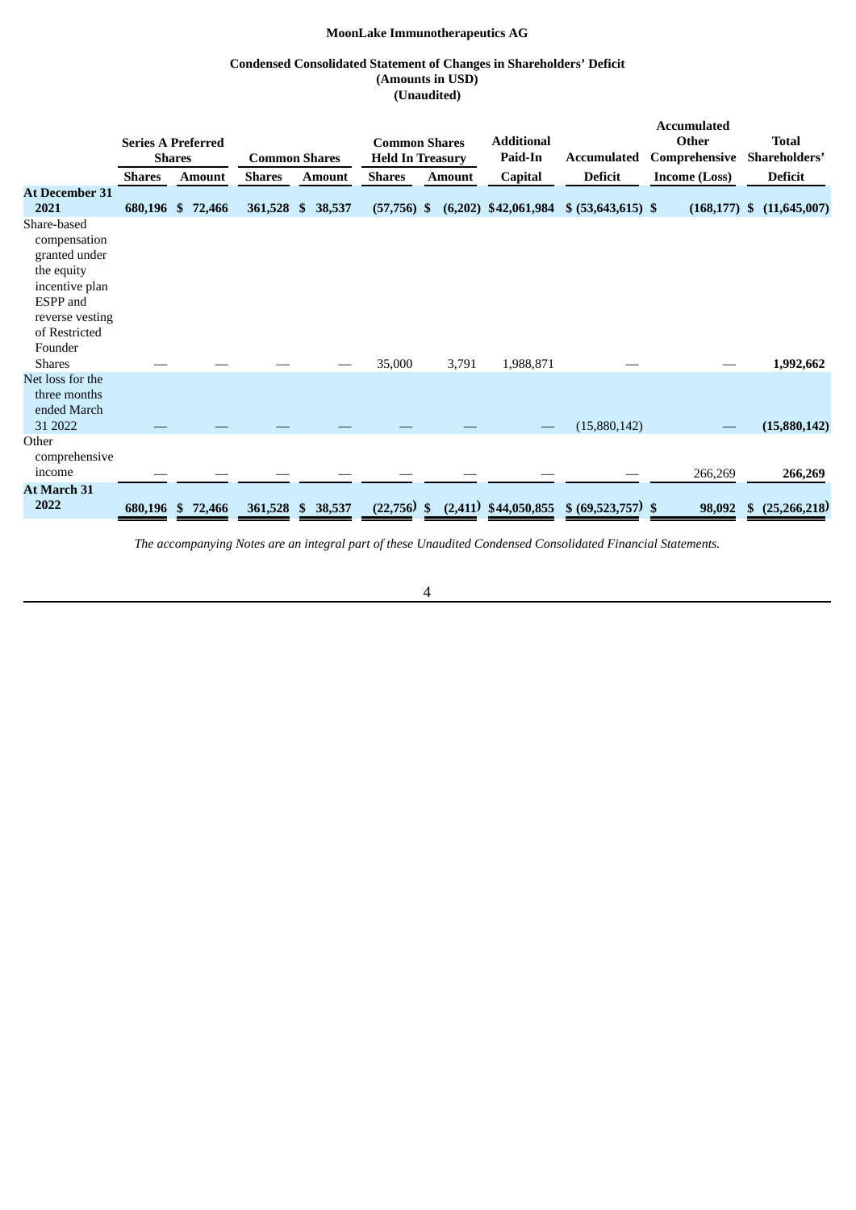**MoonLake Immunotherapeutics AG**

**Condensed Consolidated Statement of Changes in Shareholders' Deficit**
**(Amounts in USD)**
**(Unaudited)**

| | Series A Preferred Shares | | Common Shares | | Common Shares Held In Treasury | | Additional Paid-In | Accumulated | Accumulated Other Comprehensive | Total Shareholders' |
|---|---|---|---|---|---|---|---|---|---|---|
| | Shares | Amount | Shares | Amount | Shares | Amount | Capital | Deficit | Income (Loss) | Deficit |
| **At December 31 2021** | **680,196** | **$ 72,466** | **361,528** | **$ 38,537** | **(57,756)** | **$ (6,202)** | **$42,061,984** | **$ (53,643,615)** | **$ (168,177)** | **$ (11,645,007)** |
| Share-based compensation granted under the equity incentive plan ESPP and reverse vesting of Restricted Founder Shares | — | — | — | — | 35,000 | 3,791 | 1,988,871 | — | — | **1,992,662** |
| Net loss for the three months ended March 31 2022 | — | — | — | — | — | — | — | (15,880,142) | — | **(15,880,142)** |
| Other comprehensive income | — | — | — | — | — | — | — | — | 266,269 | **266,269** |
| **At March 31 2022** | **680,196** | **$ 72,466** | **361,528** | **$ 38,537** | **(22,756)** | **$ (2,411)** | **$44,050,855** | **$ (69,523,757)** | **$ 98,092** | **$ (25,266,218)** |

*The accompanying Notes are an integral part of these Unaudited Condensed Consolidated Financial Statements.*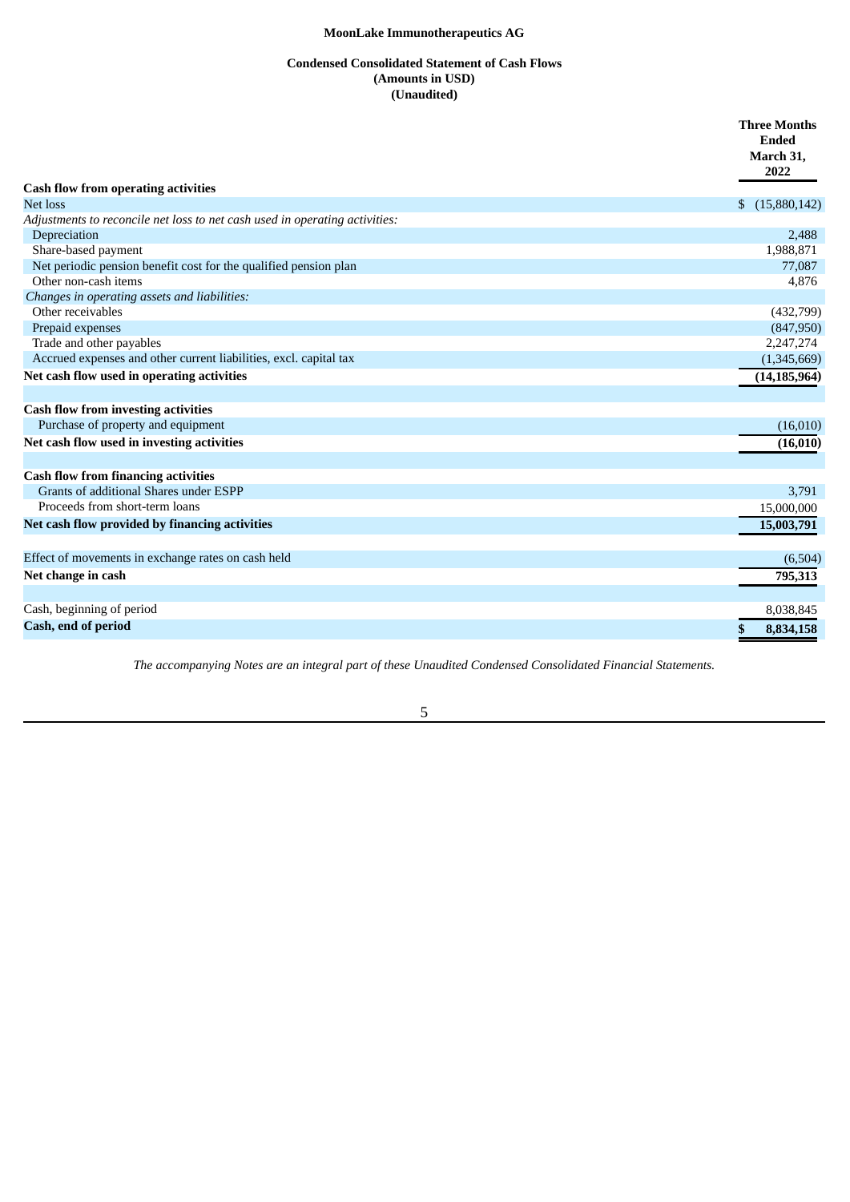**MoonLake Immunotherapeutics AG**

**Condensed Consolidated Statement of Cash Flows**
**(Amounts in USD)**
**(Unaudited)**

| | Three Months Ended March 31, 2022 |
|---|---|
| **Cash flow from operating activities** | |
| Net loss | $ (15,880,142) |
| *Adjustments to reconcile net loss to net cash used in operating activities:* | |
| Depreciation | 2,488 |
| Share-based payment | 1,988,871 |
| Net periodic pension benefit cost for the qualified pension plan | 77,087 |
| Other non-cash items | 4,876 |
| *Changes in operating assets and liabilities:* | |
| Other receivables | (432,799) |
| Prepaid expenses | (847,950) |
| Trade and other payables | 2,247,274 |
| Accrued expenses and other current liabilities, excl. capital tax | (1,345,669) |
| **Net cash flow used in operating activities** | **(14,185,964)** |
| | |
| **Cash flow from investing activities** | |
| Purchase of property and equipment | (16,010) |
| **Net cash flow used in investing activities** | **(16,010)** |
| | |
| **Cash flow from financing activities** | |
| Grants of additional Shares under ESPP | 3,791 |
| Proceeds from short-term loans | 15,000,000 |
| **Net cash flow provided by financing activities** | **15,003,791** |
| | |
| Effect of movements in exchange rates on cash held | (6,504) |
| **Net change in cash** | **795,313** |
| | |
| Cash, beginning of period | 8,038,845 |
| **Cash, end of period** | **$ 8,834,158** |

*The accompanying Notes are an integral part of these Unaudited Condensed Consolidated Financial Statements.*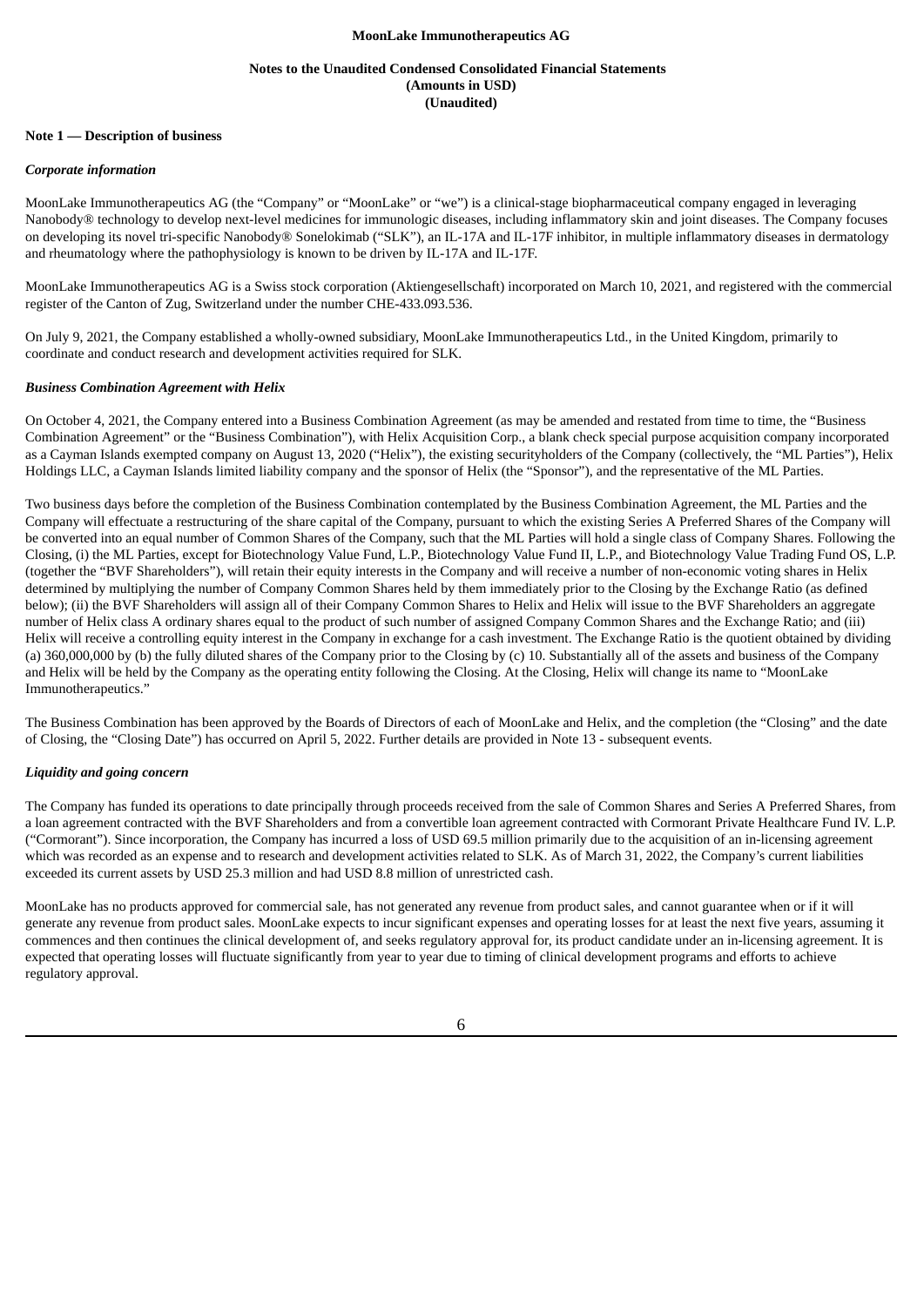MoonLake Immunotherapeutics AG

**Notes to the Unaudited Condensed Consolidated Financial Statements**
**(Amounts in USD)**
**(Unaudited)**

**Note 1 — Description of business**

***Corporate information***

MoonLake Immunotherapeutics AG (the "Company" or "MoonLake" or "we") is a clinical-stage biopharmaceutical company engaged in leveraging Nanobody® technology to develop next-level medicines for immunologic diseases, including inflammatory skin and joint diseases. The Company focuses on developing its novel tri-specific Nanobody® Sonelokimab ("SLK"), an IL-17A and IL-17F inhibitor, in multiple inflammatory diseases in dermatology and rheumatology where the pathophysiology is known to be driven by IL-17A and IL-17F.

MoonLake Immunotherapeutics AG is a Swiss stock corporation (Aktiengesellschaft) incorporated on March 10, 2021, and registered with the commercial register of the Canton of Zug, Switzerland under the number CHE-433.093.536.

On July 9, 2021, the Company established a wholly-owned subsidiary, MoonLake Immunotherapeutics Ltd., in the United Kingdom, primarily to coordinate and conduct research and development activities required for SLK.

***Business Combination Agreement with Helix***

On October 4, 2021, the Company entered into a Business Combination Agreement (as may be amended and restated from time to time, the "Business Combination Agreement" or the "Business Combination"), with Helix Acquisition Corp., a blank check special purpose acquisition company incorporated as a Cayman Islands exempted company on August 13, 2020 ("Helix"), the existing securityholders of the Company (collectively, the "ML Parties"), Helix Holdings LLC, a Cayman Islands limited liability company and the sponsor of Helix (the "Sponsor"), and the representative of the ML Parties.

Two business days before the completion of the Business Combination contemplated by the Business Combination Agreement, the ML Parties and the Company will effectuate a restructuring of the share capital of the Company, pursuant to which the existing Series A Preferred Shares of the Company will be converted into an equal number of Common Shares of the Company, such that the ML Parties will hold a single class of Company Shares. Following the Closing, (i) the ML Parties, except for Biotechnology Value Fund, L.P., Biotechnology Value Fund II, L.P., and Biotechnology Value Trading Fund OS, L.P. (together the "BVF Shareholders"), will retain their equity interests in the Company and will receive a number of non-economic voting shares in Helix determined by multiplying the number of Company Common Shares held by them immediately prior to the Closing by the Exchange Ratio (as defined below); (ii) the BVF Shareholders will assign all of their Company Common Shares to Helix and Helix will issue to the BVF Shareholders an aggregate number of Helix class A ordinary shares equal to the product of such number of assigned Company Common Shares and the Exchange Ratio; and (iii) Helix will receive a controlling equity interest in the Company in exchange for a cash investment. The Exchange Ratio is the quotient obtained by dividing (a) 360,000,000 by (b) the fully diluted shares of the Company prior to the Closing by (c) 10. Substantially all of the assets and business of the Company and Helix will be held by the Company as the operating entity following the Closing. At the Closing, Helix will change its name to "MoonLake Immunotherapeutics."

The Business Combination has been approved by the Boards of Directors of each of MoonLake and Helix, and the completion (the "Closing" and the date of Closing, the "Closing Date") has occurred on April 5, 2022. Further details are provided in Note 13 - subsequent events.

***Liquidity and going concern***

The Company has funded its operations to date principally through proceeds received from the sale of Common Shares and Series A Preferred Shares, from a loan agreement contracted with the BVF Shareholders and from a convertible loan agreement contracted with Cormorant Private Healthcare Fund IV. L.P. ("Cormorant"). Since incorporation, the Company has incurred a loss of USD 69.5 million primarily due to the acquisition of an in-licensing agreement which was recorded as an expense and to research and development activities related to SLK. As of March 31, 2022, the Company's current liabilities exceeded its current assets by USD 25.3 million and had USD 8.8 million of unrestricted cash.

MoonLake has no products approved for commercial sale, has not generated any revenue from product sales, and cannot guarantee when or if it will generate any revenue from product sales. MoonLake expects to incur significant expenses and operating losses for at least the next five years, assuming it commences and then continues the clinical development of, and seeks regulatory approval for, its product candidate under an in-licensing agreement. It is expected that operating losses will fluctuate significantly from year to year due to timing of clinical development programs and efforts to achieve regulatory approval.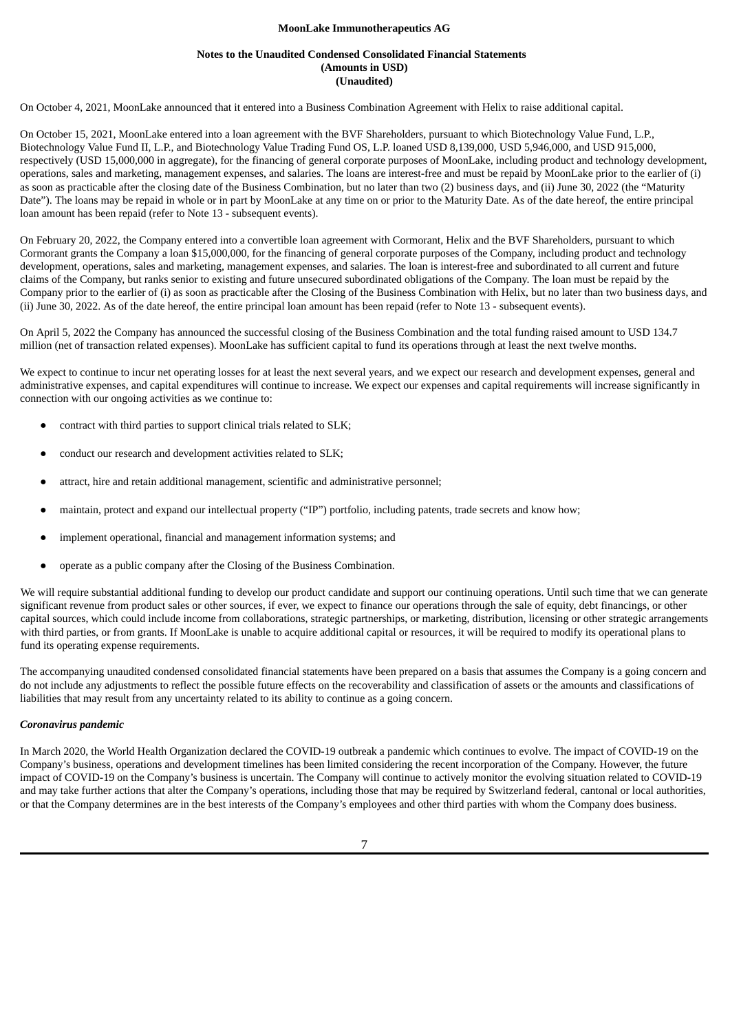On October 4, 2021, MoonLake announced that it entered into a Business Combination Agreement with Helix to raise additional capital.

On October 15, 2021, MoonLake entered into a loan agreement with the BVF Shareholders, pursuant to which Biotechnology Value Fund, L.P., Biotechnology Value Fund II, L.P., and Biotechnology Value Trading Fund OS, L.P. loaned USD 8,139,000, USD 5,946,000, and USD 915,000, respectively (USD 15,000,000 in aggregate), for the financing of general corporate purposes of MoonLake, including product and technology development, operations, sales and marketing, management expenses, and salaries. The loans are interest-free and must be repaid by MoonLake prior to the earlier of (i) as soon as practicable after the closing date of the Business Combination, but no later than two (2) business days, and (ii) June 30, 2022 (the "Maturity Date"). The loans may be repaid in whole or in part by MoonLake at any time on or prior to the Maturity Date. As of the date hereof, the entire principal loan amount has been repaid (refer to Note 13 - subsequent events).

On February 20, 2022, the Company entered into a convertible loan agreement with Cormorant, Helix and the BVF Shareholders, pursuant to which Cormorant grants the Company a loan $15,000,000, for the financing of general corporate purposes of the Company, including product and technology development, operations, sales and marketing, management expenses, and salaries. The loan is interest-free and subordinated to all current and future claims of the Company, but ranks senior to existing and future unsecured subordinated obligations of the Company. The loan must be repaid by the Company prior to the earlier of (i) as soon as practicable after the Closing of the Business Combination with Helix, but no later than two business days, and (ii) June 30, 2022. As of the date hereof, the entire principal loan amount has been repaid (refer to Note 13 - subsequent events).

On April 5, 2022 the Company has announced the successful closing of the Business Combination and the total funding raised amount to USD 134.7 million (net of transaction related expenses). MoonLake has sufficient capital to fund its operations through at least the next twelve months.

We expect to continue to incur net operating losses for at least the next several years, and we expect our research and development expenses, general and administrative expenses, and capital expenditures will continue to increase. We expect our expenses and capital requirements will increase significantly in connection with our ongoing activities as we continue to:

- contract with third parties to support clinical trials related to SLK;
- conduct our research and development activities related to SLK;
- attract, hire and retain additional management, scientific and administrative personnel;
- maintain, protect and expand our intellectual property ("IP") portfolio, including patents, trade secrets and know how;
- implement operational, financial and management information systems; and
- operate as a public company after the Closing of the Business Combination.

We will require substantial additional funding to develop our product candidate and support our continuing operations. Until such time that we can generate significant revenue from product sales or other sources, if ever, we expect to finance our operations through the sale of equity, debt financings, or other capital sources, which could include income from collaborations, strategic partnerships, or marketing, distribution, licensing or other strategic arrangements with third parties, or from grants. If MoonLake is unable to acquire additional capital or resources, it will be required to modify its operational plans to fund its operating expense requirements.

The accompanying unaudited condensed consolidated financial statements have been prepared on a basis that assumes the Company is a going concern and do not include any adjustments to reflect the possible future effects on the recoverability and classification of assets or the amounts and classifications of liabilities that may result from any uncertainty related to its ability to continue as a going concern.

***Coronavirus pandemic***

In March 2020, the World Health Organization declared the COVID-19 outbreak a pandemic which continues to evolve. The impact of COVID-19 on the Company's business, operations and development timelines has been limited considering the recent incorporation of the Company. However, the future impact of COVID-19 on the Company's business is uncertain. The Company will continue to actively monitor the evolving situation related to COVID-19 and may take further actions that alter the Company's operations, including those that may be required by Switzerland federal, cantonal or local authorities, or that the Company determines are in the best interests of the Company's employees and other third parties with whom the Company does business.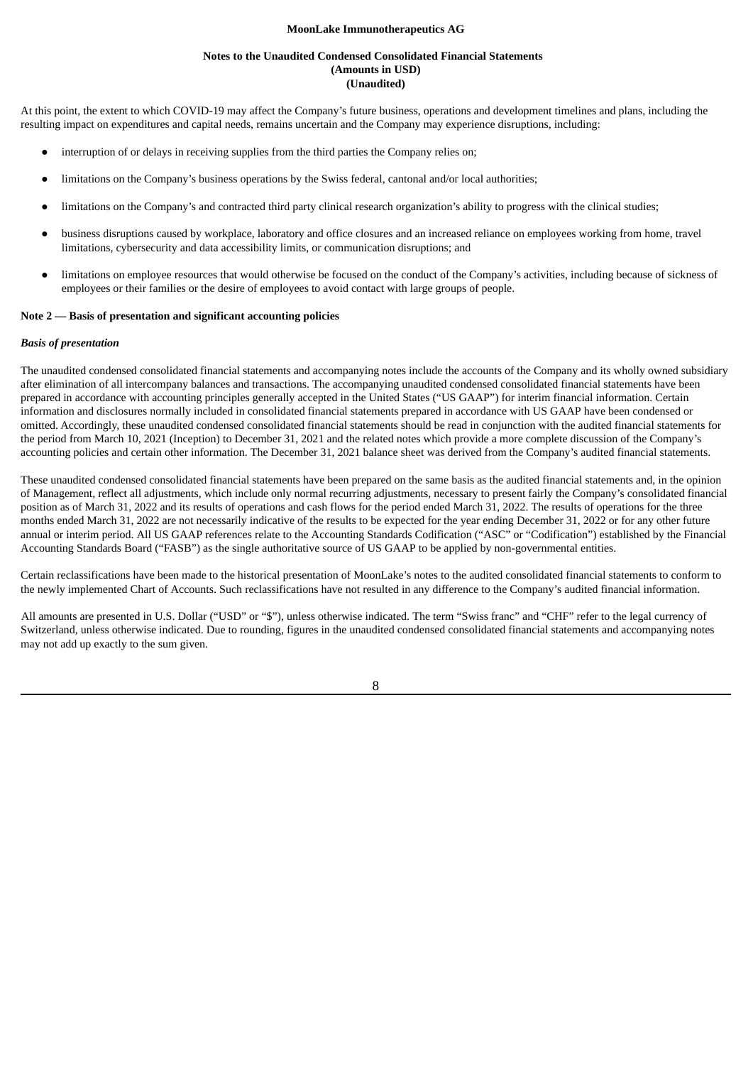At this point, the extent to which COVID-19 may affect the Company's future business, operations and development timelines and plans, including the resulting impact on expenditures and capital needs, remains uncertain and the Company may experience disruptions, including:

- interruption of or delays in receiving supplies from the third parties the Company relies on;
- limitations on the Company's business operations by the Swiss federal, cantonal and/or local authorities;
- limitations on the Company's and contracted third party clinical research organization's ability to progress with the clinical studies;
- business disruptions caused by workplace, laboratory and office closures and an increased reliance on employees working from home, travel limitations, cybersecurity and data accessibility limits, or communication disruptions; and
- limitations on employee resources that would otherwise be focused on the conduct of the Company's activities, including because of sickness of employees or their families or the desire of employees to avoid contact with large groups of people.

## Note 2 — Basis of presentation and significant accounting policies

***Basis of presentation***

The unaudited condensed consolidated financial statements and accompanying notes include the accounts of the Company and its wholly owned subsidiary after elimination of all intercompany balances and transactions. The accompanying unaudited condensed consolidated financial statements have been prepared in accordance with accounting principles generally accepted in the United States ("US GAAP") for interim financial information. Certain information and disclosures normally included in consolidated financial statements prepared in accordance with US GAAP have been condensed or omitted. Accordingly, these unaudited condensed consolidated financial statements should be read in conjunction with the audited financial statements for the period from March 10, 2021 (Inception) to December 31, 2021 and the related notes which provide a more complete discussion of the Company's accounting policies and certain other information. The December 31, 2021 balance sheet was derived from the Company's audited financial statements.

These unaudited condensed consolidated financial statements have been prepared on the same basis as the audited financial statements and, in the opinion of Management, reflect all adjustments, which include only normal recurring adjustments, necessary to present fairly the Company's consolidated financial position as of March 31, 2022 and its results of operations and cash flows for the period ended March 31, 2022. The results of operations for the three months ended March 31, 2022 are not necessarily indicative of the results to be expected for the year ending December 31, 2022 or for any other future annual or interim period. All US GAAP references relate to the Accounting Standards Codification ("ASC" or "Codification") established by the Financial Accounting Standards Board ("FASB") as the single authoritative source of US GAAP to be applied by non-governmental entities.

Certain reclassifications have been made to the historical presentation of MoonLake's notes to the audited consolidated financial statements to conform to the newly implemented Chart of Accounts. Such reclassifications have not resulted in any difference to the Company's audited financial information.

All amounts are presented in U.S. Dollar ("USD" or "$"), unless otherwise indicated. The term "Swiss franc" and "CHF" refer to the legal currency of Switzerland, unless otherwise indicated. Due to rounding, figures in the unaudited condensed consolidated financial statements and accompanying notes may not add up exactly to the sum given.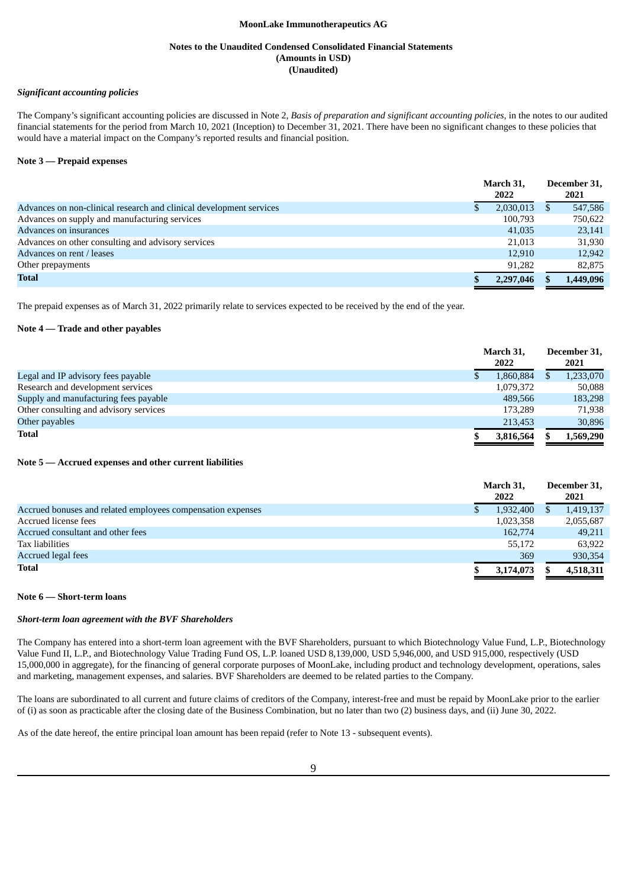MoonLake Immunotherapeutics AG

Notes to the Unaudited Condensed Consolidated Financial Statements
(Amounts in USD)
(Unaudited)

***Significant accounting policies***

The Company's significant accounting policies are discussed in Note 2, *Basis of preparation and significant accounting policies*, in the notes to our audited financial statements for the period from March 10, 2021 (Inception) to December 31, 2021. There have been no significant changes to these policies that would have a material impact on the Company's reported results and financial position.

**Note 3 — Prepaid expenses**

| | March 31, 2022 | December 31, 2021 |
|---|---|---|
| Advances on non-clinical research and clinical development services | $ 2,030,013 | $ 547,586 |
| Advances on supply and manufacturing services | 100,793 | 750,622 |
| Advances on insurances | 41,035 | 23,141 |
| Advances on other consulting and advisory services | 21,013 | 31,930 |
| Advances on rent / leases | 12,910 | 12,942 |
| Other prepayments | 91,282 | 82,875 |
| **Total** | **$ 2,297,046** | **$ 1,449,096** |

The prepaid expenses as of March 31, 2022 primarily relate to services expected to be received by the end of the year.

**Note 4 — Trade and other payables**

| | March 31, 2022 | December 31, 2021 |
|---|---|---|
| Legal and IP advisory fees payable | $ 1,860,884 | $ 1,233,070 |
| Research and development services | 1,079,372 | 50,088 |
| Supply and manufacturing fees payable | 489,566 | 183,298 |
| Other consulting and advisory services | 173,289 | 71,938 |
| Other payables | 213,453 | 30,896 |
| **Total** | **$ 3,816,564** | **$ 1,569,290** |

**Note 5 — Accrued expenses and other current liabilities**

| | March 31, 2022 | December 31, 2021 |
|---|---|---|
| Accrued bonuses and related employees compensation expenses | $ 1,932,400 | $ 1,419,137 |
| Accrued license fees | 1,023,358 | 2,055,687 |
| Accrued consultant and other fees | 162,774 | 49,211 |
| Tax liabilities | 55,172 | 63,922 |
| Accrued legal fees | 369 | 930,354 |
| **Total** | **$ 3,174,073** | **$ 4,518,311** |

**Note 6 — Short-term loans**

***Short-term loan agreement with the BVF Shareholders***

The Company has entered into a short-term loan agreement with the BVF Shareholders, pursuant to which Biotechnology Value Fund, L.P., Biotechnology Value Fund II, L.P., and Biotechnology Value Trading Fund OS, L.P. loaned USD 8,139,000, USD 5,946,000, and USD 915,000, respectively (USD 15,000,000 in aggregate), for the financing of general corporate purposes of MoonLake, including product and technology development, operations, sales and marketing, management expenses, and salaries. BVF Shareholders are deemed to be related parties to the Company.

The loans are subordinated to all current and future claims of creditors of the Company, interest-free and must be repaid by MoonLake prior to the earlier of (i) as soon as practicable after the closing date of the Business Combination, but no later than two (2) business days, and (ii) June 30, 2022.

As of the date hereof, the entire principal loan amount has been repaid (refer to Note 13 - subsequent events).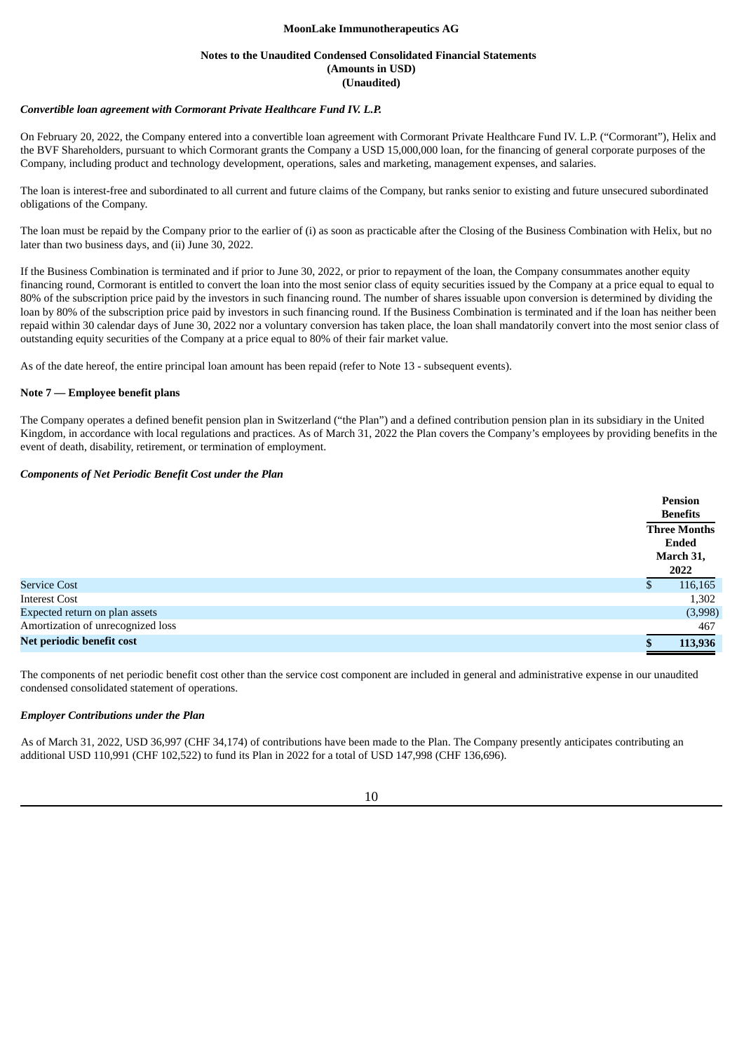*Convertible loan agreement with Cormorant Private Healthcare Fund IV. L.P.*

On February 20, 2022, the Company entered into a convertible loan agreement with Cormorant Private Healthcare Fund IV. L.P. ("Cormorant"), Helix and the BVF Shareholders, pursuant to which Cormorant grants the Company a USD 15,000,000 loan, for the financing of general corporate purposes of the Company, including product and technology development, operations, sales and marketing, management expenses, and salaries.

The loan is interest-free and subordinated to all current and future claims of the Company, but ranks senior to existing and future unsecured subordinated obligations of the Company.

The loan must be repaid by the Company prior to the earlier of (i) as soon as practicable after the Closing of the Business Combination with Helix, but no later than two business days, and (ii) June 30, 2022.

If the Business Combination is terminated and if prior to June 30, 2022, or prior to repayment of the loan, the Company consummates another equity financing round, Cormorant is entitled to convert the loan into the most senior class of equity securities issued by the Company at a price equal to equal to 80% of the subscription price paid by the investors in such financing round. The number of shares issuable upon conversion is determined by dividing the loan by 80% of the subscription price paid by investors in such financing round. If the Business Combination is terminated and if the loan has neither been repaid within 30 calendar days of June 30, 2022 nor a voluntary conversion has taken place, the loan shall mandatorily convert into the most senior class of outstanding equity securities of the Company at a price equal to 80% of their fair market value.

As of the date hereof, the entire principal loan amount has been repaid (refer to Note 13 - subsequent events).

**Note 7 — Employee benefit plans**

The Company operates a defined benefit pension plan in Switzerland ("the Plan") and a defined contribution pension plan in its subsidiary in the United Kingdom, in accordance with local regulations and practices. As of March 31, 2022 the Plan covers the Company's employees by providing benefits in the event of death, disability, retirement, or termination of employment.

*Components of Net Periodic Benefit Cost under the Plan*

| | Pension Benefits |
|---|---|
| | Three Months Ended March 31, 2022 |
| Service Cost | $ 116,165 |
| Interest Cost | 1,302 |
| Expected return on plan assets | (3,998) |
| Amortization of unrecognized loss | 467 |
| **Net periodic benefit cost** | **$ 113,936** |

The components of net periodic benefit cost other than the service cost component are included in general and administrative expense in our unaudited condensed consolidated statement of operations.

*Employer Contributions under the Plan*

As of March 31, 2022, USD 36,997 (CHF 34,174) of contributions have been made to the Plan. The Company presently anticipates contributing an additional USD 110,991 (CHF 102,522) to fund its Plan in 2022 for a total of USD 147,998 (CHF 136,696).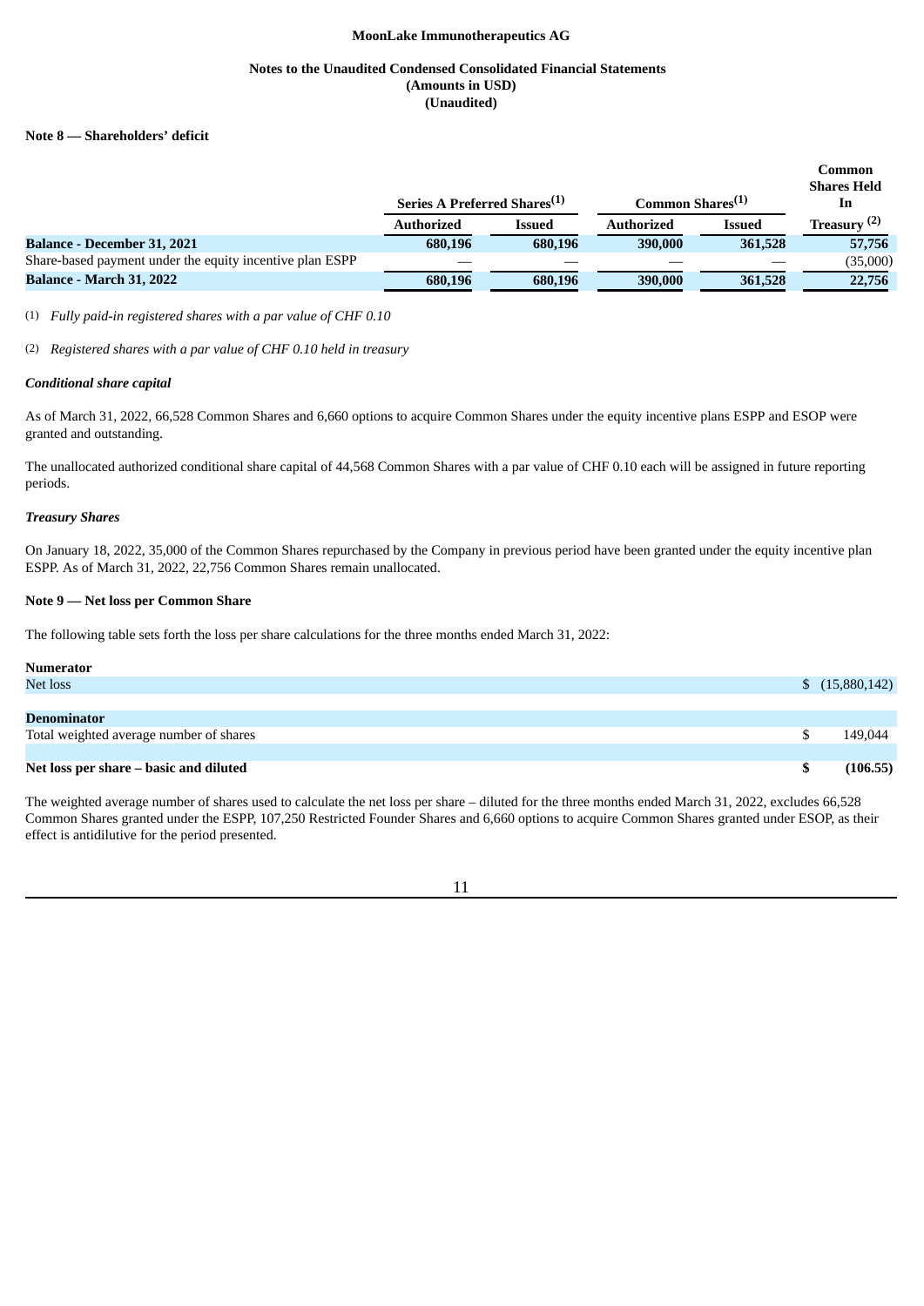**MoonLake Immunotherapeutics AG**

**Notes to the Unaudited Condensed Consolidated Financial Statements**
**(Amounts in USD)**
**(Unaudited)**

**Note 8 — Shareholders' deficit**

| | Series A Preferred Shares[(1)] | | Common Shares[(1)] | | Common Shares Held In Treasury [(2)] |
|---|---|---|---|---|---|
| | Authorized | Issued | Authorized | Issued | |
| **Balance - December 31, 2021** | **680,196** | **680,196** | **390,000** | **361,528** | **57,756** |
| Share-based payment under the equity incentive plan ESPP | — | — | — | — | (35,000) |
| **Balance - March 31, 2022** | **680,196** | **680,196** | **390,000** | **361,528** | **22,756** |

(1) *Fully paid-in registered shares with a par value of CHF 0.10*

(2) *Registered shares with a par value of CHF 0.10 held in treasury*

***Conditional share capital***

As of March 31, 2022, 66,528 Common Shares and 6,660 options to acquire Common Shares under the equity incentive plans ESPP and ESOP were granted and outstanding.

The unallocated authorized conditional share capital of 44,568 Common Shares with a par value of CHF 0.10 each will be assigned in future reporting periods.

***Treasury Shares***

On January 18, 2022, 35,000 of the Common Shares repurchased by the Company in previous period have been granted under the equity incentive plan ESPP. As of March 31, 2022, 22,756 Common Shares remain unallocated.

**Note 9 — Net loss per Common Share**

The following table sets forth the loss per share calculations for the three months ended March 31, 2022:

| | |
|---|---|
| **Numerator** | |
| Net loss | $ (15,880,142) |
| | |
| **Denominator** | |
| Total weighted average number of shares | $ 149,044 |
| | |
| **Net loss per share – basic and diluted** | **$ (106.55)** |

The weighted average number of shares used to calculate the net loss per share – diluted for the three months ended March 31, 2022, excludes 66,528 Common Shares granted under the ESPP, 107,250 Restricted Founder Shares and 6,660 options to acquire Common Shares granted under ESOP, as their effect is antidilutive for the period presented.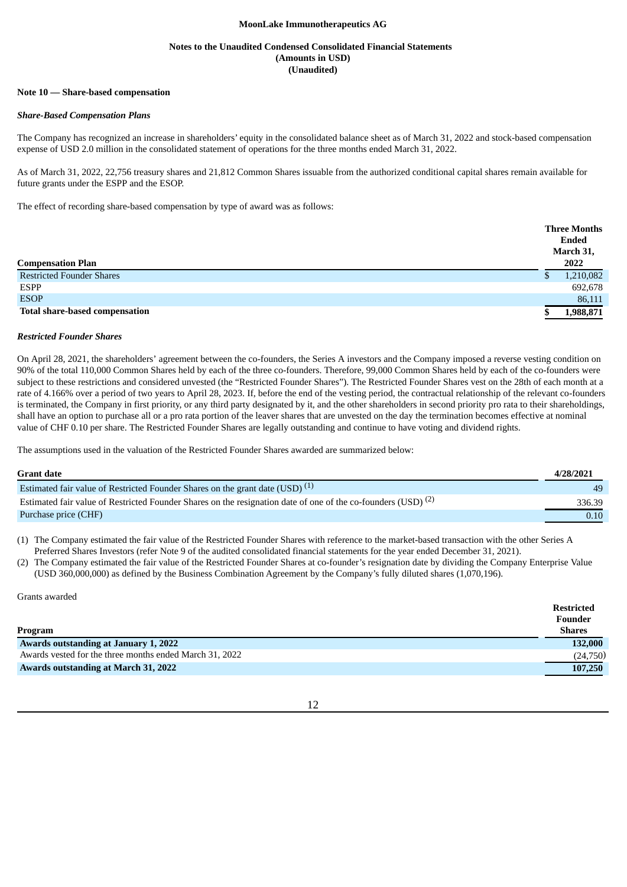MoonLake Immunotherapeutics AG

Notes to the Unaudited Condensed Consolidated Financial Statements
(Amounts in USD)
(Unaudited)

**Note 10 — Share-based compensation**

***Share-Based Compensation Plans***

The Company has recognized an increase in shareholders' equity in the consolidated balance sheet as of March 31, 2022 and stock-based compensation expense of USD 2.0 million in the consolidated statement of operations for the three months ended March 31, 2022.

As of March 31, 2022, 22,756 treasury shares and 21,812 Common Shares issuable from the authorized conditional capital shares remain available for future grants under the ESPP and the ESOP.

The effect of recording share-based compensation by type of award was as follows:

| Compensation Plan | Three Months Ended March 31, 2022 |
|---|---|
| Restricted Founder Shares | $ 1,210,082 |
| ESPP | 692,678 |
| ESOP | 86,111 |
| **Total share-based compensation** | **$ 1,988,871** |

***Restricted Founder Shares***

On April 28, 2021, the shareholders' agreement between the co-founders, the Series A investors and the Company imposed a reverse vesting condition on 90% of the total 110,000 Common Shares held by each of the three co-founders. Therefore, 99,000 Common Shares held by each of the co-founders were subject to these restrictions and considered unvested (the "Restricted Founder Shares"). The Restricted Founder Shares vest on the 28th of each month at a rate of 4.166% over a period of two years to April 28, 2023. If, before the end of the vesting period, the contractual relationship of the relevant co-founders is terminated, the Company in first priority, or any third party designated by it, and the other shareholders in second priority pro rata to their shareholdings, shall have an option to purchase all or a pro rata portion of the leaver shares that are unvested on the day the termination becomes effective at nominal value of CHF 0.10 per share. The Restricted Founder Shares are legally outstanding and continue to have voting and dividend rights.

The assumptions used in the valuation of the Restricted Founder Shares awarded are summarized below:

| Grant date | 4/28/2021 |
|---|---|
| Estimated fair value of Restricted Founder Shares on the grant date (USD) [(1)] | 49 |
| Estimated fair value of Restricted Founder Shares on the resignation date of one of the co-founders (USD) [(2)] | 336.39 |
| Purchase price (CHF) | 0.10 |

(1) The Company estimated the fair value of the Restricted Founder Shares with reference to the market-based transaction with the other Series A Preferred Shares Investors (refer Note 9 of the audited consolidated financial statements for the year ended December 31, 2021).

(2) The Company estimated the fair value of the Restricted Founder Shares at co-founder's resignation date by dividing the Company Enterprise Value (USD 360,000,000) as defined by the Business Combination Agreement by the Company's fully diluted shares (1,070,196).

Grants awarded

| Program | Restricted Founder Shares |
|---|---|
| **Awards outstanding at January 1, 2022** | **132,000** |
| Awards vested for the three months ended March 31, 2022 | (24,750) |
| **Awards outstanding at March 31, 2022** | **107,250** |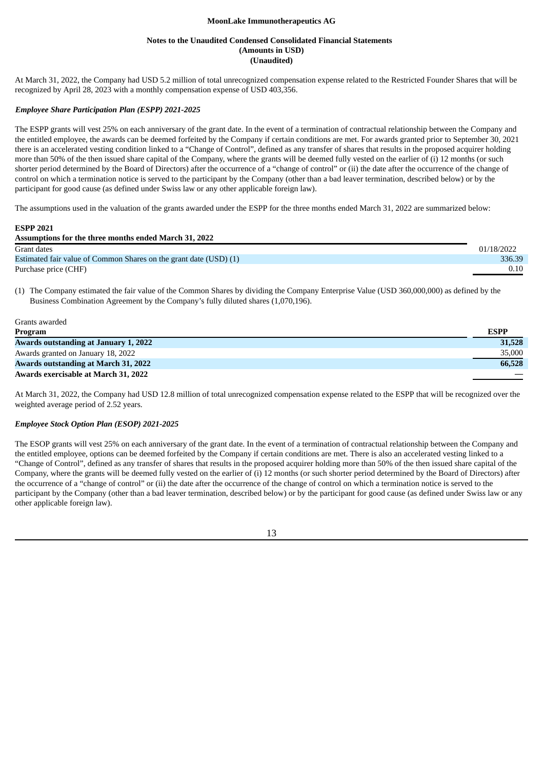At March 31, 2022, the Company had USD 5.2 million of total unrecognized compensation expense related to the Restricted Founder Shares that will be recognized by April 28, 2023 with a monthly compensation expense of USD 403,356.

### *Employee Share Participation Plan (ESPP) 2021-2025*

The ESPP grants will vest 25% on each anniversary of the grant date. In the event of a termination of contractual relationship between the Company and the entitled employee, the awards can be deemed forfeited by the Company if certain conditions are met. For awards granted prior to September 30, 2021 there is an accelerated vesting condition linked to a "Change of Control", defined as any transfer of shares that results in the proposed acquirer holding more than 50% of the then issued share capital of the Company, where the grants will be deemed fully vested on the earlier of (i) 12 months (or such shorter period determined by the Board of Directors) after the occurrence of a "change of control" or (ii) the date after the occurrence of the change of control on which a termination notice is served to the participant by the Company (other than a bad leaver termination, described below) or by the participant for good cause (as defined under Swiss law or any other applicable foreign law).

The assumptions used in the valuation of the grants awarded under the ESPP for the three months ended March 31, 2022 are summarized below:

**ESPP 2021**

| **Assumptions for the three months ended March 31, 2022** | |
|---|---|
| Grant dates | 01/18/2022 |
| Estimated fair value of Common Shares on the grant date (USD) (1) | 336.39 |
| Purchase price (CHF) | 0.10 |

(1) The Company estimated the fair value of the Common Shares by dividing the Company Enterprise Value (USD 360,000,000) as defined by the Business Combination Agreement by the Company's fully diluted shares (1,070,196).

Grants awarded

| **Program** | **ESPP** |
|---|---|
| **Awards outstanding at January 1, 2022** | **31,528** |
| Awards granted on January 18, 2022 | 35,000 |
| **Awards outstanding at March 31, 2022** | **66,528** |
| **Awards exercisable at March 31, 2022** | — |

At March 31, 2022, the Company had USD 12.8 million of total unrecognized compensation expense related to the ESPP that will be recognized over the weighted average period of 2.52 years.

### *Employee Stock Option Plan (ESOP) 2021-2025*

The ESOP grants will vest 25% on each anniversary of the grant date. In the event of a termination of contractual relationship between the Company and the entitled employee, options can be deemed forfeited by the Company if certain conditions are met. There is also an accelerated vesting linked to a "Change of Control", defined as any transfer of shares that results in the proposed acquirer holding more than 50% of the then issued share capital of the Company, where the grants will be deemed fully vested on the earlier of (i) 12 months (or such shorter period determined by the Board of Directors) after the occurrence of a "change of control" or (ii) the date after the occurrence of the change of control on which a termination notice is served to the participant by the Company (other than a bad leaver termination, described below) or by the participant for good cause (as defined under Swiss law or any other applicable foreign law).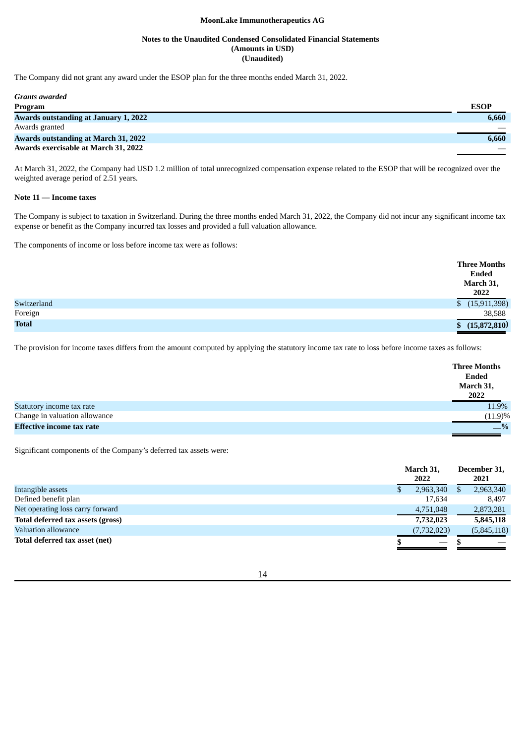The Company did not grant any award under the ESOP plan for the three months ended March 31, 2022.

*Grants awarded*

| Program | ESOP |
|---|---|
| **Awards outstanding at January 1, 2022** | **6,660** |
| Awards granted | — |
| **Awards outstanding at March 31, 2022** | **6,660** |
| **Awards exercisable at March 31, 2022** | **—** |

At March 31, 2022, the Company had USD 1.2 million of total unrecognized compensation expense related to the ESOP that will be recognized over the weighted average period of 2.51 years.

**Note 11 — Income taxes**

The Company is subject to taxation in Switzerland. During the three months ended March 31, 2022, the Company did not incur any significant income tax expense or benefit as the Company incurred tax losses and provided a full valuation allowance.

The components of income or loss before income tax were as follows:

| | Three Months Ended March 31, 2022 |
|---|---|
| Switzerland | $ (15,911,398) |
| Foreign | 38,588 |
| **Total** | **$ (15,872,810)** |

The provision for income taxes differs from the amount computed by applying the statutory income tax rate to loss before income taxes as follows:

| | Three Months Ended March 31, 2022 |
|---|---|
| Statutory income tax rate | 11.9% |
| Change in valuation allowance | (11.9)% |
| **Effective income tax rate** | **—%** |

Significant components of the Company's deferred tax assets were:

| | March 31, 2022 | December 31, 2021 |
|---|---|---|
| Intangible assets | $ 2,963,340 | $ 2,963,340 |
| Defined benefit plan | 17,634 | 8,497 |
| Net operating loss carry forward | 4,751,048 | 2,873,281 |
| **Total deferred tax assets (gross)** | **7,732,023** | **5,845,118** |
| Valuation allowance | (7,732,023) | (5,845,118) |
| **Total deferred tax asset (net)** | **$ —** | **$ —** |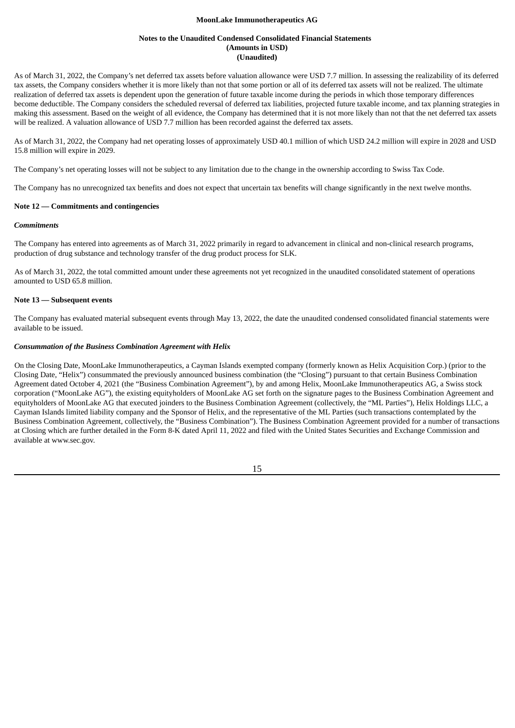As of March 31, 2022, the Company's net deferred tax assets before valuation allowance were USD 7.7 million. In assessing the realizability of its deferred tax assets, the Company considers whether it is more likely than not that some portion or all of its deferred tax assets will not be realized. The ultimate realization of deferred tax assets is dependent upon the generation of future taxable income during the periods in which those temporary differences become deductible. The Company considers the scheduled reversal of deferred tax liabilities, projected future taxable income, and tax planning strategies in making this assessment. Based on the weight of all evidence, the Company has determined that it is not more likely than not that the net deferred tax assets will be realized. A valuation allowance of USD 7.7 million has been recorded against the deferred tax assets.

As of March 31, 2022, the Company had net operating losses of approximately USD 40.1 million of which USD 24.2 million will expire in 2028 and USD 15.8 million will expire in 2029.

The Company's net operating losses will not be subject to any limitation due to the change in the ownership according to Swiss Tax Code.

The Company has no unrecognized tax benefits and does not expect that uncertain tax benefits will change significantly in the next twelve months.

**Note 12 — Commitments and contingencies**

***Commitments***

The Company has entered into agreements as of March 31, 2022 primarily in regard to advancement in clinical and non-clinical research programs, production of drug substance and technology transfer of the drug product process for SLK.

As of March 31, 2022, the total committed amount under these agreements not yet recognized in the unaudited consolidated statement of operations amounted to USD 65.8 million.

**Note 13 — Subsequent events**

The Company has evaluated material subsequent events through May 13, 2022, the date the unaudited condensed consolidated financial statements were available to be issued.

***Consummation of the Business Combination Agreement with Helix***

On the Closing Date, MoonLake Immunotherapeutics, a Cayman Islands exempted company (formerly known as Helix Acquisition Corp.) (prior to the Closing Date, "Helix") consummated the previously announced business combination (the "Closing") pursuant to that certain Business Combination Agreement dated October 4, 2021 (the "Business Combination Agreement"), by and among Helix, MoonLake Immunotherapeutics AG, a Swiss stock corporation ("MoonLake AG"), the existing equityholders of MoonLake AG set forth on the signature pages to the Business Combination Agreement and equityholders of MoonLake AG that executed joinders to the Business Combination Agreement (collectively, the "ML Parties"), Helix Holdings LLC, a Cayman Islands limited liability company and the Sponsor of Helix, and the representative of the ML Parties (such transactions contemplated by the Business Combination Agreement, collectively, the "Business Combination"). The Business Combination Agreement provided for a number of transactions at Closing which are further detailed in the Form 8-K dated April 11, 2022 and filed with the United States Securities and Exchange Commission and available at www.sec.gov.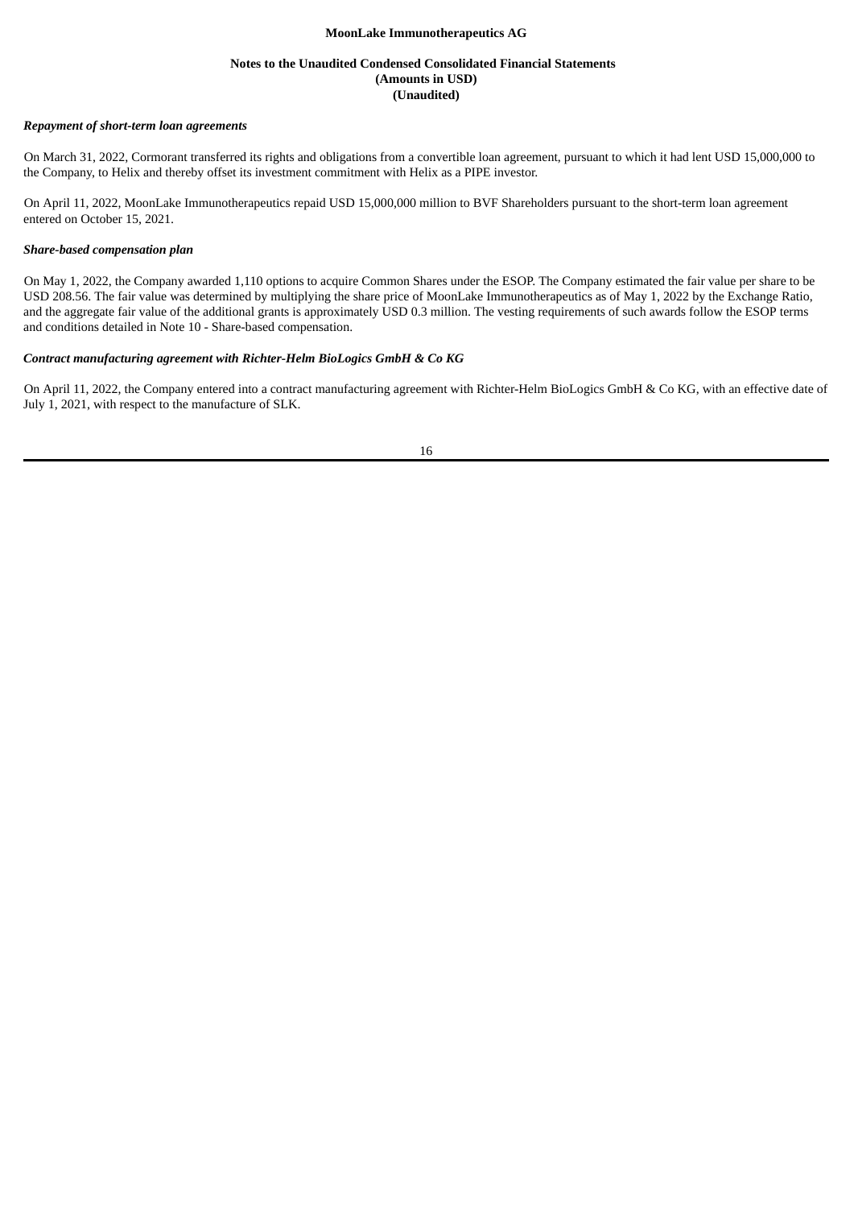### *Repayment of short-term loan agreements*

On March 31, 2022, Cormorant transferred its rights and obligations from a convertible loan agreement, pursuant to which it had lent USD 15,000,000 to the Company, to Helix and thereby offset its investment commitment with Helix as a PIPE investor.

On April 11, 2022, MoonLake Immunotherapeutics repaid USD 15,000,000 million to BVF Shareholders pursuant to the short-term loan agreement entered on October 15, 2021.

### *Share-based compensation plan*

On May 1, 2022, the Company awarded 1,110 options to acquire Common Shares under the ESOP. The Company estimated the fair value per share to be USD 208.56. The fair value was determined by multiplying the share price of MoonLake Immunotherapeutics as of May 1, 2022 by the Exchange Ratio, and the aggregate fair value of the additional grants is approximately USD 0.3 million. The vesting requirements of such awards follow the ESOP terms and conditions detailed in Note 10 - Share-based compensation.

### *Contract manufacturing agreement with Richter-Helm BioLogics GmbH & Co KG*

On April 11, 2022, the Company entered into a contract manufacturing agreement with Richter-Helm BioLogics GmbH & Co KG, with an effective date of July 1, 2021, with respect to the manufacture of SLK.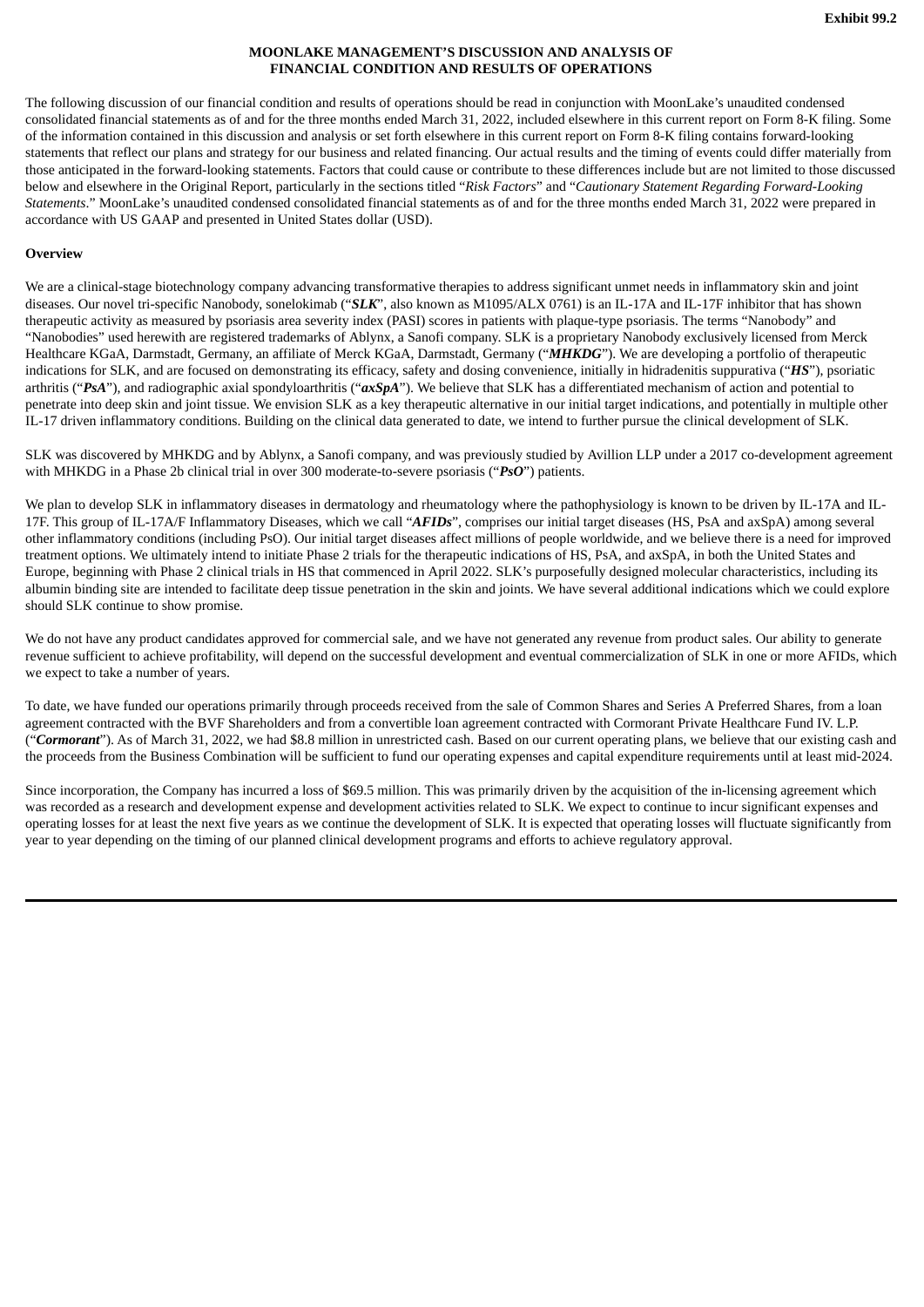Exhibit 99.2

# MOONLAKE MANAGEMENT'S DISCUSSION AND ANALYSIS OF FINANCIAL CONDITION AND RESULTS OF OPERATIONS

The following discussion of our financial condition and results of operations should be read in conjunction with MoonLake's unaudited condensed consolidated financial statements as of and for the three months ended March 31, 2022, included elsewhere in this current report on Form 8-K filing. Some of the information contained in this discussion and analysis or set forth elsewhere in this current report on Form 8-K filing contains forward-looking statements that reflect our plans and strategy for our business and related financing. Our actual results and the timing of events could differ materially from those anticipated in the forward-looking statements. Factors that could cause or contribute to these differences include but are not limited to those discussed below and elsewhere in the Original Report, particularly in the sections titled "*Risk Factors*" and "*Cautionary Statement Regarding Forward-Looking Statements*." MoonLake's unaudited condensed consolidated financial statements as of and for the three months ended March 31, 2022 were prepared in accordance with US GAAP and presented in United States dollar (USD).

## Overview

We are a clinical-stage biotechnology company advancing transformative therapies to address significant unmet needs in inflammatory skin and joint diseases. Our novel tri-specific Nanobody, sonelokimab ("***SLK***", also known as M1095/ALX 0761) is an IL-17A and IL-17F inhibitor that has shown therapeutic activity as measured by psoriasis area severity index (PASI) scores in patients with plaque-type psoriasis. The terms "Nanobody" and "Nanobodies" used herewith are registered trademarks of Ablynx, a Sanofi company. SLK is a proprietary Nanobody exclusively licensed from Merck Healthcare KGaA, Darmstadt, Germany, an affiliate of Merck KGaA, Darmstadt, Germany ("***MHKDG***"). We are developing a portfolio of therapeutic indications for SLK, and are focused on demonstrating its efficacy, safety and dosing convenience, initially in hidradenitis suppurativa ("***HS***"), psoriatic arthritis ("***PsA***"), and radiographic axial spondyloarthritis ("***axSpA***"). We believe that SLK has a differentiated mechanism of action and potential to penetrate into deep skin and joint tissue. We envision SLK as a key therapeutic alternative in our initial target indications, and potentially in multiple other IL-17 driven inflammatory conditions. Building on the clinical data generated to date, we intend to further pursue the clinical development of SLK.

SLK was discovered by MHKDG and by Ablynx, a Sanofi company, and was previously studied by Avillion LLP under a 2017 co-development agreement with MHKDG in a Phase 2b clinical trial in over 300 moderate-to-severe psoriasis ("***PsO***") patients.

We plan to develop SLK in inflammatory diseases in dermatology and rheumatology where the pathophysiology is known to be driven by IL-17A and IL-17F. This group of IL-17A/F Inflammatory Diseases, which we call "***AFIDs***", comprises our initial target diseases (HS, PsA and axSpA) among several other inflammatory conditions (including PsO). Our initial target diseases affect millions of people worldwide, and we believe there is a need for improved treatment options. We ultimately intend to initiate Phase 2 trials for the therapeutic indications of HS, PsA, and axSpA, in both the United States and Europe, beginning with Phase 2 clinical trials in HS that commenced in April 2022. SLK's purposefully designed molecular characteristics, including its albumin binding site are intended to facilitate deep tissue penetration in the skin and joints. We have several additional indications which we could explore should SLK continue to show promise.

We do not have any product candidates approved for commercial sale, and we have not generated any revenue from product sales. Our ability to generate revenue sufficient to achieve profitability, will depend on the successful development and eventual commercialization of SLK in one or more AFIDs, which we expect to take a number of years.

To date, we have funded our operations primarily through proceeds received from the sale of Common Shares and Series A Preferred Shares, from a loan agreement contracted with the BVF Shareholders and from a convertible loan agreement contracted with Cormorant Private Healthcare Fund IV. L.P. ("***Cormorant***"). As of March 31, 2022, we had $8.8 million in unrestricted cash. Based on our current operating plans, we believe that our existing cash and the proceeds from the Business Combination will be sufficient to fund our operating expenses and capital expenditure requirements until at least mid-2024.

Since incorporation, the Company has incurred a loss of $69.5 million. This was primarily driven by the acquisition of the in-licensing agreement which was recorded as a research and development expense and development activities related to SLK. We expect to continue to incur significant expenses and operating losses for at least the next five years as we continue the development of SLK. It is expected that operating losses will fluctuate significantly from year to year depending on the timing of our planned clinical development programs and efforts to achieve regulatory approval.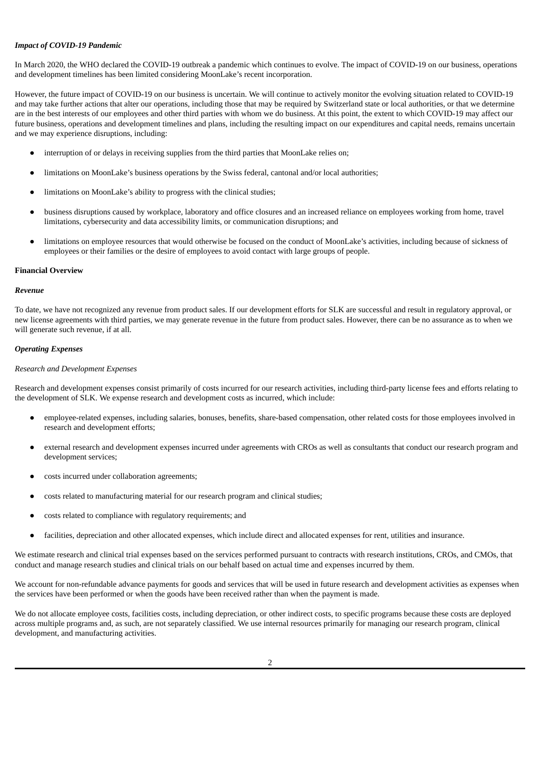***Impact of COVID-19 Pandemic***

In March 2020, the WHO declared the COVID-19 outbreak a pandemic which continues to evolve. The impact of COVID-19 on our business, operations and development timelines has been limited considering MoonLake's recent incorporation.

However, the future impact of COVID-19 on our business is uncertain. We will continue to actively monitor the evolving situation related to COVID-19 and may take further actions that alter our operations, including those that may be required by Switzerland state or local authorities, or that we determine are in the best interests of our employees and other third parties with whom we do business. At this point, the extent to which COVID-19 may affect our future business, operations and development timelines and plans, including the resulting impact on our expenditures and capital needs, remains uncertain and we may experience disruptions, including:

- interruption of or delays in receiving supplies from the third parties that MoonLake relies on;
- limitations on MoonLake's business operations by the Swiss federal, cantonal and/or local authorities;
- limitations on MoonLake's ability to progress with the clinical studies;
- business disruptions caused by workplace, laboratory and office closures and an increased reliance on employees working from home, travel limitations, cybersecurity and data accessibility limits, or communication disruptions; and
- limitations on employee resources that would otherwise be focused on the conduct of MoonLake's activities, including because of sickness of employees or their families or the desire of employees to avoid contact with large groups of people.

**Financial Overview**

***Revenue***

To date, we have not recognized any revenue from product sales. If our development efforts for SLK are successful and result in regulatory approval, or new license agreements with third parties, we may generate revenue in the future from product sales. However, there can be no assurance as to when we will generate such revenue, if at all.

***Operating Expenses***

*Research and Development Expenses*

Research and development expenses consist primarily of costs incurred for our research activities, including third-party license fees and efforts relating to the development of SLK. We expense research and development costs as incurred, which include:

- employee-related expenses, including salaries, bonuses, benefits, share-based compensation, other related costs for those employees involved in research and development efforts;
- external research and development expenses incurred under agreements with CROs as well as consultants that conduct our research program and development services;
- costs incurred under collaboration agreements;
- costs related to manufacturing material for our research program and clinical studies;
- costs related to compliance with regulatory requirements; and
- facilities, depreciation and other allocated expenses, which include direct and allocated expenses for rent, utilities and insurance.

We estimate research and clinical trial expenses based on the services performed pursuant to contracts with research institutions, CROs, and CMOs, that conduct and manage research studies and clinical trials on our behalf based on actual time and expenses incurred by them.

We account for non-refundable advance payments for goods and services that will be used in future research and development activities as expenses when the services have been performed or when the goods have been received rather than when the payment is made.

We do not allocate employee costs, facilities costs, including depreciation, or other indirect costs, to specific programs because these costs are deployed across multiple programs and, as such, are not separately classified. We use internal resources primarily for managing our research program, clinical development, and manufacturing activities.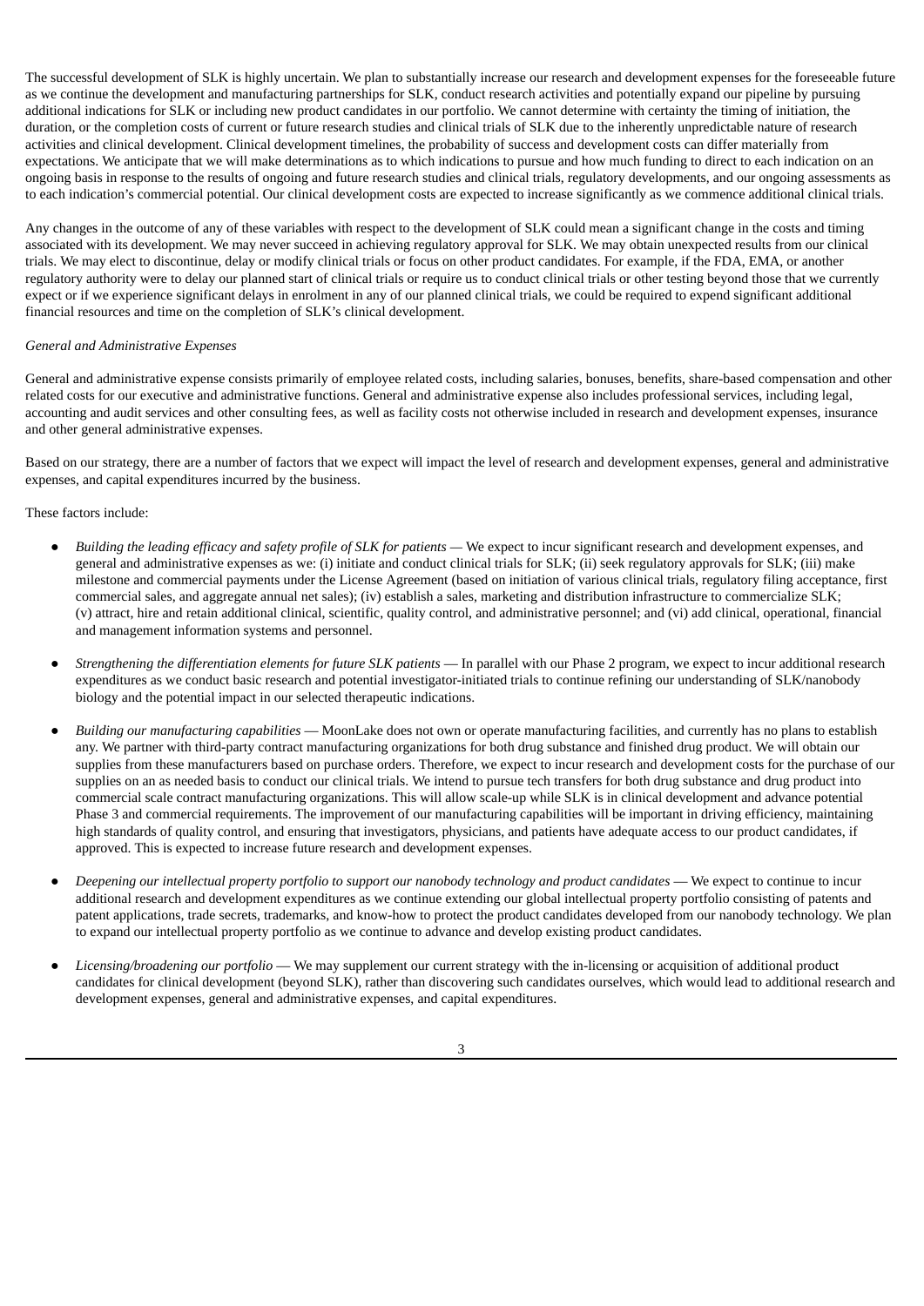The successful development of SLK is highly uncertain. We plan to substantially increase our research and development expenses for the foreseeable future as we continue the development and manufacturing partnerships for SLK, conduct research activities and potentially expand our pipeline by pursuing additional indications for SLK or including new product candidates in our portfolio. We cannot determine with certainty the timing of initiation, the duration, or the completion costs of current or future research studies and clinical trials of SLK due to the inherently unpredictable nature of research activities and clinical development. Clinical development timelines, the probability of success and development costs can differ materially from expectations. We anticipate that we will make determinations as to which indications to pursue and how much funding to direct to each indication on an ongoing basis in response to the results of ongoing and future research studies and clinical trials, regulatory developments, and our ongoing assessments as to each indication's commercial potential. Our clinical development costs are expected to increase significantly as we commence additional clinical trials.

Any changes in the outcome of any of these variables with respect to the development of SLK could mean a significant change in the costs and timing associated with its development. We may never succeed in achieving regulatory approval for SLK. We may obtain unexpected results from our clinical trials. We may elect to discontinue, delay or modify clinical trials or focus on other product candidates. For example, if the FDA, EMA, or another regulatory authority were to delay our planned start of clinical trials or require us to conduct clinical trials or other testing beyond those that we currently expect or if we experience significant delays in enrolment in any of our planned clinical trials, we could be required to expend significant additional financial resources and time on the completion of SLK's clinical development.

*General and Administrative Expenses*

General and administrative expense consists primarily of employee related costs, including salaries, bonuses, benefits, share-based compensation and other related costs for our executive and administrative functions. General and administrative expense also includes professional services, including legal, accounting and audit services and other consulting fees, as well as facility costs not otherwise included in research and development expenses, insurance and other general administrative expenses.

Based on our strategy, there are a number of factors that we expect will impact the level of research and development expenses, general and administrative expenses, and capital expenditures incurred by the business.

These factors include:

- *Building the leading efficacy and safety profile of SLK for patients* — We expect to incur significant research and development expenses, and general and administrative expenses as we: (i) initiate and conduct clinical trials for SLK; (ii) seek regulatory approvals for SLK; (iii) make milestone and commercial payments under the License Agreement (based on initiation of various clinical trials, regulatory filing acceptance, first commercial sales, and aggregate annual net sales); (iv) establish a sales, marketing and distribution infrastructure to commercialize SLK; (v) attract, hire and retain additional clinical, scientific, quality control, and administrative personnel; and (vi) add clinical, operational, financial and management information systems and personnel.

- *Strengthening the differentiation elements for future SLK patients* — In parallel with our Phase 2 program, we expect to incur additional research expenditures as we conduct basic research and potential investigator-initiated trials to continue refining our understanding of SLK/nanobody biology and the potential impact in our selected therapeutic indications.

- *Building our manufacturing capabilities* — MoonLake does not own or operate manufacturing facilities, and currently has no plans to establish any. We partner with third-party contract manufacturing organizations for both drug substance and finished drug product. We will obtain our supplies from these manufacturers based on purchase orders. Therefore, we expect to incur research and development costs for the purchase of our supplies on an as needed basis to conduct our clinical trials. We intend to pursue tech transfers for both drug substance and drug product into commercial scale contract manufacturing organizations. This will allow scale-up while SLK is in clinical development and advance potential Phase 3 and commercial requirements. The improvement of our manufacturing capabilities will be important in driving efficiency, maintaining high standards of quality control, and ensuring that investigators, physicians, and patients have adequate access to our product candidates, if approved. This is expected to increase future research and development expenses.

- *Deepening our intellectual property portfolio to support our nanobody technology and product candidates* — We expect to continue to incur additional research and development expenditures as we continue extending our global intellectual property portfolio consisting of patents and patent applications, trade secrets, trademarks, and know-how to protect the product candidates developed from our nanobody technology. We plan to expand our intellectual property portfolio as we continue to advance and develop existing product candidates.

- *Licensing/broadening our portfolio* — We may supplement our current strategy with the in-licensing or acquisition of additional product candidates for clinical development (beyond SLK), rather than discovering such candidates ourselves, which would lead to additional research and development expenses, general and administrative expenses, and capital expenditures.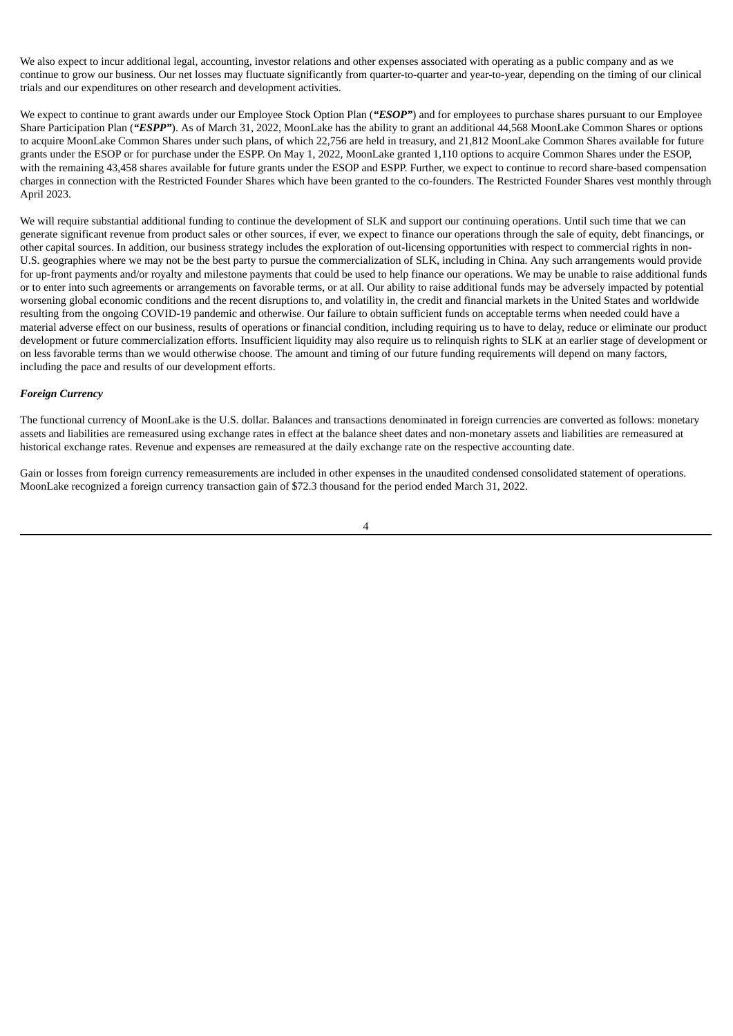We also expect to incur additional legal, accounting, investor relations and other expenses associated with operating as a public company and as we continue to grow our business. Our net losses may fluctuate significantly from quarter-to-quarter and year-to-year, depending on the timing of our clinical trials and our expenditures on other research and development activities.

We expect to continue to grant awards under our Employee Stock Option Plan (***"ESOP"***) and for employees to purchase shares pursuant to our Employee Share Participation Plan (***"ESPP"***). As of March 31, 2022, MoonLake has the ability to grant an additional 44,568 MoonLake Common Shares or options to acquire MoonLake Common Shares under such plans, of which 22,756 are held in treasury, and 21,812 MoonLake Common Shares available for future grants under the ESOP or for purchase under the ESPP. On May 1, 2022, MoonLake granted 1,110 options to acquire Common Shares under the ESOP, with the remaining 43,458 shares available for future grants under the ESOP and ESPP. Further, we expect to continue to record share-based compensation charges in connection with the Restricted Founder Shares which have been granted to the co-founders. The Restricted Founder Shares vest monthly through April 2023.

We will require substantial additional funding to continue the development of SLK and support our continuing operations. Until such time that we can generate significant revenue from product sales or other sources, if ever, we expect to finance our operations through the sale of equity, debt financings, or other capital sources. In addition, our business strategy includes the exploration of out-licensing opportunities with respect to commercial rights in non-U.S. geographies where we may not be the best party to pursue the commercialization of SLK, including in China. Any such arrangements would provide for up-front payments and/or royalty and milestone payments that could be used to help finance our operations. We may be unable to raise additional funds or to enter into such agreements or arrangements on favorable terms, or at all. Our ability to raise additional funds may be adversely impacted by potential worsening global economic conditions and the recent disruptions to, and volatility in, the credit and financial markets in the United States and worldwide resulting from the ongoing COVID-19 pandemic and otherwise. Our failure to obtain sufficient funds on acceptable terms when needed could have a material adverse effect on our business, results of operations or financial condition, including requiring us to have to delay, reduce or eliminate our product development or future commercialization efforts. Insufficient liquidity may also require us to relinquish rights to SLK at an earlier stage of development or on less favorable terms than we would otherwise choose. The amount and timing of our future funding requirements will depend on many factors, including the pace and results of our development efforts.

***Foreign Currency***

The functional currency of MoonLake is the U.S. dollar. Balances and transactions denominated in foreign currencies are converted as follows: monetary assets and liabilities are remeasured using exchange rates in effect at the balance sheet dates and non-monetary assets and liabilities are remeasured at historical exchange rates. Revenue and expenses are remeasured at the daily exchange rate on the respective accounting date.

Gain or losses from foreign currency remeasurements are included in other expenses in the unaudited condensed consolidated statement of operations. MoonLake recognized a foreign currency transaction gain of $72.3 thousand for the period ended March 31, 2022.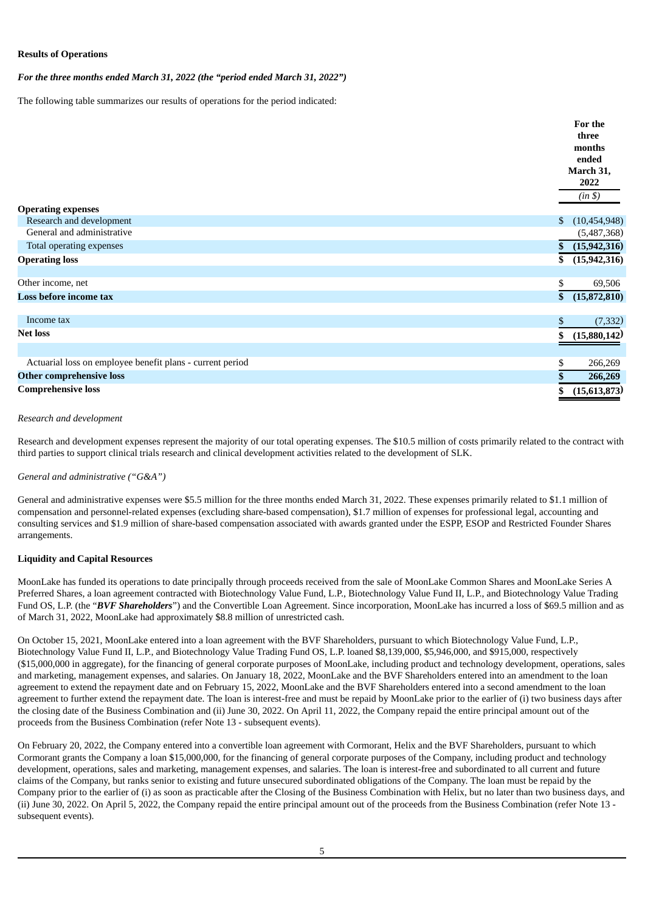**Results of Operations**

***For the three months ended March 31, 2022 (the "period ended March 31, 2022")***

The following table summarizes our results of operations for the period indicated:

| | For the three months ended March 31, 2022 |
|---|---|
| | *(in $)* |
| **Operating expenses** | |
| Research and development | $ (10,454,948) |
| General and administrative | (5,487,368) |
| Total operating expenses | **$ (15,942,316)** |
| **Operating loss** | **$ (15,942,316)** |
| | |
| Other income, net | $ 69,506 |
| **Loss before income tax** | **$ (15,872,810)** |
| | |
| Income tax | $ (7,332) |
| **Net loss** | **$ (15,880,142)** |
| | |
| Actuarial loss on employee benefit plans - current period | $ 266,269 |
| **Other comprehensive loss** | **$ 266,269** |
| **Comprehensive loss** | **$ (15,613,873)** |

*Research and development*

Research and development expenses represent the majority of our total operating expenses. The $10.5 million of costs primarily related to the contract with third parties to support clinical trials research and clinical development activities related to the development of SLK.

*General and administrative ("G&A")*

General and administrative expenses were $5.5 million for the three months ended March 31, 2022. These expenses primarily related to $1.1 million of compensation and personnel-related expenses (excluding share-based compensation), $1.7 million of expenses for professional legal, accounting and consulting services and $1.9 million of share-based compensation associated with awards granted under the ESPP, ESOP and Restricted Founder Shares arrangements.

**Liquidity and Capital Resources**

MoonLake has funded its operations to date principally through proceeds received from the sale of MoonLake Common Shares and MoonLake Series A Preferred Shares, a loan agreement contracted with Biotechnology Value Fund, L.P., Biotechnology Value Fund II, L.P., and Biotechnology Value Trading Fund OS, L.P. (the "***BVF Shareholders***") and the Convertible Loan Agreement. Since incorporation, MoonLake has incurred a loss of $69.5 million and as of March 31, 2022, MoonLake had approximately $8.8 million of unrestricted cash.

On October 15, 2021, MoonLake entered into a loan agreement with the BVF Shareholders, pursuant to which Biotechnology Value Fund, L.P., Biotechnology Value Fund II, L.P., and Biotechnology Value Trading Fund OS, L.P. loaned $8,139,000, $5,946,000, and $915,000, respectively ($15,000,000 in aggregate), for the financing of general corporate purposes of MoonLake, including product and technology development, operations, sales and marketing, management expenses, and salaries. On January 18, 2022, MoonLake and the BVF Shareholders entered into an amendment to the loan agreement to extend the repayment date and on February 15, 2022, MoonLake and the BVF Shareholders entered into a second amendment to the loan agreement to further extend the repayment date. The loan is interest-free and must be repaid by MoonLake prior to the earlier of (i) two business days after the closing date of the Business Combination and (ii) June 30, 2022. On April 11, 2022, the Company repaid the entire principal amount out of the proceeds from the Business Combination (refer Note 13 - subsequent events).

On February 20, 2022, the Company entered into a convertible loan agreement with Cormorant, Helix and the BVF Shareholders, pursuant to which Cormorant grants the Company a loan $15,000,000, for the financing of general corporate purposes of the Company, including product and technology development, operations, sales and marketing, management expenses, and salaries. The loan is interest-free and subordinated to all current and future claims of the Company, but ranks senior to existing and future unsecured subordinated obligations of the Company. The loan must be repaid by the Company prior to the earlier of (i) as soon as practicable after the Closing of the Business Combination with Helix, but no later than two business days, and (ii) June 30, 2022. On April 5, 2022, the Company repaid the entire principal amount out of the proceeds from the Business Combination (refer Note 13 - subsequent events).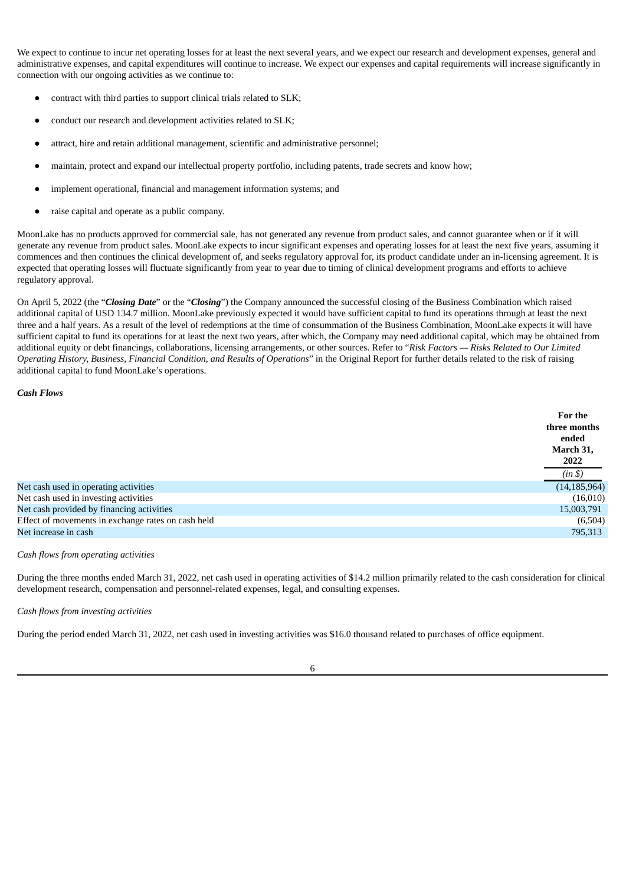We expect to continue to incur net operating losses for at least the next several years, and we expect our research and development expenses, general and administrative expenses, and capital expenditures will continue to increase. We expect our expenses and capital requirements will increase significantly in connection with our ongoing activities as we continue to:

- contract with third parties to support clinical trials related to SLK;
- conduct our research and development activities related to SLK;
- attract, hire and retain additional management, scientific and administrative personnel;
- maintain, protect and expand our intellectual property portfolio, including patents, trade secrets and know how;
- implement operational, financial and management information systems; and
- raise capital and operate as a public company.

MoonLake has no products approved for commercial sale, has not generated any revenue from product sales, and cannot guarantee when or if it will generate any revenue from product sales. MoonLake expects to incur significant expenses and operating losses for at least the next five years, assuming it commences and then continues the clinical development of, and seeks regulatory approval for, its product candidate under an in-licensing agreement. It is expected that operating losses will fluctuate significantly from year to year due to timing of clinical development programs and efforts to achieve regulatory approval.

On April 5, 2022 (the "***Closing Date***" or the "***Closing***") the Company announced the successful closing of the Business Combination which raised additional capital of USD 134.7 million. MoonLake previously expected it would have sufficient capital to fund its operations through at least the next three and a half years. As a result of the level of redemptions at the time of consummation of the Business Combination, MoonLake expects it will have sufficient capital to fund its operations for at least the next two years, after which, the Company may need additional capital, which may be obtained from additional equity or debt financings, collaborations, licensing arrangements, or other sources. Refer to "*Risk Factors — Risks Related to Our Limited Operating History, Business, Financial Condition, and Results of Operations*" in the Original Report for further details related to the risk of raising additional capital to fund MoonLake's operations.

***Cash Flows***

| | For the three months ended March 31, 2022 |
|---|---|
| | *(in $)* |
| Net cash used in operating activities | (14,185,964) |
| Net cash used in investing activities | (16,010) |
| Net cash provided by financing activities | 15,003,791 |
| Effect of movements in exchange rates on cash held | (6,504) |
| Net increase in cash | 795,313 |

*Cash flows from operating activities*

During the three months ended March 31, 2022, net cash used in operating activities of $14.2 million primarily related to the cash consideration for clinical development research, compensation and personnel-related expenses, legal, and consulting expenses.

*Cash flows from investing activities*

During the period ended March 31, 2022, net cash used in investing activities was $16.0 thousand related to purchases of office equipment.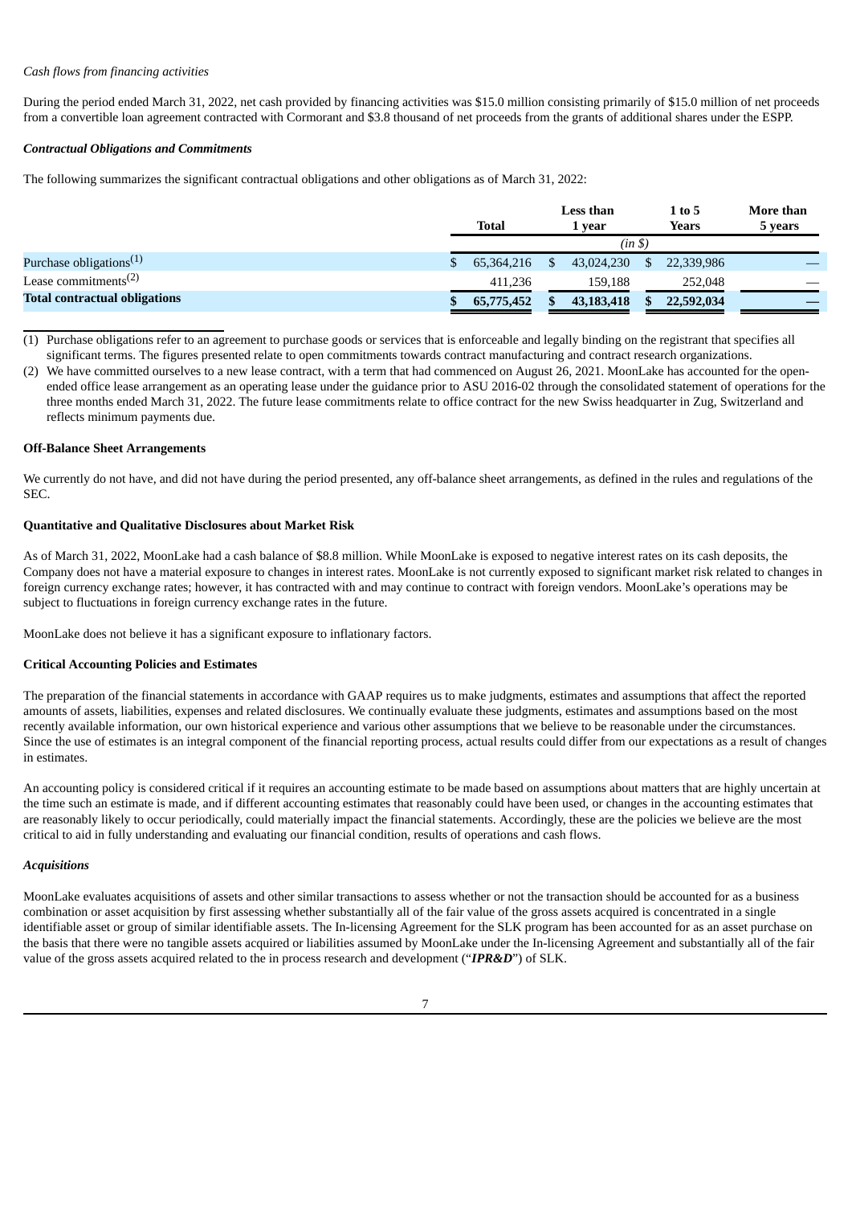*Cash flows from financing activities*

During the period ended March 31, 2022, net cash provided by financing activities was $15.0 million consisting primarily of $15.0 million of net proceeds from a convertible loan agreement contracted with Cormorant and $3.8 thousand of net proceeds from the grants of additional shares under the ESPP.

***Contractual Obligations and Commitments***

The following summarizes the significant contractual obligations and other obligations as of March 31, 2022:

| | Total | Less than 1 year | 1 to 5 Years | More than 5 years |
|---|---|---|---|---|
| | *(in $)* | | | |
| Purchase obligations[(1)] | $ 65,364,216 | $ 43,024,230 | $ 22,339,986 | — |
| Lease commitments[(2)] | 411,236 | 159,188 | 252,048 | — |
| **Total contractual obligations** | **$ 65,775,452** | **$ 43,183,418** | **$ 22,592,034** | — |

(1) Purchase obligations refer to an agreement to purchase goods or services that is enforceable and legally binding on the registrant that specifies all significant terms. The figures presented relate to open commitments towards contract manufacturing and contract research organizations.

(2) We have committed ourselves to a new lease contract, with a term that had commenced on August 26, 2021. MoonLake has accounted for the open-ended office lease arrangement as an operating lease under the guidance prior to ASU 2016-02 through the consolidated statement of operations for the three months ended March 31, 2022. The future lease commitments relate to office contract for the new Swiss headquarter in Zug, Switzerland and reflects minimum payments due.

**Off-Balance Sheet Arrangements**

We currently do not have, and did not have during the period presented, any off-balance sheet arrangements, as defined in the rules and regulations of the SEC.

**Quantitative and Qualitative Disclosures about Market Risk**

As of March 31, 2022, MoonLake had a cash balance of $8.8 million. While MoonLake is exposed to negative interest rates on its cash deposits, the Company does not have a material exposure to changes in interest rates. MoonLake is not currently exposed to significant market risk related to changes in foreign currency exchange rates; however, it has contracted with and may continue to contract with foreign vendors. MoonLake's operations may be subject to fluctuations in foreign currency exchange rates in the future.

MoonLake does not believe it has a significant exposure to inflationary factors.

**Critical Accounting Policies and Estimates**

The preparation of the financial statements in accordance with GAAP requires us to make judgments, estimates and assumptions that affect the reported amounts of assets, liabilities, expenses and related disclosures. We continually evaluate these judgments, estimates and assumptions based on the most recently available information, our own historical experience and various other assumptions that we believe to be reasonable under the circumstances. Since the use of estimates is an integral component of the financial reporting process, actual results could differ from our expectations as a result of changes in estimates.

An accounting policy is considered critical if it requires an accounting estimate to be made based on assumptions about matters that are highly uncertain at the time such an estimate is made, and if different accounting estimates that reasonably could have been used, or changes in the accounting estimates that are reasonably likely to occur periodically, could materially impact the financial statements. Accordingly, these are the policies we believe are the most critical to aid in fully understanding and evaluating our financial condition, results of operations and cash flows.

*Acquisitions*

MoonLake evaluates acquisitions of assets and other similar transactions to assess whether or not the transaction should be accounted for as a business combination or asset acquisition by first assessing whether substantially all of the fair value of the gross assets acquired is concentrated in a single identifiable asset or group of similar identifiable assets. The In-licensing Agreement for the SLK program has been accounted for as an asset purchase on the basis that there were no tangible assets acquired or liabilities assumed by MoonLake under the In-licensing Agreement and substantially all of the fair value of the gross assets acquired related to the in process research and development ("***IPR&D***") of SLK.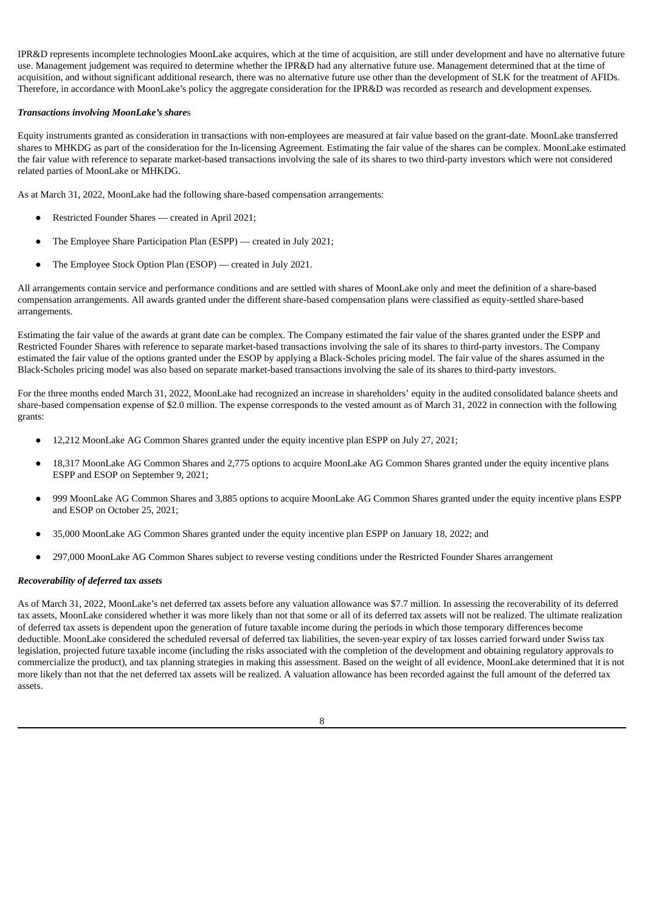IPR&D represents incomplete technologies MoonLake acquires, which at the time of acquisition, are still under development and have no alternative future use. Management judgement was required to determine whether the IPR&D had any alternative future use. Management determined that at the time of acquisition, and without significant additional research, there was no alternative future use other than the development of SLK for the treatment of AFIDs. Therefore, in accordance with MoonLake's policy the aggregate consideration for the IPR&D was recorded as research and development expenses.

***Transactions involving MoonLake's shares***

Equity instruments granted as consideration in transactions with non-employees are measured at fair value based on the grant-date. MoonLake transferred shares to MHKDG as part of the consideration for the In-licensing Agreement. Estimating the fair value of the shares can be complex. MoonLake estimated the fair value with reference to separate market-based transactions involving the sale of its shares to two third-party investors which were not considered related parties of MoonLake or MHKDG.

As at March 31, 2022, MoonLake had the following share-based compensation arrangements:

- Restricted Founder Shares — created in April 2021;
- The Employee Share Participation Plan (ESPP) — created in July 2021;
- The Employee Stock Option Plan (ESOP) — created in July 2021.

All arrangements contain service and performance conditions and are settled with shares of MoonLake only and meet the definition of a share-based compensation arrangements. All awards granted under the different share-based compensation plans were classified as equity-settled share-based arrangements.

Estimating the fair value of the awards at grant date can be complex. The Company estimated the fair value of the shares granted under the ESPP and Restricted Founder Shares with reference to separate market-based transactions involving the sale of its shares to third-party investors. The Company estimated the fair value of the options granted under the ESOP by applying a Black-Scholes pricing model. The fair value of the shares assumed in the Black-Scholes pricing model was also based on separate market-based transactions involving the sale of its shares to third-party investors.

For the three months ended March 31, 2022, MoonLake had recognized an increase in shareholders' equity in the audited consolidated balance sheets and share-based compensation expense of $2.0 million. The expense corresponds to the vested amount as of March 31, 2022 in connection with the following grants:

- 12,212 MoonLake AG Common Shares granted under the equity incentive plan ESPP on July 27, 2021;
- 18,317 MoonLake AG Common Shares and 2,775 options to acquire MoonLake AG Common Shares granted under the equity incentive plans ESPP and ESOP on September 9, 2021;
- 999 MoonLake AG Common Shares and 3,885 options to acquire MoonLake AG Common Shares granted under the equity incentive plans ESPP and ESOP on October 25, 2021;
- 35,000 MoonLake AG Common Shares granted under the equity incentive plan ESPP on January 18, 2022; and
- 297,000 MoonLake AG Common Shares subject to reverse vesting conditions under the Restricted Founder Shares arrangement

***Recoverability of deferred tax assets***

As of March 31, 2022, MoonLake's net deferred tax assets before any valuation allowance was $7.7 million. In assessing the recoverability of its deferred tax assets, MoonLake considered whether it was more likely than not that some or all of its deferred tax assets will not be realized. The ultimate realization of deferred tax assets is dependent upon the generation of future taxable income during the periods in which those temporary differences become deductible. MoonLake considered the scheduled reversal of deferred tax liabilities, the seven-year expiry of tax losses carried forward under Swiss tax legislation, projected future taxable income (including the risks associated with the completion of the development and obtaining regulatory approvals to commercialize the product), and tax planning strategies in making this assessment. Based on the weight of all evidence, MoonLake determined that it is not more likely than not that the net deferred tax assets will be realized. A valuation allowance has been recorded against the full amount of the deferred tax assets.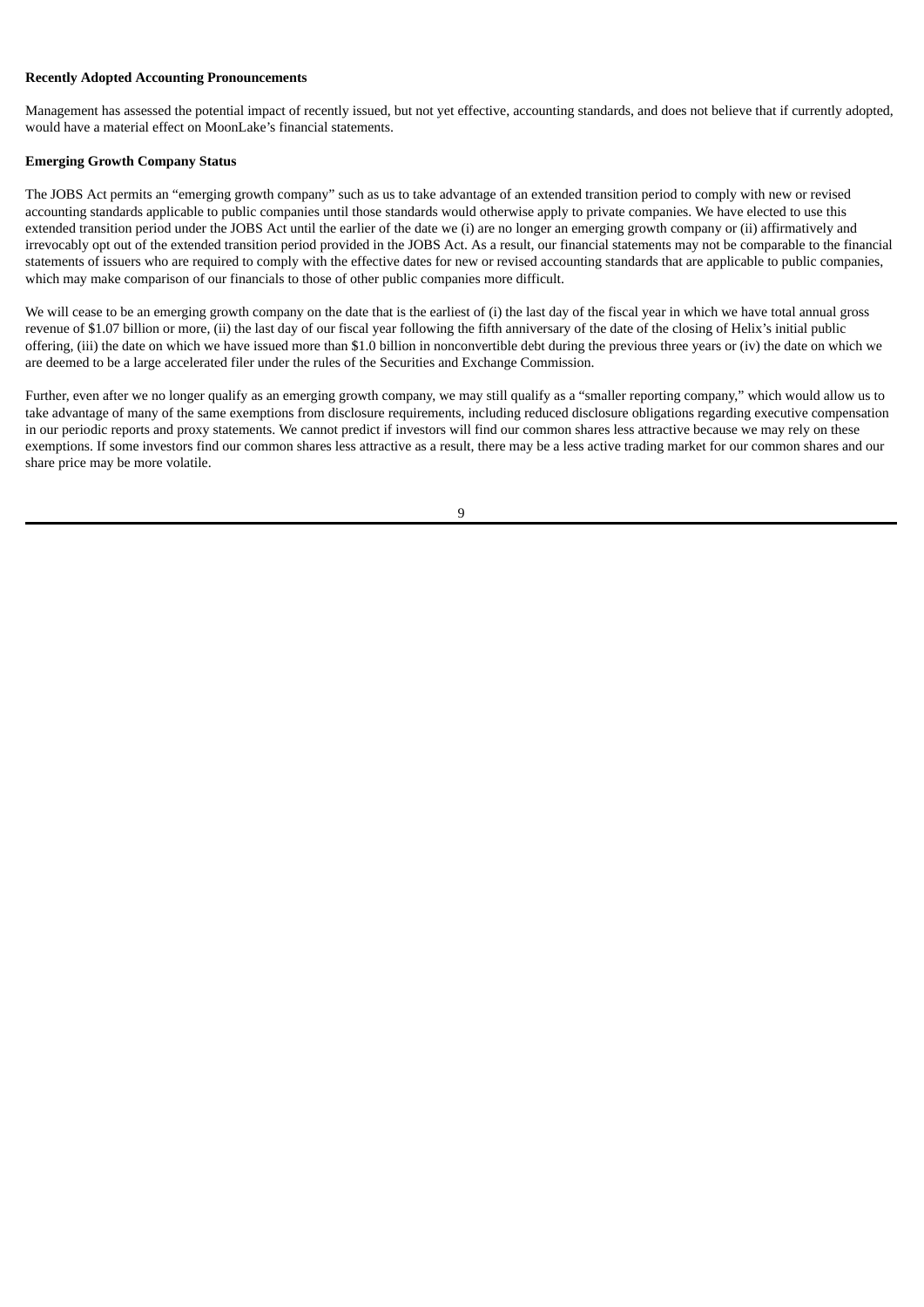**Recently Adopted Accounting Pronouncements**

Management has assessed the potential impact of recently issued, but not yet effective, accounting standards, and does not believe that if currently adopted, would have a material effect on MoonLake's financial statements.

**Emerging Growth Company Status**

The JOBS Act permits an "emerging growth company" such as us to take advantage of an extended transition period to comply with new or revised accounting standards applicable to public companies until those standards would otherwise apply to private companies. We have elected to use this extended transition period under the JOBS Act until the earlier of the date we (i) are no longer an emerging growth company or (ii) affirmatively and irrevocably opt out of the extended transition period provided in the JOBS Act. As a result, our financial statements may not be comparable to the financial statements of issuers who are required to comply with the effective dates for new or revised accounting standards that are applicable to public companies, which may make comparison of our financials to those of other public companies more difficult.

We will cease to be an emerging growth company on the date that is the earliest of (i) the last day of the fiscal year in which we have total annual gross revenue of $1.07 billion or more, (ii) the last day of our fiscal year following the fifth anniversary of the date of the closing of Helix's initial public offering, (iii) the date on which we have issued more than $1.0 billion in nonconvertible debt during the previous three years or (iv) the date on which we are deemed to be a large accelerated filer under the rules of the Securities and Exchange Commission.

Further, even after we no longer qualify as an emerging growth company, we may still qualify as a "smaller reporting company," which would allow us to take advantage of many of the same exemptions from disclosure requirements, including reduced disclosure obligations regarding executive compensation in our periodic reports and proxy statements. We cannot predict if investors will find our common shares less attractive because we may rely on these exemptions. If some investors find our common shares less attractive as a result, there may be a less active trading market for our common shares and our share price may be more volatile.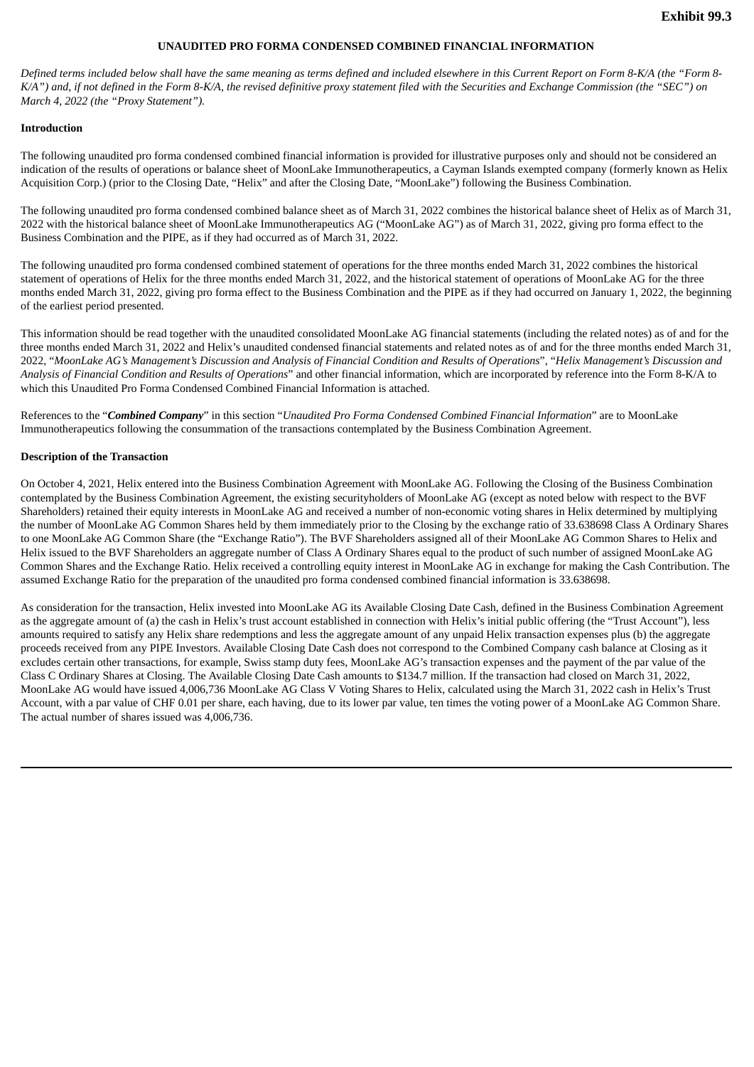**Exhibit 99.3**

**UNAUDITED PRO FORMA CONDENSED COMBINED FINANCIAL INFORMATION**

*Defined terms included below shall have the same meaning as terms defined and included elsewhere in this Current Report on Form 8-K/A (the "Form 8-K/A") and, if not defined in the Form 8-K/A, the revised definitive proxy statement filed with the Securities and Exchange Commission (the "SEC") on March 4, 2022 (the "Proxy Statement").*

**Introduction**

The following unaudited pro forma condensed combined financial information is provided for illustrative purposes only and should not be considered an indication of the results of operations or balance sheet of MoonLake Immunotherapeutics, a Cayman Islands exempted company (formerly known as Helix Acquisition Corp.) (prior to the Closing Date, "Helix" and after the Closing Date, "MoonLake") following the Business Combination.

The following unaudited pro forma condensed combined balance sheet as of March 31, 2022 combines the historical balance sheet of Helix as of March 31, 2022 with the historical balance sheet of MoonLake Immunotherapeutics AG ("MoonLake AG") as of March 31, 2022, giving pro forma effect to the Business Combination and the PIPE, as if they had occurred as of March 31, 2022.

The following unaudited pro forma condensed combined statement of operations for the three months ended March 31, 2022 combines the historical statement of operations of Helix for the three months ended March 31, 2022, and the historical statement of operations of MoonLake AG for the three months ended March 31, 2022, giving pro forma effect to the Business Combination and the PIPE as if they had occurred on January 1, 2022, the beginning of the earliest period presented.

This information should be read together with the unaudited consolidated MoonLake AG financial statements (including the related notes) as of and for the three months ended March 31, 2022 and Helix's unaudited condensed financial statements and related notes as of and for the three months ended March 31, 2022, "*MoonLake AG's Management's Discussion and Analysis of Financial Condition and Results of Operations*", "*Helix Management's Discussion and Analysis of Financial Condition and Results of Operations*" and other financial information, which are incorporated by reference into the Form 8-K/A to which this Unaudited Pro Forma Condensed Combined Financial Information is attached.

References to the "***Combined Company***" in this section "*Unaudited Pro Forma Condensed Combined Financial Information*" are to MoonLake Immunotherapeutics following the consummation of the transactions contemplated by the Business Combination Agreement.

**Description of the Transaction**

On October 4, 2021, Helix entered into the Business Combination Agreement with MoonLake AG. Following the Closing of the Business Combination contemplated by the Business Combination Agreement, the existing securityholders of MoonLake AG (except as noted below with respect to the BVF Shareholders) retained their equity interests in MoonLake AG and received a number of non-economic voting shares in Helix determined by multiplying the number of MoonLake AG Common Shares held by them immediately prior to the Closing by the exchange ratio of 33.638698 Class A Ordinary Shares to one MoonLake AG Common Share (the "Exchange Ratio"). The BVF Shareholders assigned all of their MoonLake AG Common Shares to Helix and Helix issued to the BVF Shareholders an aggregate number of Class A Ordinary Shares equal to the product of such number of assigned MoonLake AG Common Shares and the Exchange Ratio. Helix received a controlling equity interest in MoonLake AG in exchange for making the Cash Contribution. The assumed Exchange Ratio for the preparation of the unaudited pro forma condensed combined financial information is 33.638698.

As consideration for the transaction, Helix invested into MoonLake AG its Available Closing Date Cash, defined in the Business Combination Agreement as the aggregate amount of (a) the cash in Helix's trust account established in connection with Helix's initial public offering (the "Trust Account"), less amounts required to satisfy any Helix share redemptions and less the aggregate amount of any unpaid Helix transaction expenses plus (b) the aggregate proceeds received from any PIPE Investors. Available Closing Date Cash does not correspond to the Combined Company cash balance at Closing as it excludes certain other transactions, for example, Swiss stamp duty fees, MoonLake AG's transaction expenses and the payment of the par value of the Class C Ordinary Shares at Closing. The Available Closing Date Cash amounts to $134.7 million. If the transaction had closed on March 31, 2022, MoonLake AG would have issued 4,006,736 MoonLake AG Class V Voting Shares to Helix, calculated using the March 31, 2022 cash in Helix's Trust Account, with a par value of CHF 0.01 per share, each having, due to its lower par value, ten times the voting power of a MoonLake AG Common Share. The actual number of shares issued was 4,006,736.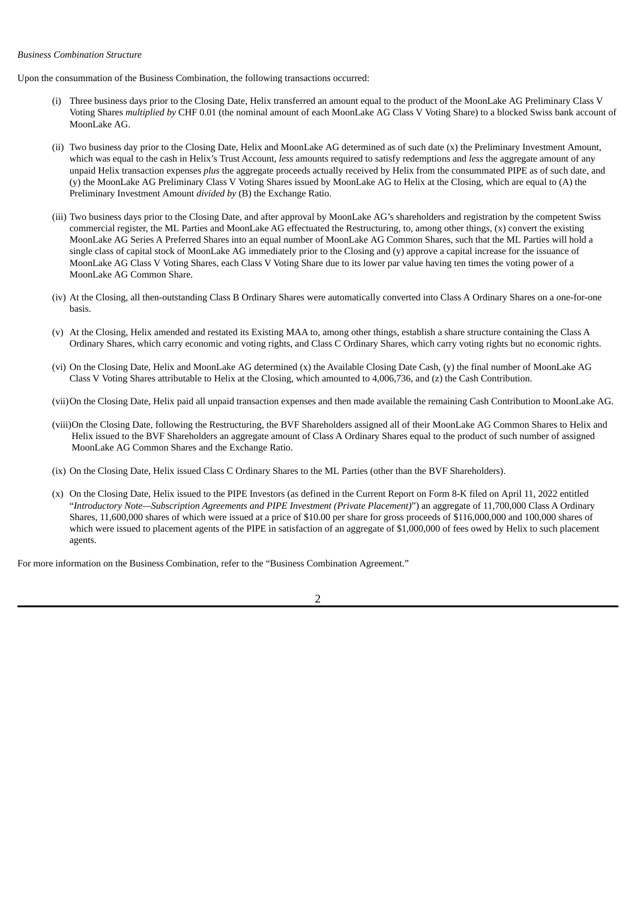*Business Combination Structure*

Upon the consummation of the Business Combination, the following transactions occurred:

(i) Three business days prior to the Closing Date, Helix transferred an amount equal to the product of the MoonLake AG Preliminary Class V Voting Shares *multiplied by* CHF 0.01 (the nominal amount of each MoonLake AG Class V Voting Share) to a blocked Swiss bank account of MoonLake AG.

(ii) Two business day prior to the Closing Date, Helix and MoonLake AG determined as of such date (x) the Preliminary Investment Amount, which was equal to the cash in Helix's Trust Account, *less* amounts required to satisfy redemptions and *less* the aggregate amount of any unpaid Helix transaction expenses *plus* the aggregate proceeds actually received by Helix from the consummated PIPE as of such date, and (y) the MoonLake AG Preliminary Class V Voting Shares issued by MoonLake AG to Helix at the Closing, which are equal to (A) the Preliminary Investment Amount *divided by* (B) the Exchange Ratio.

(iii) Two business days prior to the Closing Date, and after approval by MoonLake AG's shareholders and registration by the competent Swiss commercial register, the ML Parties and MoonLake AG effectuated the Restructuring, to, among other things, (x) convert the existing MoonLake AG Series A Preferred Shares into an equal number of MoonLake AG Common Shares, such that the ML Parties will hold a single class of capital stock of MoonLake AG immediately prior to the Closing and (y) approve a capital increase for the issuance of MoonLake AG Class V Voting Shares, each Class V Voting Share due to its lower par value having ten times the voting power of a MoonLake AG Common Share.

(iv) At the Closing, all then-outstanding Class B Ordinary Shares were automatically converted into Class A Ordinary Shares on a one-for-one basis.

(v) At the Closing, Helix amended and restated its Existing MAA to, among other things, establish a share structure containing the Class A Ordinary Shares, which carry economic and voting rights, and Class C Ordinary Shares, which carry voting rights but no economic rights.

(vi) On the Closing Date, Helix and MoonLake AG determined (x) the Available Closing Date Cash, (y) the final number of MoonLake AG Class V Voting Shares attributable to Helix at the Closing, which amounted to 4,006,736, and (z) the Cash Contribution.

(vii) On the Closing Date, Helix paid all unpaid transaction expenses and then made available the remaining Cash Contribution to MoonLake AG.

(viii) On the Closing Date, following the Restructuring, the BVF Shareholders assigned all of their MoonLake AG Common Shares to Helix and Helix issued to the BVF Shareholders an aggregate amount of Class A Ordinary Shares equal to the product of such number of assigned MoonLake AG Common Shares and the Exchange Ratio.

(ix) On the Closing Date, Helix issued Class C Ordinary Shares to the ML Parties (other than the BVF Shareholders).

(x) On the Closing Date, Helix issued to the PIPE Investors (as defined in the Current Report on Form 8-K filed on April 11, 2022 entitled "*Introductory Note—Subscription Agreements and PIPE Investment (Private Placement)*") an aggregate of 11,700,000 Class A Ordinary Shares, 11,600,000 shares of which were issued at a price of $10.00 per share for gross proceeds of $116,000,000 and 100,000 shares of which were issued to placement agents of the PIPE in satisfaction of an aggregate of $1,000,000 of fees owed by Helix to such placement agents.

For more information on the Business Combination, refer to the "Business Combination Agreement."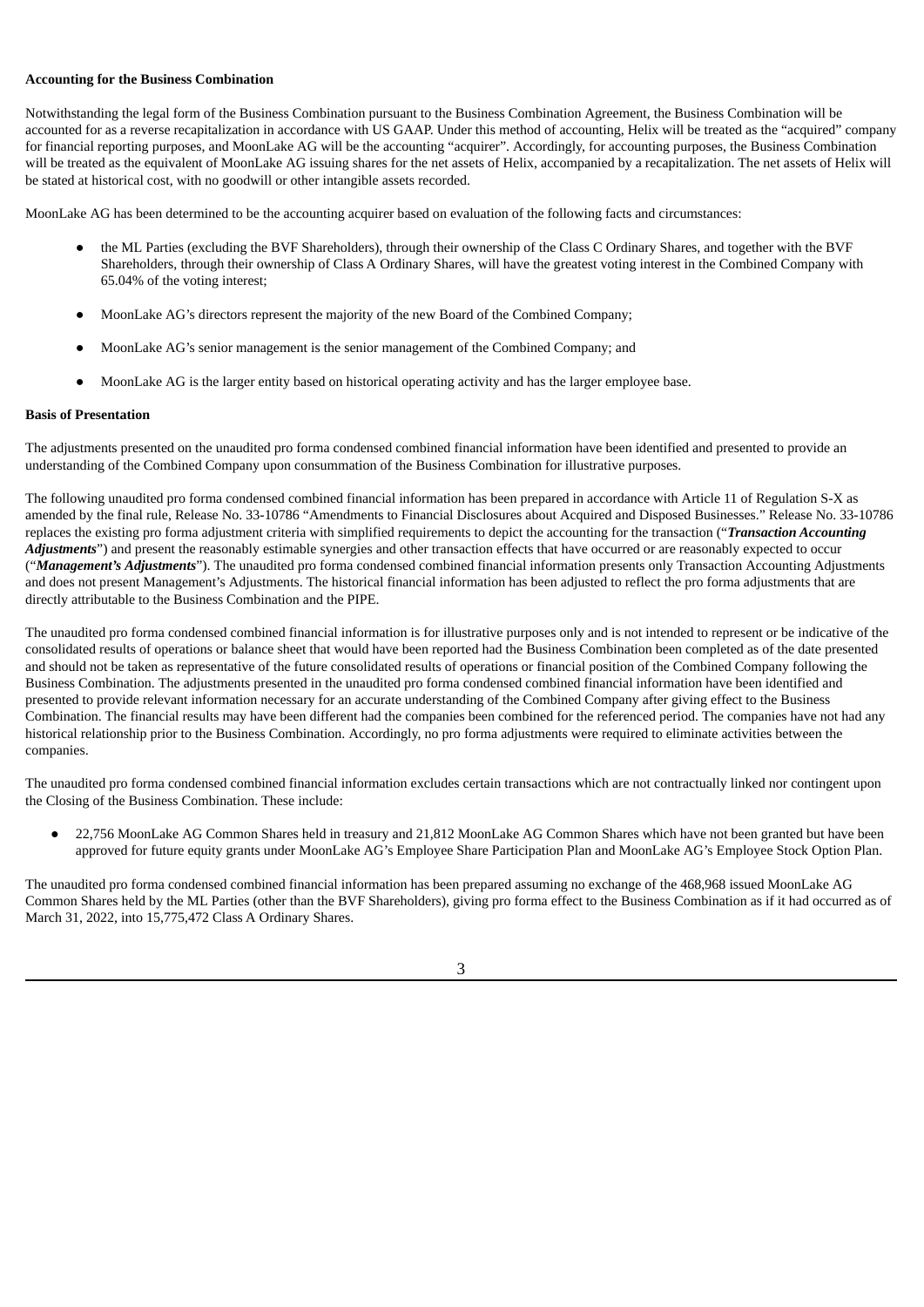**Accounting for the Business Combination**

Notwithstanding the legal form of the Business Combination pursuant to the Business Combination Agreement, the Business Combination will be accounted for as a reverse recapitalization in accordance with US GAAP. Under this method of accounting, Helix will be treated as the "acquired" company for financial reporting purposes, and MoonLake AG will be the accounting "acquirer". Accordingly, for accounting purposes, the Business Combination will be treated as the equivalent of MoonLake AG issuing shares for the net assets of Helix, accompanied by a recapitalization. The net assets of Helix will be stated at historical cost, with no goodwill or other intangible assets recorded.

MoonLake AG has been determined to be the accounting acquirer based on evaluation of the following facts and circumstances:

- the ML Parties (excluding the BVF Shareholders), through their ownership of the Class C Ordinary Shares, and together with the BVF Shareholders, through their ownership of Class A Ordinary Shares, will have the greatest voting interest in the Combined Company with 65.04% of the voting interest;
- MoonLake AG's directors represent the majority of the new Board of the Combined Company;
- MoonLake AG's senior management is the senior management of the Combined Company; and
- MoonLake AG is the larger entity based on historical operating activity and has the larger employee base.

**Basis of Presentation**

The adjustments presented on the unaudited pro forma condensed combined financial information have been identified and presented to provide an understanding of the Combined Company upon consummation of the Business Combination for illustrative purposes.

The following unaudited pro forma condensed combined financial information has been prepared in accordance with Article 11 of Regulation S-X as amended by the final rule, Release No. 33-10786 "Amendments to Financial Disclosures about Acquired and Disposed Businesses." Release No. 33-10786 replaces the existing pro forma adjustment criteria with simplified requirements to depict the accounting for the transaction ("***Transaction Accounting Adjustments***") and present the reasonably estimable synergies and other transaction effects that have occurred or are reasonably expected to occur ("***Management's Adjustments***"). The unaudited pro forma condensed combined financial information presents only Transaction Accounting Adjustments and does not present Management's Adjustments. The historical financial information has been adjusted to reflect the pro forma adjustments that are directly attributable to the Business Combination and the PIPE.

The unaudited pro forma condensed combined financial information is for illustrative purposes only and is not intended to represent or be indicative of the consolidated results of operations or balance sheet that would have been reported had the Business Combination been completed as of the date presented and should not be taken as representative of the future consolidated results of operations or financial position of the Combined Company following the Business Combination. The adjustments presented in the unaudited pro forma condensed combined financial information have been identified and presented to provide relevant information necessary for an accurate understanding of the Combined Company after giving effect to the Business Combination. The financial results may have been different had the companies been combined for the referenced period. The companies have not had any historical relationship prior to the Business Combination. Accordingly, no pro forma adjustments were required to eliminate activities between the companies.

The unaudited pro forma condensed combined financial information excludes certain transactions which are not contractually linked nor contingent upon the Closing of the Business Combination. These include:

- 22,756 MoonLake AG Common Shares held in treasury and 21,812 MoonLake AG Common Shares which have not been granted but have been approved for future equity grants under MoonLake AG's Employee Share Participation Plan and MoonLake AG's Employee Stock Option Plan.

The unaudited pro forma condensed combined financial information has been prepared assuming no exchange of the 468,968 issued MoonLake AG Common Shares held by the ML Parties (other than the BVF Shareholders), giving pro forma effect to the Business Combination as if it had occurred as of March 31, 2022, into 15,775,472 Class A Ordinary Shares.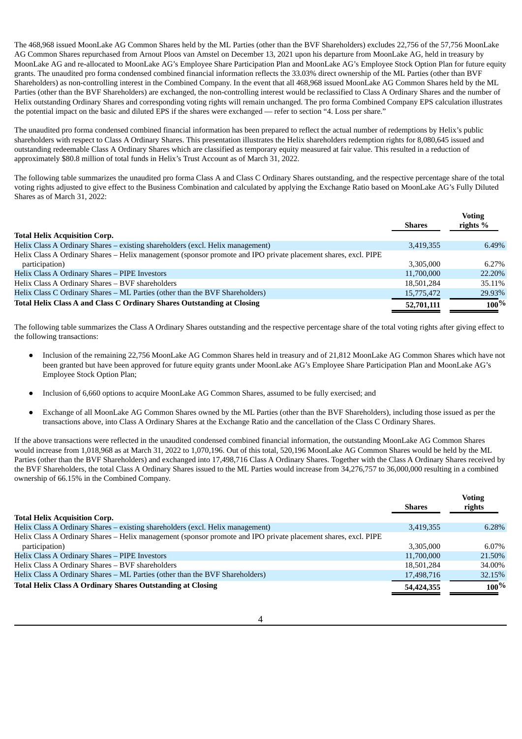The 468,968 issued MoonLake AG Common Shares held by the ML Parties (other than the BVF Shareholders) excludes 22,756 of the 57,756 MoonLake AG Common Shares repurchased from Arnout Ploos van Amstel on December 13, 2021 upon his departure from MoonLake AG, held in treasury by MoonLake AG and re-allocated to MoonLake AG's Employee Share Participation Plan and MoonLake AG's Employee Stock Option Plan for future equity grants. The unaudited pro forma condensed combined financial information reflects the 33.03% direct ownership of the ML Parties (other than BVF Shareholders) as non-controlling interest in the Combined Company. In the event that all 468,968 issued MoonLake AG Common Shares held by the ML Parties (other than the BVF Shareholders) are exchanged, the non-controlling interest would be reclassified to Class A Ordinary Shares and the number of Helix outstanding Ordinary Shares and corresponding voting rights will remain unchanged. The pro forma Combined Company EPS calculation illustrates the potential impact on the basic and diluted EPS if the shares were exchanged — refer to section "4. Loss per share."

The unaudited pro forma condensed combined financial information has been prepared to reflect the actual number of redemptions by Helix's public shareholders with respect to Class A Ordinary Shares. This presentation illustrates the Helix shareholders redemption rights for 8,080,645 issued and outstanding redeemable Class A Ordinary Shares which are classified as temporary equity measured at fair value. This resulted in a reduction of approximately $80.8 million of total funds in Helix's Trust Account as of March 31, 2022.

The following table summarizes the unaudited pro forma Class A and Class C Ordinary Shares outstanding, and the respective percentage share of the total voting rights adjusted to give effect to the Business Combination and calculated by applying the Exchange Ratio based on MoonLake AG's Fully Diluted Shares as of March 31, 2022:

| | Shares | Voting rights % |
|---|---|---|
| **Total Helix Acquisition Corp.** | | |
| Helix Class A Ordinary Shares – existing shareholders (excl. Helix management) | 3,419,355 | 6.49% |
| Helix Class A Ordinary Shares – Helix management (sponsor promote and IPO private placement shares, excl. PIPE participation) | 3,305,000 | 6.27% |
| Helix Class A Ordinary Shares – PIPE Investors | 11,700,000 | 22.20% |
| Helix Class A Ordinary Shares – BVF shareholders | 18,501,284 | 35.11% |
| Helix Class C Ordinary Shares – ML Parties (other than the BVF Shareholders) | 15,775,472 | 29.93% |
| **Total Helix Class A and Class C Ordinary Shares Outstanding at Closing** | **52,701,111** | **100%** |

The following table summarizes the Class A Ordinary Shares outstanding and the respective percentage share of the total voting rights after giving effect to the following transactions:

- Inclusion of the remaining 22,756 MoonLake AG Common Shares held in treasury and of 21,812 MoonLake AG Common Shares which have not been granted but have been approved for future equity grants under MoonLake AG's Employee Share Participation Plan and MoonLake AG's Employee Stock Option Plan;
- Inclusion of 6,660 options to acquire MoonLake AG Common Shares, assumed to be fully exercised; and
- Exchange of all MoonLake AG Common Shares owned by the ML Parties (other than the BVF Shareholders), including those issued as per the transactions above, into Class A Ordinary Shares at the Exchange Ratio and the cancellation of the Class C Ordinary Shares.

If the above transactions were reflected in the unaudited condensed combined financial information, the outstanding MoonLake AG Common Shares would increase from 1,018,968 as at March 31, 2022 to 1,070,196. Out of this total, 520,196 MoonLake AG Common Shares would be held by the ML Parties (other than the BVF Shareholders) and exchanged into 17,498,716 Class A Ordinary Shares. Together with the Class A Ordinary Shares received by the BVF Shareholders, the total Class A Ordinary Shares issued to the ML Parties would increase from 34,276,757 to 36,000,000 resulting in a combined ownership of 66.15% in the Combined Company.

| | Shares | Voting rights |
|---|---|---|
| **Total Helix Acquisition Corp.** | | |
| Helix Class A Ordinary Shares – existing shareholders (excl. Helix management) | 3,419,355 | 6.28% |
| Helix Class A Ordinary Shares – Helix management (sponsor promote and IPO private placement shares, excl. PIPE participation) | 3,305,000 | 6.07% |
| Helix Class A Ordinary Shares – PIPE Investors | 11,700,000 | 21.50% |
| Helix Class A Ordinary Shares – BVF shareholders | 18,501,284 | 34.00% |
| Helix Class A Ordinary Shares – ML Parties (other than the BVF Shareholders) | 17,498,716 | 32.15% |
| **Total Helix Class A Ordinary Shares Outstanding at Closing** | **54,424,355** | **100%** |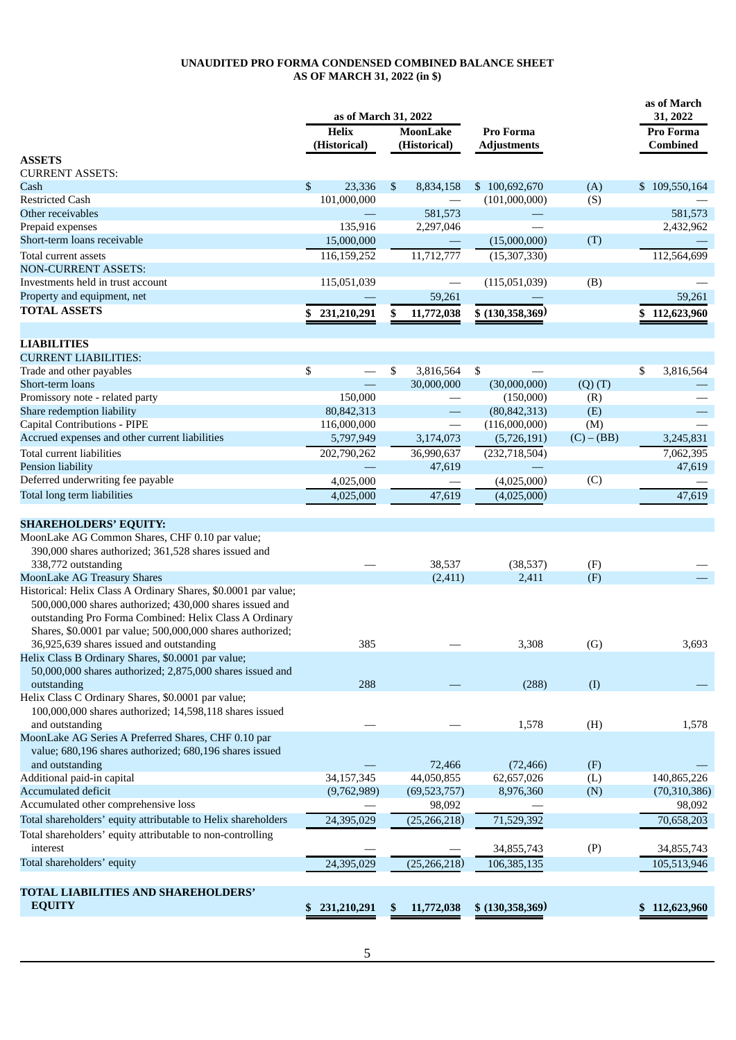**UNAUDITED PRO FORMA CONDENSED COMBINED BALANCE SHEET**
**AS OF MARCH 31, 2022 (in $)**

| | as of March 31, 2022 | | | | as of March 31, 2022 |
|---|---|---|---|---|---|
| | Helix (Historical) | MoonLake (Historical) | Pro Forma Adjustments | | Pro Forma Combined |
| **ASSETS** | | | | | |
| CURRENT ASSETS: | | | | | |
| Cash | $ 23,336 | $ 8,834,158 | $ 100,692,670 | (A) | $ 109,550,164 |
| Restricted Cash | 101,000,000 | — | (101,000,000) | (S) | — |
| Other receivables | — | 581,573 | — | | 581,573 |
| Prepaid expenses | 135,916 | 2,297,046 | — | | 2,432,962 |
| Short-term loans receivable | 15,000,000 | — | (15,000,000) | (T) | — |
| Total current assets | 116,159,252 | 11,712,777 | (15,307,330) | | 112,564,699 |
| NON-CURRENT ASSETS: | | | | | |
| Investments held in trust account | 115,051,039 | — | (115,051,039) | (B) | — |
| Property and equipment, net | — | 59,261 | — | | 59,261 |
| **TOTAL ASSETS** | $ 231,210,291 | $ 11,772,038 | $ (130,358,369) | | $ 112,623,960 |
| **LIABILITIES** | | | | | |
| CURRENT LIABILITIES: | | | | | |
| Trade and other payables | $ — | $ 3,816,564 | $ — | | $ 3,816,564 |
| Short-term loans | — | 30,000,000 | (30,000,000) | (Q) (T) | — |
| Promissory note - related party | 150,000 | — | (150,000) | (R) | — |
| Share redemption liability | 80,842,313 | — | (80,842,313) | (E) | — |
| Capital Contributions - PIPE | 116,000,000 | — | (116,000,000) | (M) | — |
| Accrued expenses and other current liabilities | 5,797,949 | 3,174,073 | (5,726,191) | (C) – (BB) | 3,245,831 |
| Total current liabilities | 202,790,262 | 36,990,637 | (232,718,504) | | 7,062,395 |
| Pension liability | — | 47,619 | — | | 47,619 |
| Deferred underwriting fee payable | 4,025,000 | — | (4,025,000) | (C) | — |
| Total long term liabilities | 4,025,000 | 47,619 | (4,025,000) | | 47,619 |
| **SHAREHOLDERS' EQUITY:** | | | | | |
| MoonLake AG Common Shares, CHF 0.10 par value; 390,000 shares authorized; 361,528 shares issued and 338,772 outstanding | — | 38,537 | (38,537) | (F) | — |
| MoonLake AG Treasury Shares | | (2,411) | 2,411 | (F) | — |
| Historical: Helix Class A Ordinary Shares, $0.0001 par value; 500,000,000 shares authorized; 430,000 shares issued and outstanding Pro Forma Combined: Helix Class A Ordinary Shares, $0.0001 par value; 500,000,000 shares authorized; 36,925,639 shares issued and outstanding | 385 | — | 3,308 | (G) | 3,693 |
| Helix Class B Ordinary Shares, $0.0001 par value; 50,000,000 shares authorized; 2,875,000 shares issued and outstanding | 288 | — | (288) | (I) | — |
| Helix Class C Ordinary Shares, $0.0001 par value; 100,000,000 shares authorized; 14,598,118 shares issued and outstanding | — | — | 1,578 | (H) | 1,578 |
| MoonLake AG Series A Preferred Shares, CHF 0.10 par value; 680,196 shares authorized; 680,196 shares issued and outstanding | — | 72,466 | (72,466) | (F) | — |
| Additional paid-in capital | 34,157,345 | 44,050,855 | 62,657,026 | (L) | 140,865,226 |
| Accumulated deficit | (9,762,989) | (69,523,757) | 8,976,360 | (N) | (70,310,386) |
| Accumulated other comprehensive loss | — | 98,092 | — | | 98,092 |
| Total shareholders' equity attributable to Helix shareholders | 24,395,029 | (25,266,218) | 71,529,392 | | 70,658,203 |
| Total shareholders' equity attributable to non-controlling interest | — | — | 34,855,743 | (P) | 34,855,743 |
| Total shareholders' equity | 24,395,029 | (25,266,218) | 106,385,135 | | 105,513,946 |
| **TOTAL LIABILITIES AND SHAREHOLDERS' EQUITY** | $ 231,210,291 | $ 11,772,038 | $ (130,358,369) | | $ 112,623,960 |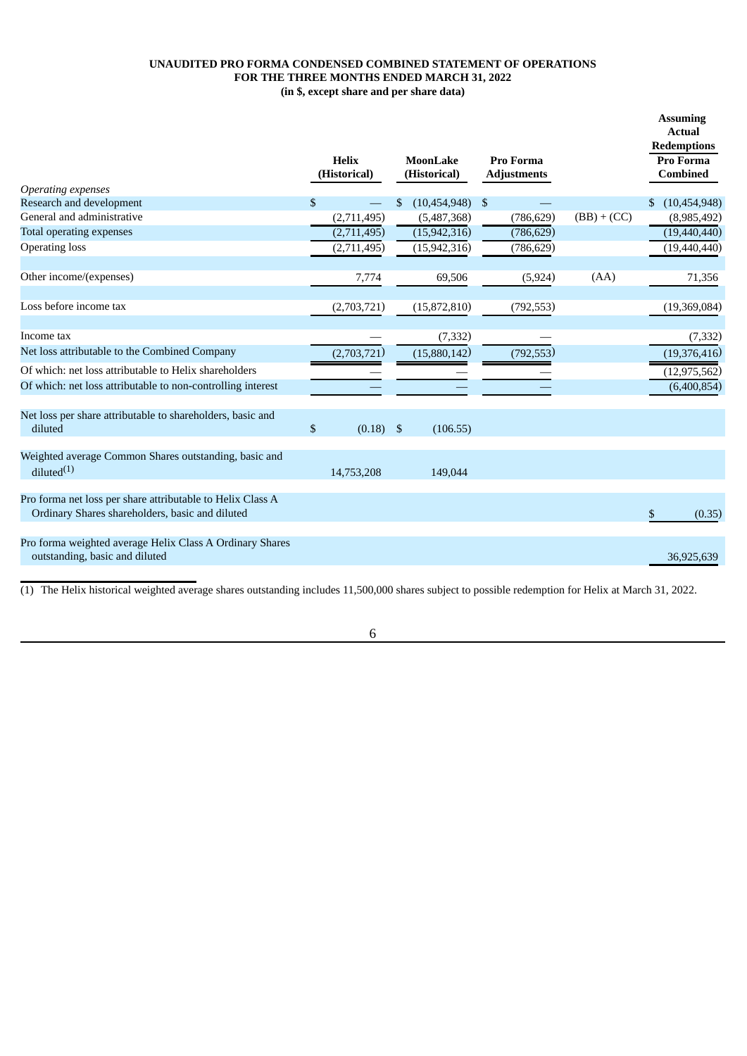**UNAUDITED PRO FORMA CONDENSED COMBINED STATEMENT OF OPERATIONS**
**FOR THE THREE MONTHS ENDED MARCH 31, 2022**
**(in $, except share and per share data)**

| | Helix (Historical) | MoonLake (Historical) | Pro Forma Adjustments | | Assuming Actual Redemptions Pro Forma Combined |
|---|---|---|---|---|---|
| *Operating expenses* | | | | | |
| Research and development | $ — | $ (10,454,948) | $ — | | $ (10,454,948) |
| General and administrative | (2,711,495) | (5,487,368) | (786,629) | (BB) + (CC) | (8,985,492) |
| Total operating expenses | (2,711,495) | (15,942,316) | (786,629) | | (19,440,440) |
| Operating loss | (2,711,495) | (15,942,316) | (786,629) | | (19,440,440) |
| Other income/(expenses) | 7,774 | 69,506 | (5,924) | (AA) | 71,356 |
| Loss before income tax | (2,703,721) | (15,872,810) | (792,553) | | (19,369,084) |
| Income tax | — | (7,332) | — | | (7,332) |
| Net loss attributable to the Combined Company | (2,703,721) | (15,880,142) | (792,553) | | (19,376,416) |
| Of which: net loss attributable to Helix shareholders | — | — | — | | (12,975,562) |
| Of which: net loss attributable to non-controlling interest | — | — | — | | (6,400,854) |
| Net loss per share attributable to shareholders, basic and diluted | $ (0.18) | $ (106.55) | | | |
| Weighted average Common Shares outstanding, basic and diluted(1) | 14,753,208 | 149,044 | | | |
| Pro forma net loss per share attributable to Helix Class A Ordinary Shares shareholders, basic and diluted | | | | | $ (0.35) |
| Pro forma weighted average Helix Class A Ordinary Shares outstanding, basic and diluted | | | | | 36,925,639 |

(1) The Helix historical weighted average shares outstanding includes 11,500,000 shares subject to possible redemption for Helix at March 31, 2022.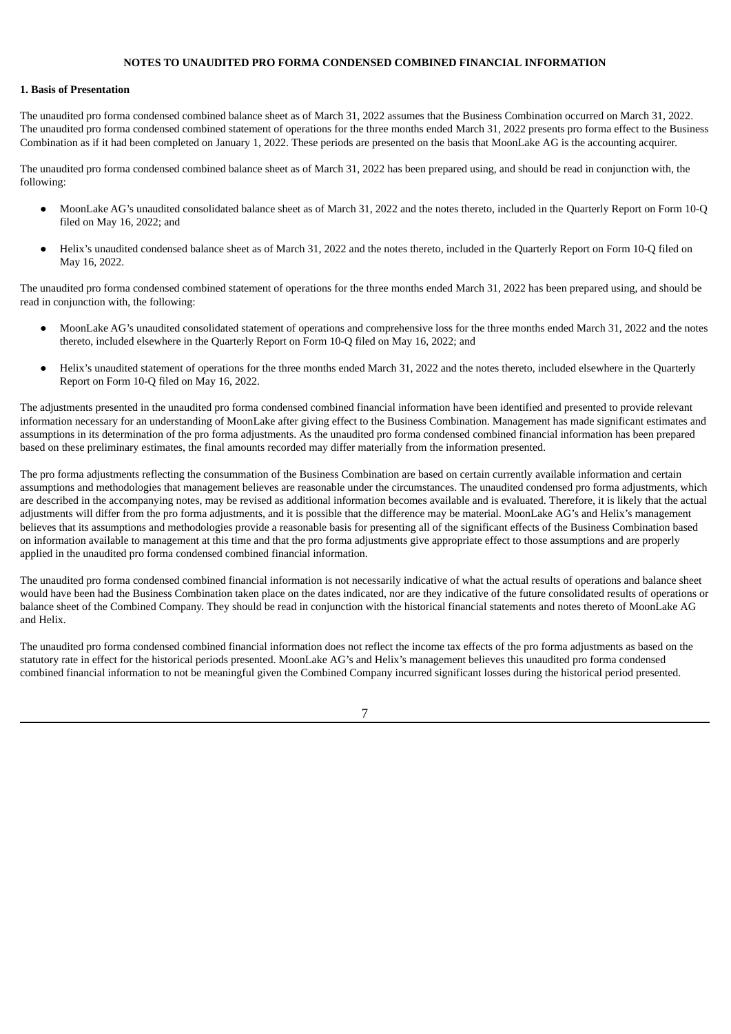## NOTES TO UNAUDITED PRO FORMA CONDENSED COMBINED FINANCIAL INFORMATION

### 1. Basis of Presentation

The unaudited pro forma condensed combined balance sheet as of March 31, 2022 assumes that the Business Combination occurred on March 31, 2022. The unaudited pro forma condensed combined statement of operations for the three months ended March 31, 2022 presents pro forma effect to the Business Combination as if it had been completed on January 1, 2022. These periods are presented on the basis that MoonLake AG is the accounting acquirer.

The unaudited pro forma condensed combined balance sheet as of March 31, 2022 has been prepared using, and should be read in conjunction with, the following:

- MoonLake AG's unaudited consolidated balance sheet as of March 31, 2022 and the notes thereto, included in the Quarterly Report on Form 10-Q filed on May 16, 2022; and
- Helix's unaudited condensed balance sheet as of March 31, 2022 and the notes thereto, included in the Quarterly Report on Form 10-Q filed on May 16, 2022.

The unaudited pro forma condensed combined statement of operations for the three months ended March 31, 2022 has been prepared using, and should be read in conjunction with, the following:

- MoonLake AG's unaudited consolidated statement of operations and comprehensive loss for the three months ended March 31, 2022 and the notes thereto, included elsewhere in the Quarterly Report on Form 10-Q filed on May 16, 2022; and
- Helix's unaudited statement of operations for the three months ended March 31, 2022 and the notes thereto, included elsewhere in the Quarterly Report on Form 10-Q filed on May 16, 2022.

The adjustments presented in the unaudited pro forma condensed combined financial information have been identified and presented to provide relevant information necessary for an understanding of MoonLake after giving effect to the Business Combination. Management has made significant estimates and assumptions in its determination of the pro forma adjustments. As the unaudited pro forma condensed combined financial information has been prepared based on these preliminary estimates, the final amounts recorded may differ materially from the information presented.

The pro forma adjustments reflecting the consummation of the Business Combination are based on certain currently available information and certain assumptions and methodologies that management believes are reasonable under the circumstances. The unaudited condensed pro forma adjustments, which are described in the accompanying notes, may be revised as additional information becomes available and is evaluated. Therefore, it is likely that the actual adjustments will differ from the pro forma adjustments, and it is possible that the difference may be material. MoonLake AG's and Helix's management believes that its assumptions and methodologies provide a reasonable basis for presenting all of the significant effects of the Business Combination based on information available to management at this time and that the pro forma adjustments give appropriate effect to those assumptions and are properly applied in the unaudited pro forma condensed combined financial information.

The unaudited pro forma condensed combined financial information is not necessarily indicative of what the actual results of operations and balance sheet would have been had the Business Combination taken place on the dates indicated, nor are they indicative of the future consolidated results of operations or balance sheet of the Combined Company. They should be read in conjunction with the historical financial statements and notes thereto of MoonLake AG and Helix.

The unaudited pro forma condensed combined financial information does not reflect the income tax effects of the pro forma adjustments as based on the statutory rate in effect for the historical periods presented. MoonLake AG's and Helix's management believes this unaudited pro forma condensed combined financial information to not be meaningful given the Combined Company incurred significant losses during the historical period presented.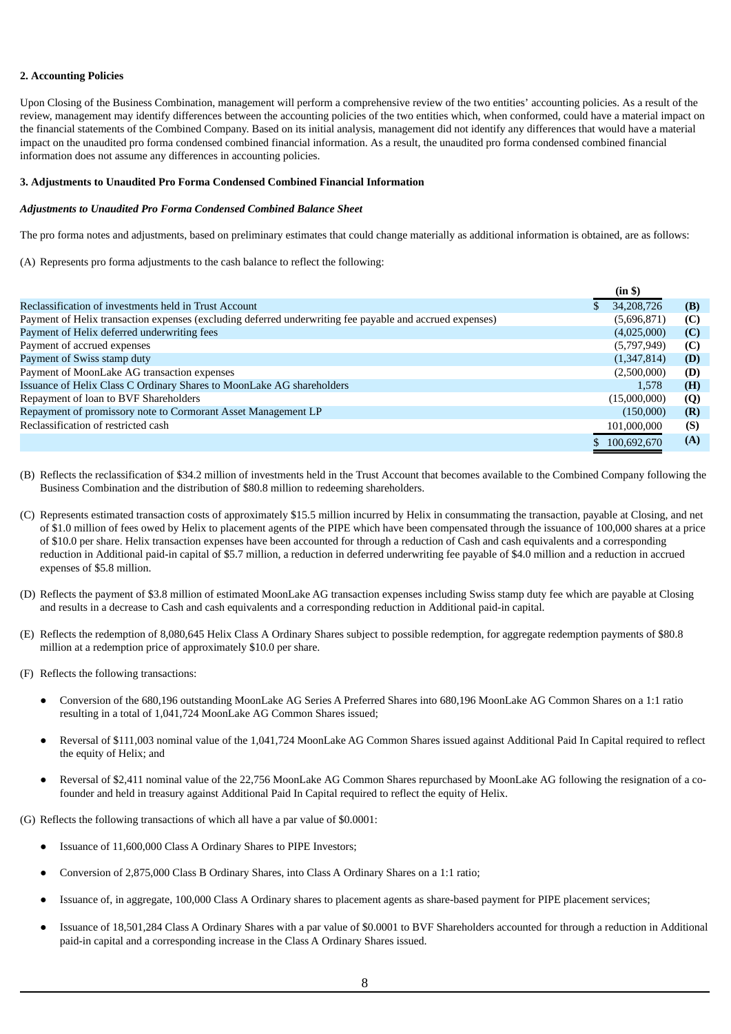**2. Accounting Policies**

Upon Closing of the Business Combination, management will perform a comprehensive review of the two entities' accounting policies. As a result of the review, management may identify differences between the accounting policies of the two entities which, when conformed, could have a material impact on the financial statements of the Combined Company. Based on its initial analysis, management did not identify any differences that would have a material impact on the unaudited pro forma condensed combined financial information. As a result, the unaudited pro forma condensed combined financial information does not assume any differences in accounting policies.

**3. Adjustments to Unaudited Pro Forma Condensed Combined Financial Information**

***Adjustments to Unaudited Pro Forma Condensed Combined Balance Sheet***

The pro forma notes and adjustments, based on preliminary estimates that could change materially as additional information is obtained, are as follows:

(A) Represents pro forma adjustments to the cash balance to reflect the following:

| | (in $) | |
|---|---|---|
| Reclassification of investments held in Trust Account | $ 34,208,726 | **(B)** |
| Payment of Helix transaction expenses (excluding deferred underwriting fee payable and accrued expenses) | (5,696,871) | **(C)** |
| Payment of Helix deferred underwriting fees | (4,025,000) | **(C)** |
| Payment of accrued expenses | (5,797,949) | **(C)** |
| Payment of Swiss stamp duty | (1,347,814) | **(D)** |
| Payment of MoonLake AG transaction expenses | (2,500,000) | **(D)** |
| Issuance of Helix Class C Ordinary Shares to MoonLake AG shareholders | 1,578 | **(H)** |
| Repayment of loan to BVF Shareholders | (15,000,000) | **(Q)** |
| Repayment of promissory note to Cormorant Asset Management LP | (150,000) | **(R)** |
| Reclassification of restricted cash | 101,000,000 | **(S)** |
| | $ 100,692,670 | **(A)** |

(B) Reflects the reclassification of $34.2 million of investments held in the Trust Account that becomes available to the Combined Company following the Business Combination and the distribution of $80.8 million to redeeming shareholders.

(C) Represents estimated transaction costs of approximately $15.5 million incurred by Helix in consummating the transaction, payable at Closing, and net of $1.0 million of fees owed by Helix to placement agents of the PIPE which have been compensated through the issuance of 100,000 shares at a price of $10.0 per share. Helix transaction expenses have been accounted for through a reduction of Cash and cash equivalents and a corresponding reduction in Additional paid-in capital of $5.7 million, a reduction in deferred underwriting fee payable of $4.0 million and a reduction in accrued expenses of $5.8 million.

(D) Reflects the payment of $3.8 million of estimated MoonLake AG transaction expenses including Swiss stamp duty fee which are payable at Closing and results in a decrease to Cash and cash equivalents and a corresponding reduction in Additional paid-in capital.

(E) Reflects the redemption of 8,080,645 Helix Class A Ordinary Shares subject to possible redemption, for aggregate redemption payments of $80.8 million at a redemption price of approximately $10.0 per share.

(F) Reflects the following transactions:

- Conversion of the 680,196 outstanding MoonLake AG Series A Preferred Shares into 680,196 MoonLake AG Common Shares on a 1:1 ratio resulting in a total of 1,041,724 MoonLake AG Common Shares issued;
- Reversal of $111,003 nominal value of the 1,041,724 MoonLake AG Common Shares issued against Additional Paid In Capital required to reflect the equity of Helix; and
- Reversal of $2,411 nominal value of the 22,756 MoonLake AG Common Shares repurchased by MoonLake AG following the resignation of a co-founder and held in treasury against Additional Paid In Capital required to reflect the equity of Helix.

(G) Reflects the following transactions of which all have a par value of $0.0001:

- Issuance of 11,600,000 Class A Ordinary Shares to PIPE Investors;
- Conversion of 2,875,000 Class B Ordinary Shares, into Class A Ordinary Shares on a 1:1 ratio;
- Issuance of, in aggregate, 100,000 Class A Ordinary shares to placement agents as share-based payment for PIPE placement services;
- Issuance of 18,501,284 Class A Ordinary Shares with a par value of $0.0001 to BVF Shareholders accounted for through a reduction in Additional paid-in capital and a corresponding increase in the Class A Ordinary Shares issued.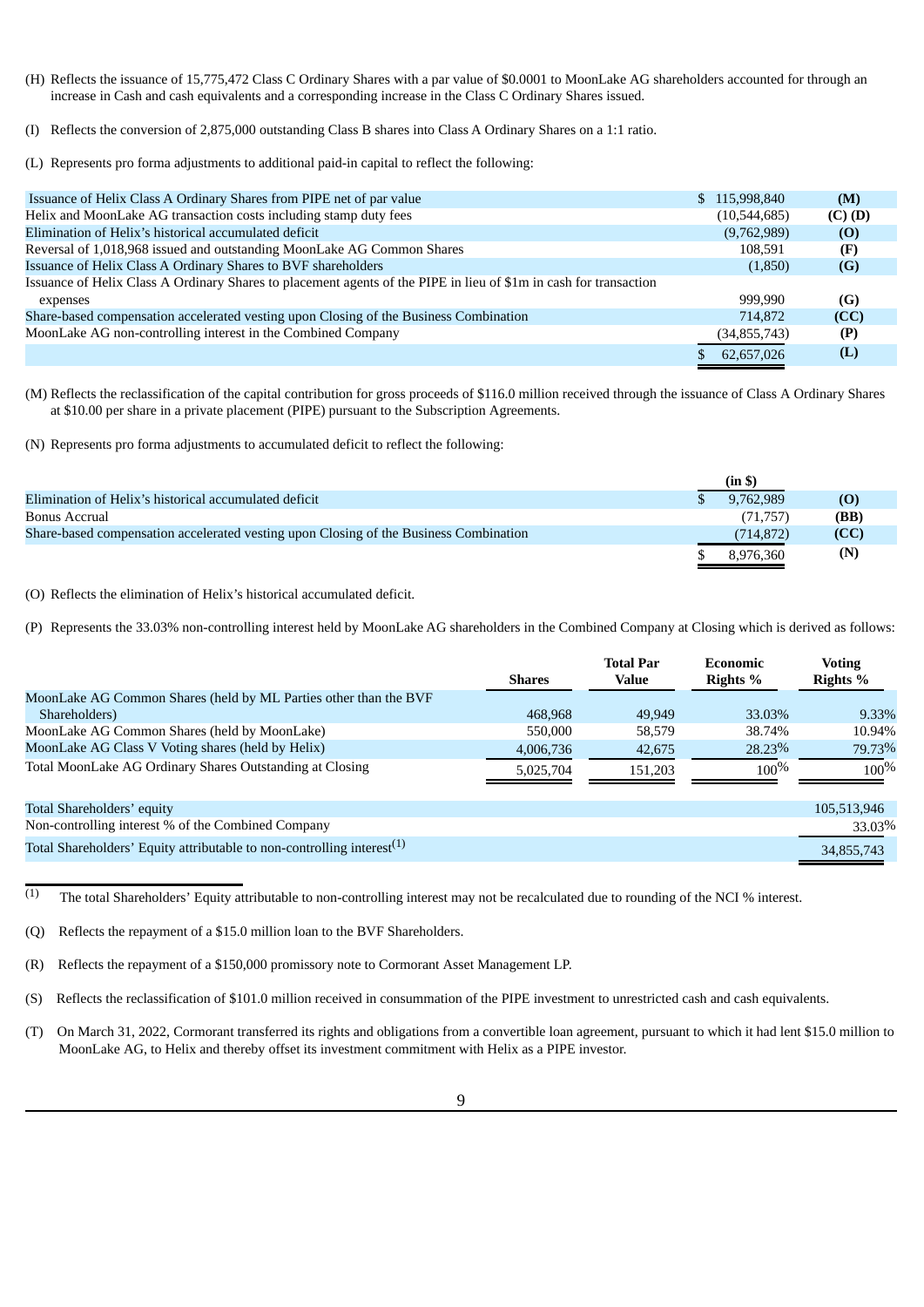(H) Reflects the issuance of 15,775,472 Class C Ordinary Shares with a par value of $0.0001 to MoonLake AG shareholders accounted for through an increase in Cash and cash equivalents and a corresponding increase in the Class C Ordinary Shares issued.

(I) Reflects the conversion of 2,875,000 outstanding Class B shares into Class A Ordinary Shares on a 1:1 ratio.

(L) Represents pro forma adjustments to additional paid-in capital to reflect the following:

| | | |
|---|---|---|
| Issuance of Helix Class A Ordinary Shares from PIPE net of par value | $ 115,998,840 | (M) |
| Helix and MoonLake AG transaction costs including stamp duty fees | (10,544,685) | (C) (D) |
| Elimination of Helix's historical accumulated deficit | (9,762,989) | (O) |
| Reversal of 1,018,968 issued and outstanding MoonLake AG Common Shares | 108,591 | (F) |
| Issuance of Helix Class A Ordinary Shares to BVF shareholders | (1,850) | (G) |
| Issuance of Helix Class A Ordinary Shares to placement agents of the PIPE in lieu of $1m in cash for transaction expenses | 999,990 | (G) |
| Share-based compensation accelerated vesting upon Closing of the Business Combination | 714,872 | (CC) |
| MoonLake AG non-controlling interest in the Combined Company | (34,855,743) | (P) |
| | $ 62,657,026 | (L) |

(M) Reflects the reclassification of the capital contribution for gross proceeds of $116.0 million received through the issuance of Class A Ordinary Shares at $10.00 per share in a private placement (PIPE) pursuant to the Subscription Agreements.

(N) Represents pro forma adjustments to accumulated deficit to reflect the following:

| | (in $) | |
|---|---|---|
| Elimination of Helix's historical accumulated deficit | $ 9,762,989 | (O) |
| Bonus Accrual | (71,757) | (BB) |
| Share-based compensation accelerated vesting upon Closing of the Business Combination | (714,872) | (CC) |
| | $ 8,976,360 | (N) |

(O) Reflects the elimination of Helix's historical accumulated deficit.

(P) Represents the 33.03% non-controlling interest held by MoonLake AG shareholders in the Combined Company at Closing which is derived as follows:

| | Shares | Total Par Value | Economic Rights % | Voting Rights % |
|---|---|---|---|---|
| MoonLake AG Common Shares (held by ML Parties other than the BVF Shareholders) | 468,968 | 49,949 | 33.03% | 9.33% |
| MoonLake AG Common Shares (held by MoonLake) | 550,000 | 58,579 | 38.74% | 10.94% |
| MoonLake AG Class V Voting shares (held by Helix) | 4,006,736 | 42,675 | 28.23% | 79.73% |
| Total MoonLake AG Ordinary Shares Outstanding at Closing | 5,025,704 | 151,203 | 100% | 100% |
| | | | | |
| Total Shareholders' equity | | | | 105,513,946 |
| Non-controlling interest % of the Combined Company | | | | 33.03% |
| Total Shareholders' Equity attributable to non-controlling interest[(1)] | | | | 34,855,743 |

(1) The total Shareholders' Equity attributable to non-controlling interest may not be recalculated due to rounding of the NCI % interest.

(Q) Reflects the repayment of a $15.0 million loan to the BVF Shareholders.

(R) Reflects the repayment of a $150,000 promissory note to Cormorant Asset Management LP.

(S) Reflects the reclassification of $101.0 million received in consummation of the PIPE investment to unrestricted cash and cash equivalents.

(T) On March 31, 2022, Cormorant transferred its rights and obligations from a convertible loan agreement, pursuant to which it had lent $15.0 million to MoonLake AG, to Helix and thereby offset its investment commitment with Helix as a PIPE investor.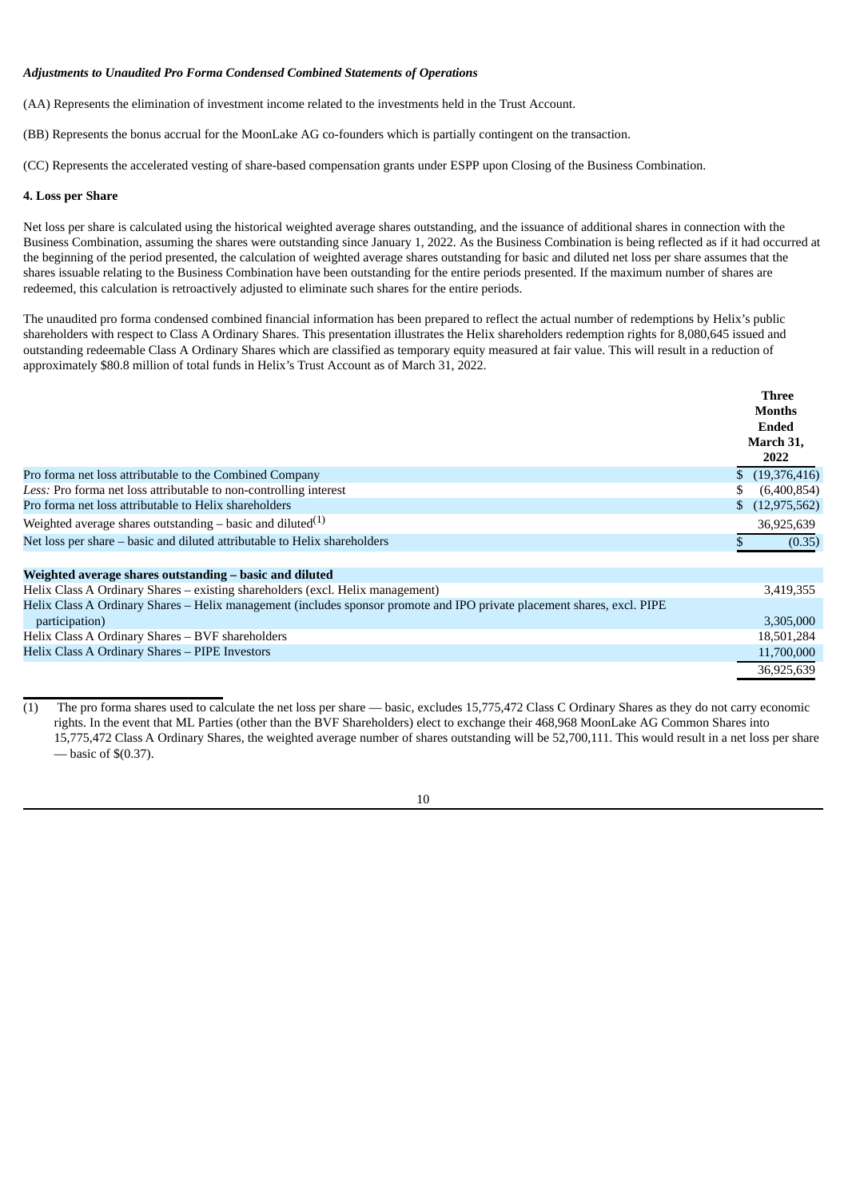***Adjustments to Unaudited Pro Forma Condensed Combined Statements of Operations***

(AA) Represents the elimination of investment income related to the investments held in the Trust Account.

(BB) Represents the bonus accrual for the MoonLake AG co-founders which is partially contingent on the transaction.

(CC) Represents the accelerated vesting of share-based compensation grants under ESPP upon Closing of the Business Combination.

**4. Loss per Share**

Net loss per share is calculated using the historical weighted average shares outstanding, and the issuance of additional shares in connection with the Business Combination, assuming the shares were outstanding since January 1, 2022. As the Business Combination is being reflected as if it had occurred at the beginning of the period presented, the calculation of weighted average shares outstanding for basic and diluted net loss per share assumes that the shares issuable relating to the Business Combination have been outstanding for the entire periods presented. If the maximum number of shares are redeemed, this calculation is retroactively adjusted to eliminate such shares for the entire periods.

The unaudited pro forma condensed combined financial information has been prepared to reflect the actual number of redemptions by Helix's public shareholders with respect to Class A Ordinary Shares. This presentation illustrates the Helix shareholders redemption rights for 8,080,645 issued and outstanding redeemable Class A Ordinary Shares which are classified as temporary equity measured at fair value. This will result in a reduction of approximately $80.8 million of total funds in Helix's Trust Account as of March 31, 2022.

| | Three Months Ended March 31, 2022 |
|---|---|
| Pro forma net loss attributable to the Combined Company | $ (19,376,416) |
| *Less:* Pro forma net loss attributable to non-controlling interest | $ (6,400,854) |
| Pro forma net loss attributable to Helix shareholders | $ (12,975,562) |
| Weighted average shares outstanding – basic and diluted[(1)] | 36,925,639 |
| Net loss per share – basic and diluted attributable to Helix shareholders | $ (0.35) |
| | |
| **Weighted average shares outstanding – basic and diluted** | |
| Helix Class A Ordinary Shares – existing shareholders (excl. Helix management) | 3,419,355 |
| Helix Class A Ordinary Shares – Helix management (includes sponsor promote and IPO private placement shares, excl. PIPE participation) | 3,305,000 |
| Helix Class A Ordinary Shares – BVF shareholders | 18,501,284 |
| Helix Class A Ordinary Shares – PIPE Investors | 11,700,000 |
| | 36,925,639 |

(1) The pro forma shares used to calculate the net loss per share — basic, excludes 15,775,472 Class C Ordinary Shares as they do not carry economic rights. In the event that ML Parties (other than the BVF Shareholders) elect to exchange their 468,968 MoonLake AG Common Shares into 15,775,472 Class A Ordinary Shares, the weighted average number of shares outstanding will be 52,700,111. This would result in a net loss per share — basic of $(0.37).